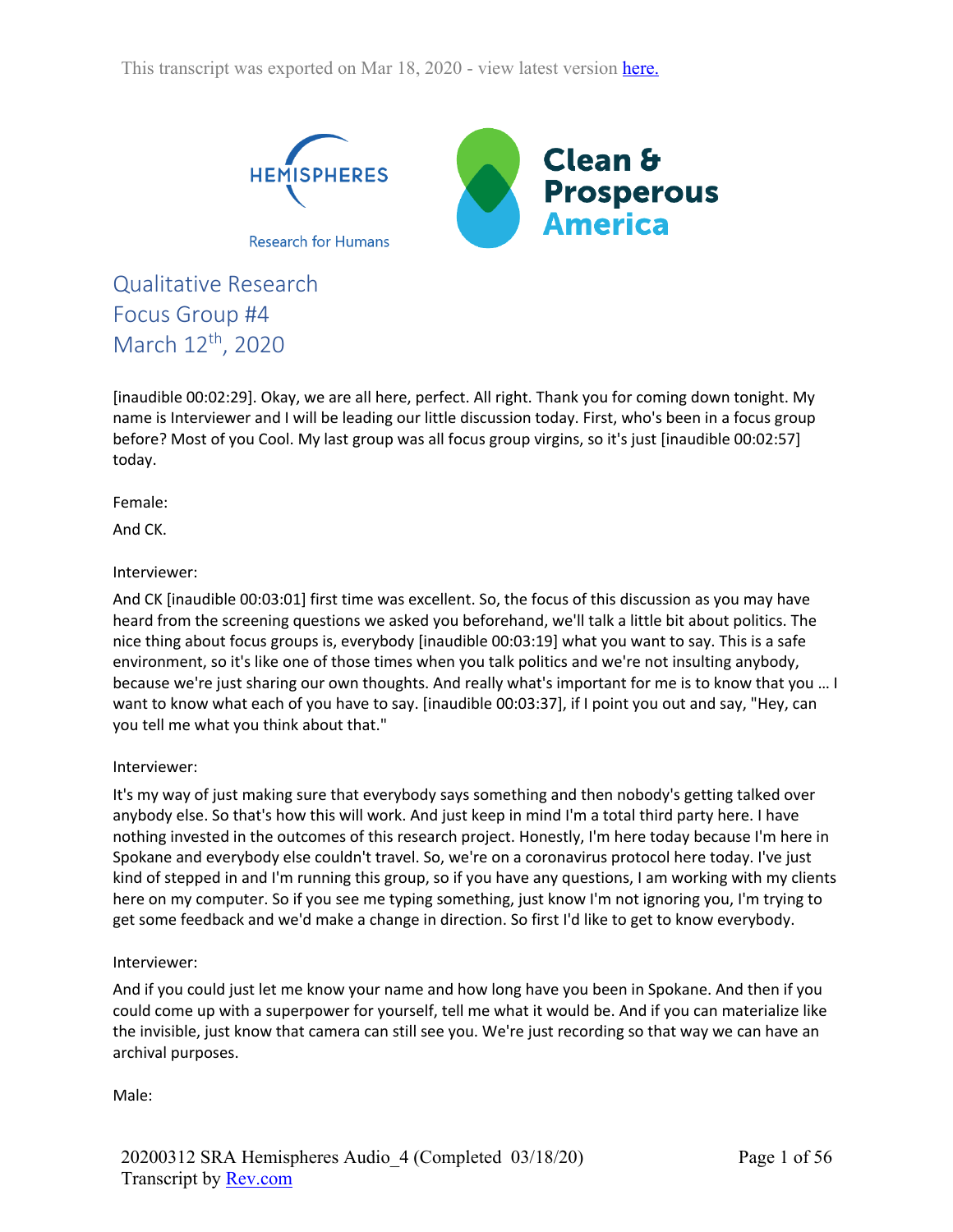This transcript was exported on Mar 18, 2020 - view latest version here.

HEMISPHERES

Research for Humans

Clean & Prosperous America

# Qualitative Research
## Focus Group #4
## March 12th, 2020

[inaudible 00:02:29]. Okay, we are all here, perfect. All right. Thank you for coming down tonight. My name is Interviewer and I will be leading our little discussion today. First, who's been in a focus group before? Most of you Cool. My last group was all focus group virgins, so it's just [inaudible 00:02:57] today.

Female:

And CK.

Interviewer:

And CK [inaudible 00:03:01] first time was excellent. So, the focus of this discussion as you may have heard from the screening questions we asked you beforehand, we'll talk a little bit about politics. The nice thing about focus groups is, everybody [inaudible 00:03:19] what you want to say. This is a safe environment, so it's like one of those times when you talk politics and we're not insulting anybody, because we're just sharing our own thoughts. And really what's important for me is to know that you … I want to know what each of you have to say. [inaudible 00:03:37], if I point you out and say, "Hey, can you tell me what you think about that."

Interviewer:

It's my way of just making sure that everybody says something and then nobody's getting talked over anybody else. So that's how this will work. And just keep in mind I'm a total third party here. I have nothing invested in the outcomes of this research project. Honestly, I'm here today because I'm here in Spokane and everybody else couldn't travel. So, we're on a coronavirus protocol here today. I've just kind of stepped in and I'm running this group, so if you have any questions, I am working with my clients here on my computer. So if you see me typing something, just know I'm not ignoring you, I'm trying to get some feedback and we'd make a change in direction. So first I'd like to get to know everybody.

Interviewer:

And if you could just let me know your name and how long have you been in Spokane. And then if you could come up with a superpower for yourself, tell me what it would be. And if you can materialize like the invisible, just know that camera can still see you. We're just recording so that way we can have an archival purposes.

Male: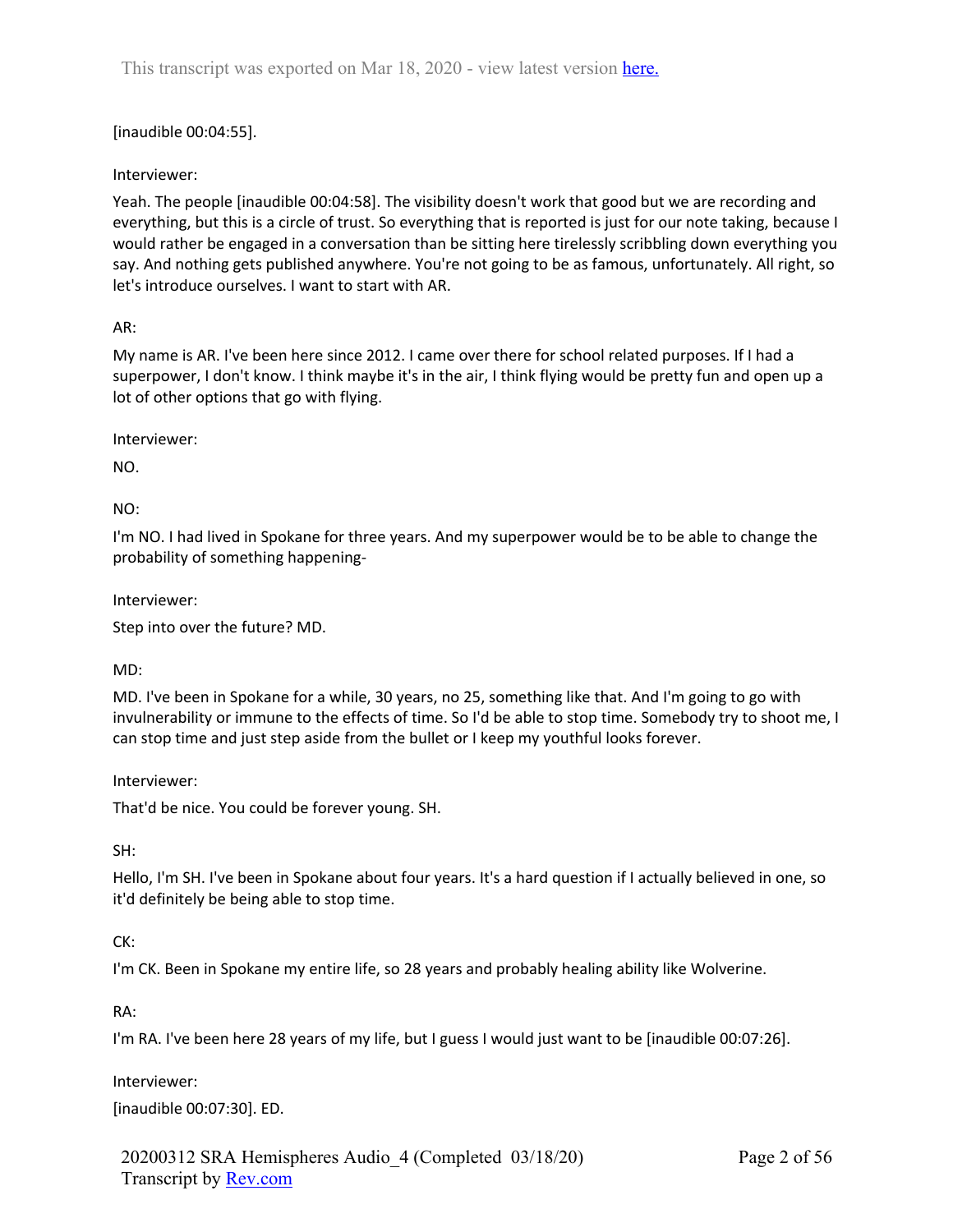[inaudible 00:04:55].

Interviewer:

Yeah. The people [inaudible 00:04:58]. The visibility doesn't work that good but we are recording and everything, but this is a circle of trust. So everything that is reported is just for our note taking, because I would rather be engaged in a conversation than be sitting here tirelessly scribbling down everything you say. And nothing gets published anywhere. You're not going to be as famous, unfortunately. All right, so let's introduce ourselves. I want to start with AR.

AR:

My name is AR. I've been here since 2012. I came over there for school related purposes. If I had a superpower, I don't know. I think maybe it's in the air, I think flying would be pretty fun and open up a lot of other options that go with flying.

Interviewer:

NO.

NO:

I'm NO. I had lived in Spokane for three years. And my superpower would be to be able to change the probability of something happening-

Interviewer:

Step into over the future? MD.

MD:

MD. I've been in Spokane for a while, 30 years, no 25, something like that. And I'm going to go with invulnerability or immune to the effects of time. So I'd be able to stop time. Somebody try to shoot me, I can stop time and just step aside from the bullet or I keep my youthful looks forever.

Interviewer:

That'd be nice. You could be forever young. SH.

SH:

Hello, I'm SH. I've been in Spokane about four years. It's a hard question if I actually believed in one, so it'd definitely be being able to stop time.

CK:

I'm CK. Been in Spokane my entire life, so 28 years and probably healing ability like Wolverine.

RA:

I'm RA. I've been here 28 years of my life, but I guess I would just want to be [inaudible 00:07:26].

Interviewer:

[inaudible 00:07:30]. ED.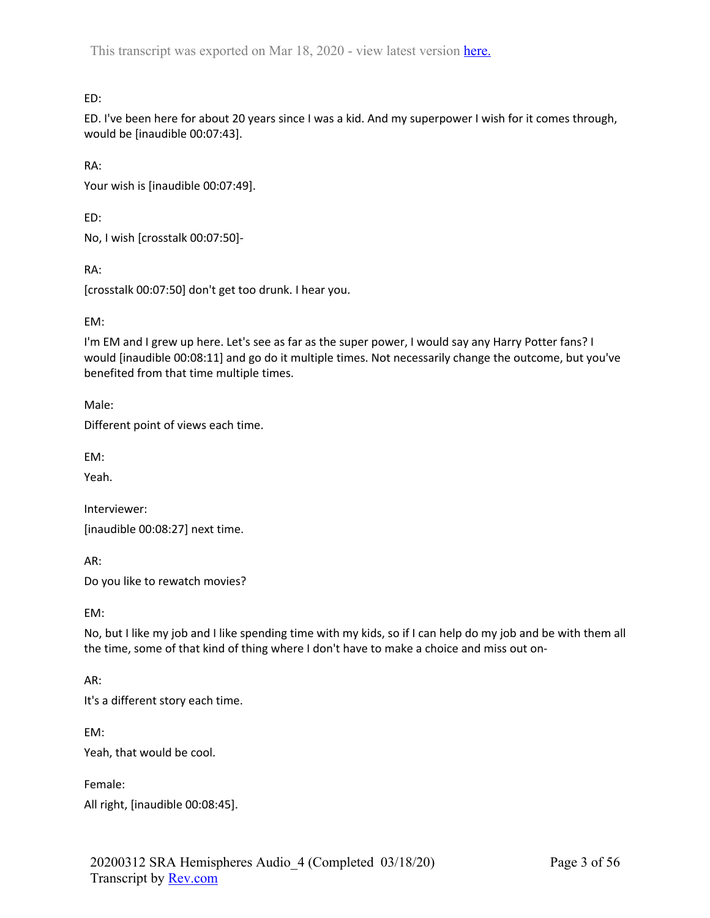ED:

ED. I've been here for about 20 years since I was a kid. And my superpower I wish for it comes through, would be [inaudible 00:07:43].

RA:

Your wish is [inaudible 00:07:49].

ED:

No, I wish [crosstalk 00:07:50]-

RA:

[crosstalk 00:07:50] don't get too drunk. I hear you.

EM:

I'm EM and I grew up here. Let's see as far as the super power, I would say any Harry Potter fans? I would [inaudible 00:08:11] and go do it multiple times. Not necessarily change the outcome, but you've benefited from that time multiple times.

Male:

Different point of views each time.

EM:

Yeah.

Interviewer:

[inaudible 00:08:27] next time.

AR:

Do you like to rewatch movies?

EM:

No, but I like my job and I like spending time with my kids, so if I can help do my job and be with them all the time, some of that kind of thing where I don't have to make a choice and miss out on-

AR:

It's a different story each time.

EM:

Yeah, that would be cool.

Female:

All right, [inaudible 00:08:45].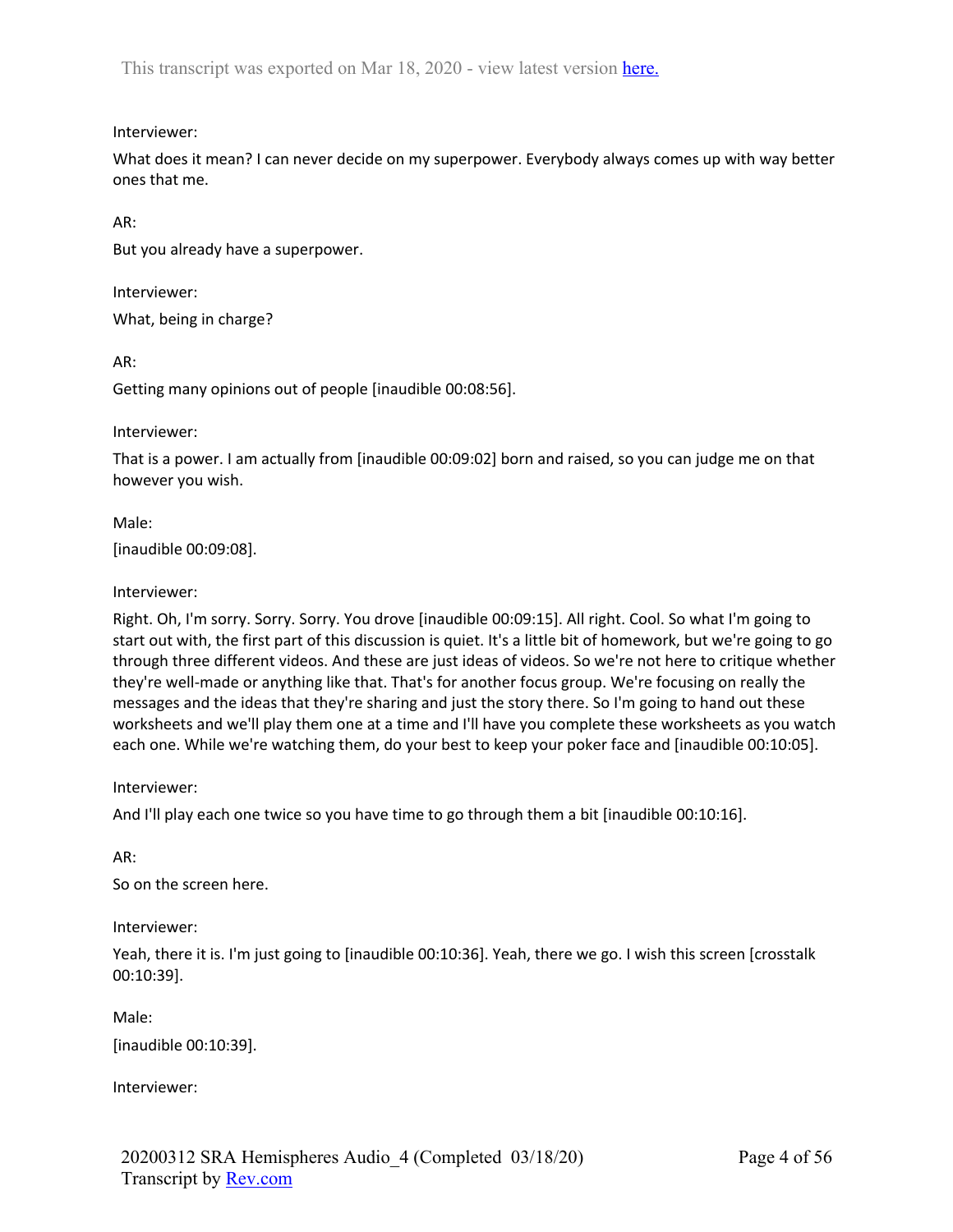Interviewer:

What does it mean? I can never decide on my superpower. Everybody always comes up with way better ones that me.

AR:

But you already have a superpower.

Interviewer:

What, being in charge?

AR:

Getting many opinions out of people [inaudible 00:08:56].

Interviewer:

That is a power. I am actually from [inaudible 00:09:02] born and raised, so you can judge me on that however you wish.

Male:

[inaudible 00:09:08].

Interviewer:

Right. Oh, I'm sorry. Sorry. Sorry. You drove [inaudible 00:09:15]. All right. Cool. So what I'm going to start out with, the first part of this discussion is quiet. It's a little bit of homework, but we're going to go through three different videos. And these are just ideas of videos. So we're not here to critique whether they're well-made or anything like that. That's for another focus group. We're focusing on really the messages and the ideas that they're sharing and just the story there. So I'm going to hand out these worksheets and we'll play them one at a time and I'll have you complete these worksheets as you watch each one. While we're watching them, do your best to keep your poker face and [inaudible 00:10:05].

Interviewer:

And I'll play each one twice so you have time to go through them a bit [inaudible 00:10:16].

AR:

So on the screen here.

Interviewer:

Yeah, there it is. I'm just going to [inaudible 00:10:36]. Yeah, there we go. I wish this screen [crosstalk 00:10:39].

Male:

[inaudible 00:10:39].

Interviewer: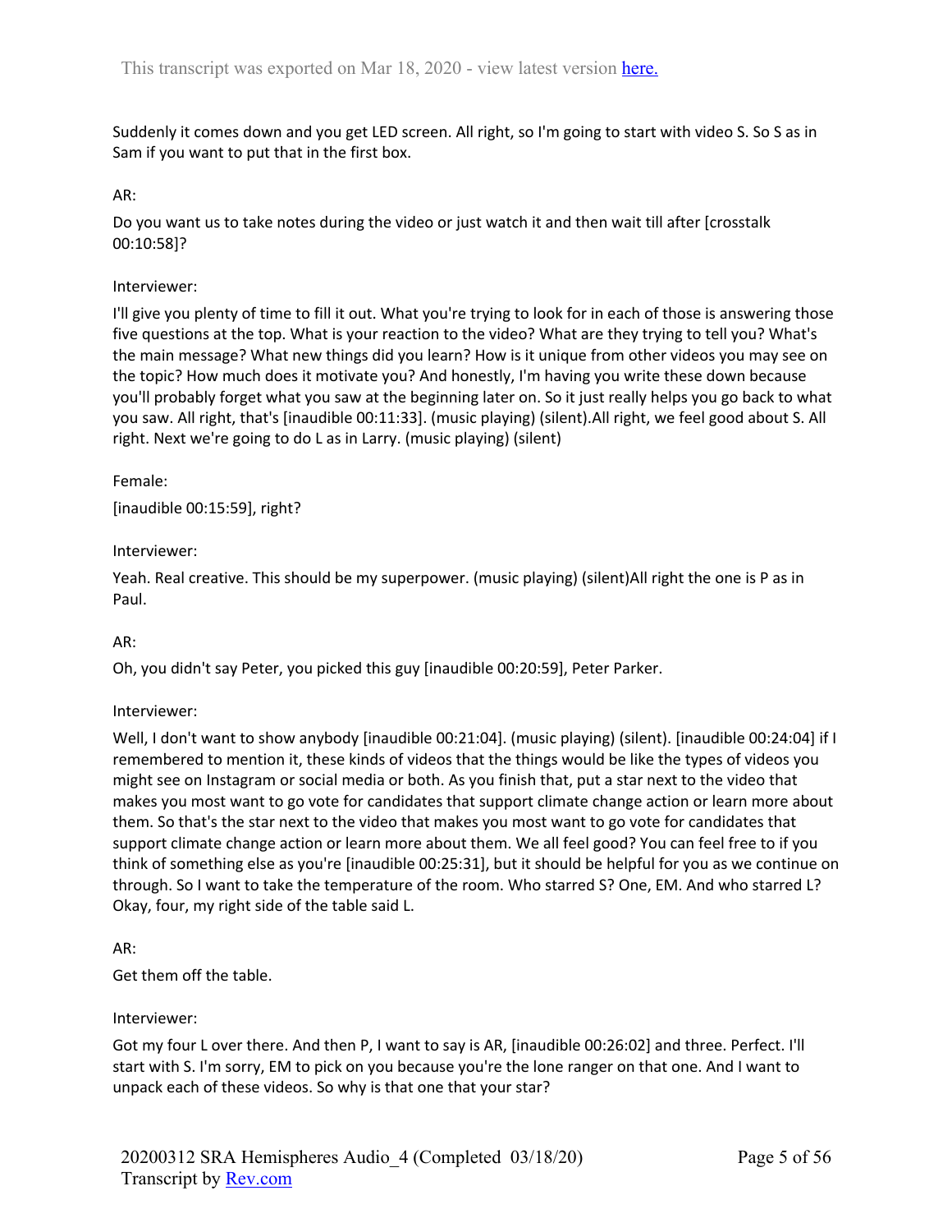Suddenly it comes down and you get LED screen. All right, so I'm going to start with video S. So S as in Sam if you want to put that in the first box.

AR:

Do you want us to take notes during the video or just watch it and then wait till after [crosstalk 00:10:58]?

Interviewer:

I'll give you plenty of time to fill it out. What you're trying to look for in each of those is answering those five questions at the top. What is your reaction to the video? What are they trying to tell you? What's the main message? What new things did you learn? How is it unique from other videos you may see on the topic? How much does it motivate you? And honestly, I'm having you write these down because you'll probably forget what you saw at the beginning later on. So it just really helps you go back to what you saw. All right, that's [inaudible 00:11:33]. (music playing) (silent).All right, we feel good about S. All right. Next we're going to do L as in Larry. (music playing) (silent)

Female:

[inaudible 00:15:59], right?

Interviewer:

Yeah. Real creative. This should be my superpower. (music playing) (silent)All right the one is P as in Paul.

AR:

Oh, you didn't say Peter, you picked this guy [inaudible 00:20:59], Peter Parker.

Interviewer:

Well, I don't want to show anybody [inaudible 00:21:04]. (music playing) (silent). [inaudible 00:24:04] if I remembered to mention it, these kinds of videos that the things would be like the types of videos you might see on Instagram or social media or both. As you finish that, put a star next to the video that makes you most want to go vote for candidates that support climate change action or learn more about them. So that's the star next to the video that makes you most want to go vote for candidates that support climate change action or learn more about them. We all feel good? You can feel free to if you think of something else as you're [inaudible 00:25:31], but it should be helpful for you as we continue on through. So I want to take the temperature of the room. Who starred S? One, EM. And who starred L? Okay, four, my right side of the table said L.

AR:

Get them off the table.

Interviewer:

Got my four L over there. And then P, I want to say is AR, [inaudible 00:26:02] and three. Perfect. I'll start with S. I'm sorry, EM to pick on you because you're the lone ranger on that one. And I want to unpack each of these videos. So why is that one that your star?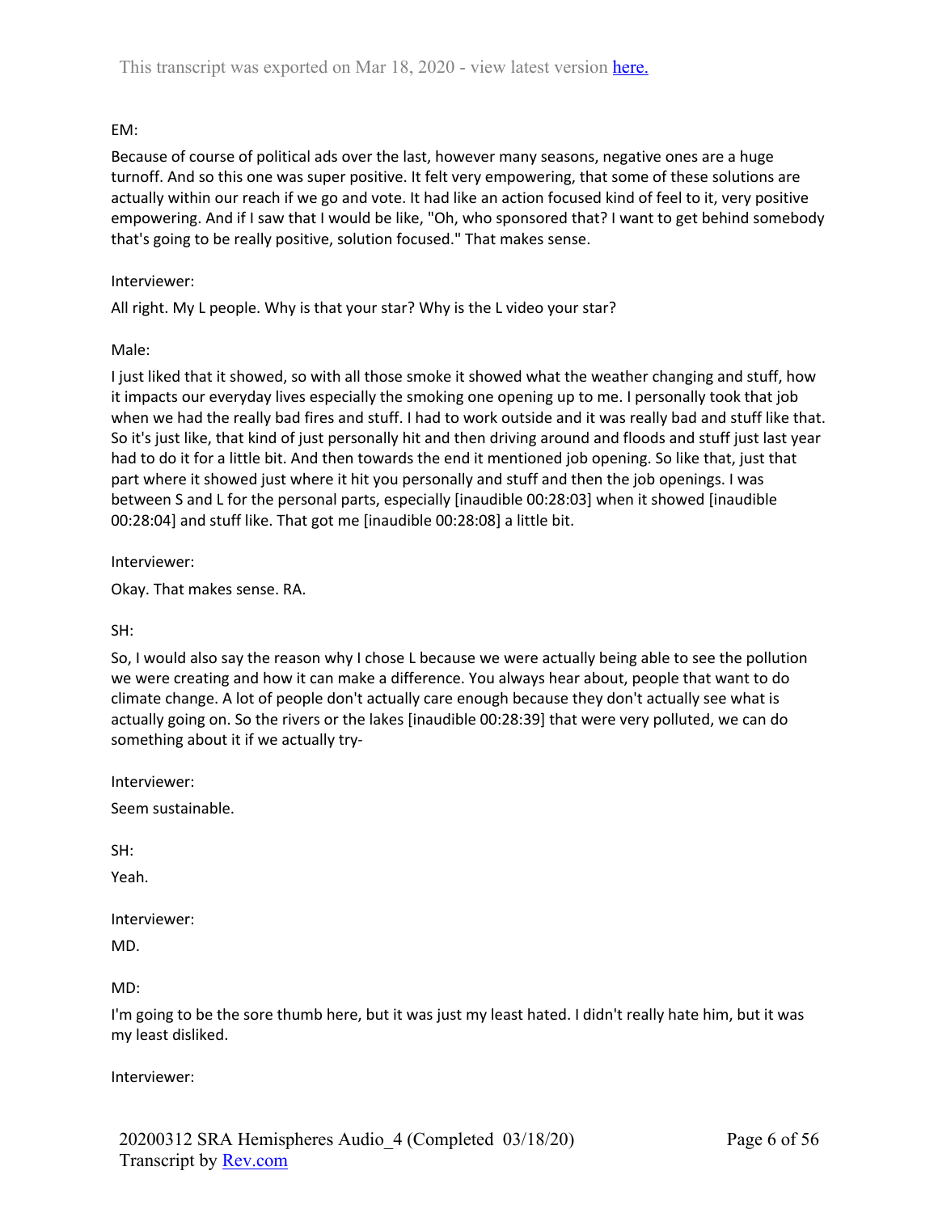EM:

Because of course of political ads over the last, however many seasons, negative ones are a huge turnoff. And so this one was super positive. It felt very empowering, that some of these solutions are actually within our reach if we go and vote. It had like an action focused kind of feel to it, very positive empowering. And if I saw that I would be like, "Oh, who sponsored that? I want to get behind somebody that's going to be really positive, solution focused." That makes sense.

Interviewer:

All right. My L people. Why is that your star? Why is the L video your star?

Male:

I just liked that it showed, so with all those smoke it showed what the weather changing and stuff, how it impacts our everyday lives especially the smoking one opening up to me. I personally took that job when we had the really bad fires and stuff. I had to work outside and it was really bad and stuff like that. So it's just like, that kind of just personally hit and then driving around and floods and stuff just last year had to do it for a little bit. And then towards the end it mentioned job opening. So like that, just that part where it showed just where it hit you personally and stuff and then the job openings. I was between S and L for the personal parts, especially [inaudible 00:28:03] when it showed [inaudible 00:28:04] and stuff like. That got me [inaudible 00:28:08] a little bit.

Interviewer:

Okay. That makes sense. RA.

SH:

So, I would also say the reason why I chose L because we were actually being able to see the pollution we were creating and how it can make a difference. You always hear about, people that want to do climate change. A lot of people don't actually care enough because they don't actually see what is actually going on. So the rivers or the lakes [inaudible 00:28:39] that were very polluted, we can do something about it if we actually try-

Interviewer:

Seem sustainable.

SH:

Yeah.

Interviewer:

MD.

MD:

I'm going to be the sore thumb here, but it was just my least hated. I didn't really hate him, but it was my least disliked.

Interviewer: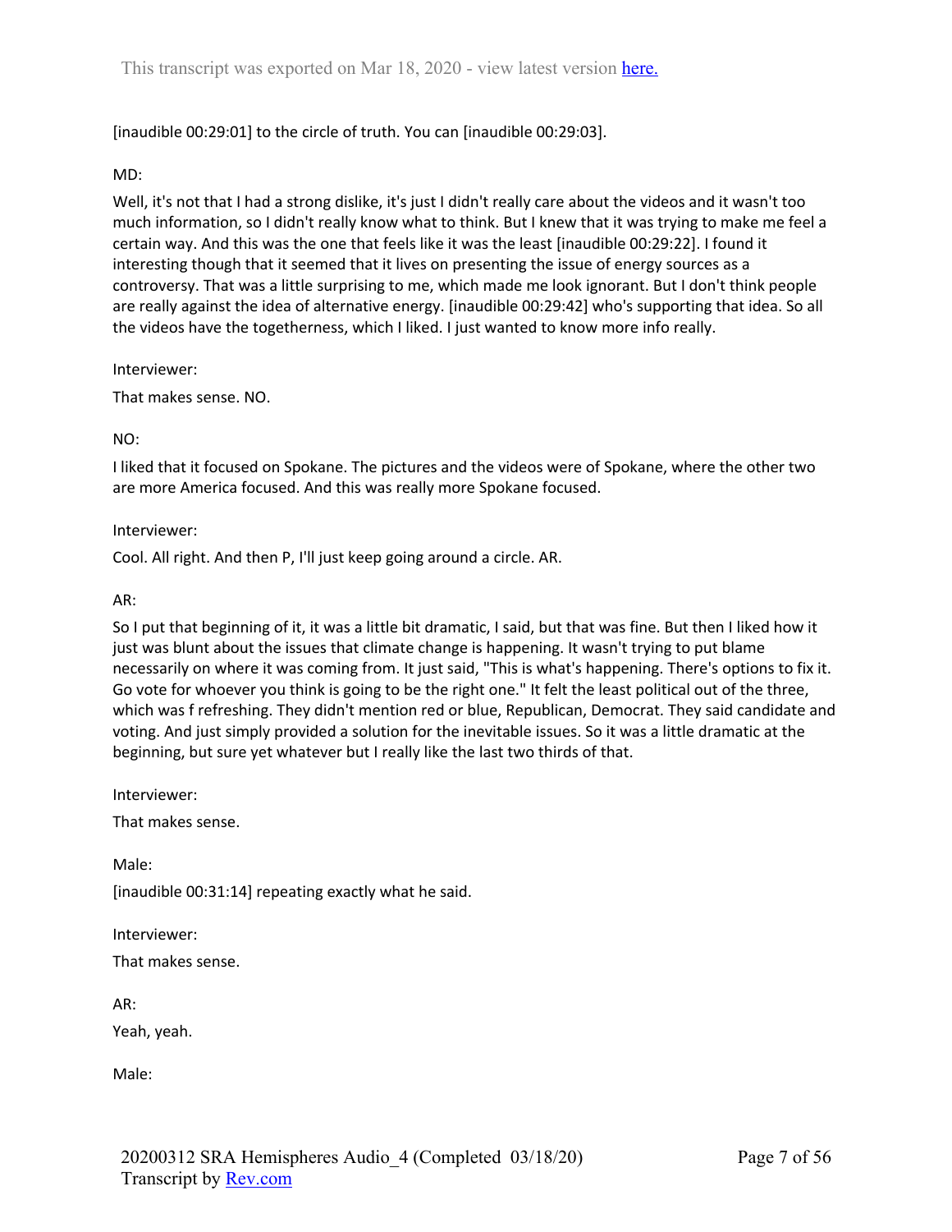[inaudible 00:29:01] to the circle of truth. You can [inaudible 00:29:03].

MD:

Well, it's not that I had a strong dislike, it's just I didn't really care about the videos and it wasn't too much information, so I didn't really know what to think. But I knew that it was trying to make me feel a certain way. And this was the one that feels like it was the least [inaudible 00:29:22]. I found it interesting though that it seemed that it lives on presenting the issue of energy sources as a controversy. That was a little surprising to me, which made me look ignorant. But I don't think people are really against the idea of alternative energy. [inaudible 00:29:42] who's supporting that idea. So all the videos have the togetherness, which I liked. I just wanted to know more info really.

Interviewer:

That makes sense. NO.

NO:

I liked that it focused on Spokane. The pictures and the videos were of Spokane, where the other two are more America focused. And this was really more Spokane focused.

Interviewer:

Cool. All right. And then P, I'll just keep going around a circle. AR.

AR:

So I put that beginning of it, it was a little bit dramatic, I said, but that was fine. But then I liked how it just was blunt about the issues that climate change is happening. It wasn't trying to put blame necessarily on where it was coming from. It just said, "This is what's happening. There's options to fix it. Go vote for whoever you think is going to be the right one." It felt the least political out of the three, which was f refreshing. They didn't mention red or blue, Republican, Democrat. They said candidate and voting. And just simply provided a solution for the inevitable issues. So it was a little dramatic at the beginning, but sure yet whatever but I really like the last two thirds of that.

Interviewer:

That makes sense.

Male:

[inaudible 00:31:14] repeating exactly what he said.

Interviewer:

That makes sense.

AR:

Yeah, yeah.

Male: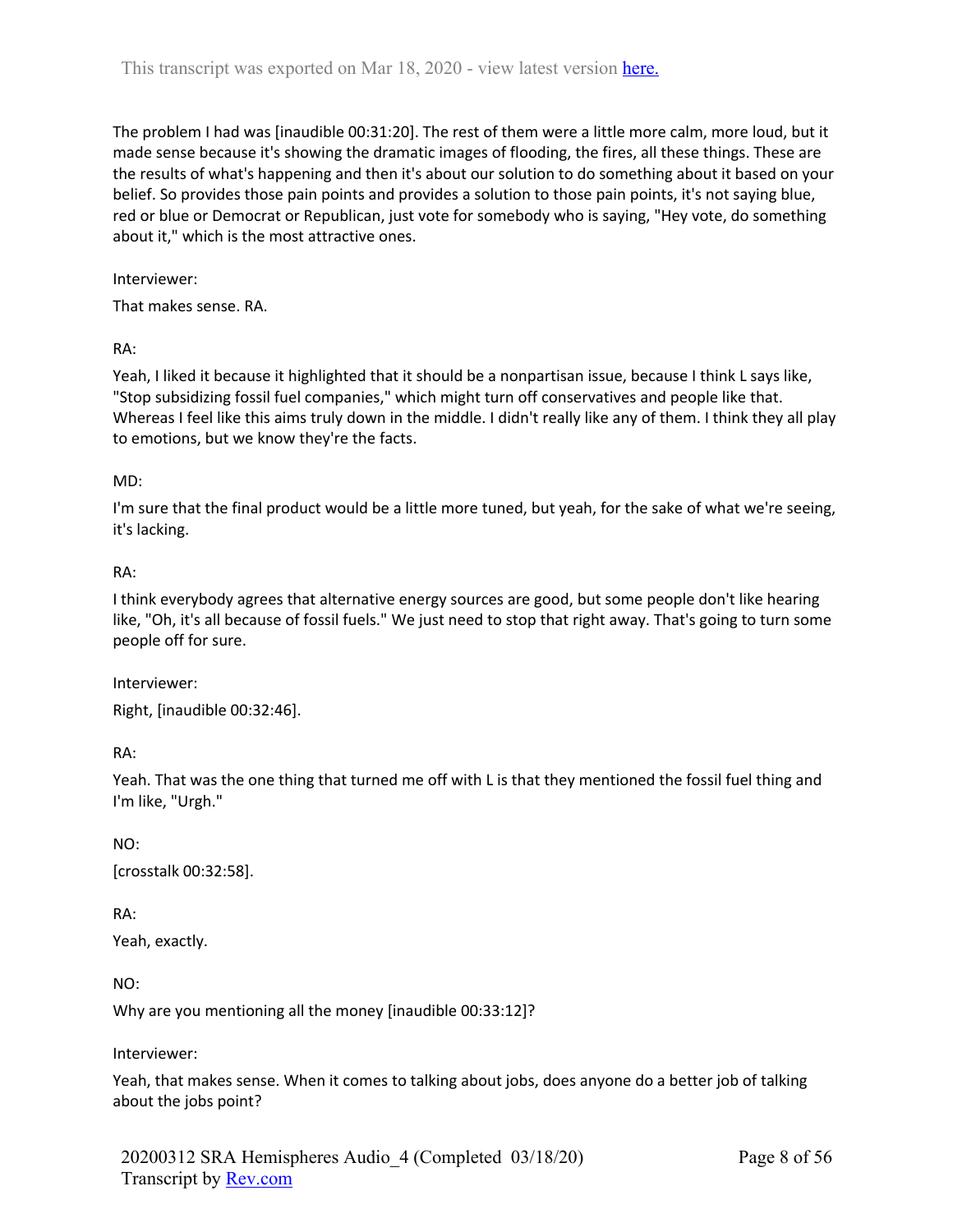The problem I had was [inaudible 00:31:20]. The rest of them were a little more calm, more loud, but it made sense because it's showing the dramatic images of flooding, the fires, all these things. These are the results of what's happening and then it's about our solution to do something about it based on your belief. So provides those pain points and provides a solution to those pain points, it's not saying blue, red or blue or Democrat or Republican, just vote for somebody who is saying, "Hey vote, do something about it," which is the most attractive ones.

Interviewer:

That makes sense. RA.

RA:

Yeah, I liked it because it highlighted that it should be a nonpartisan issue, because I think L says like, "Stop subsidizing fossil fuel companies," which might turn off conservatives and people like that. Whereas I feel like this aims truly down in the middle. I didn't really like any of them. I think they all play to emotions, but we know they're the facts.

MD:

I'm sure that the final product would be a little more tuned, but yeah, for the sake of what we're seeing, it's lacking.

RA:

I think everybody agrees that alternative energy sources are good, but some people don't like hearing like, "Oh, it's all because of fossil fuels." We just need to stop that right away. That's going to turn some people off for sure.

Interviewer:

Right, [inaudible 00:32:46].

RA:

Yeah. That was the one thing that turned me off with L is that they mentioned the fossil fuel thing and I'm like, "Urgh."

NO:

[crosstalk 00:32:58].

RA:

Yeah, exactly.

NO:

Why are you mentioning all the money [inaudible 00:33:12]?

Interviewer:

Yeah, that makes sense. When it comes to talking about jobs, does anyone do a better job of talking about the jobs point?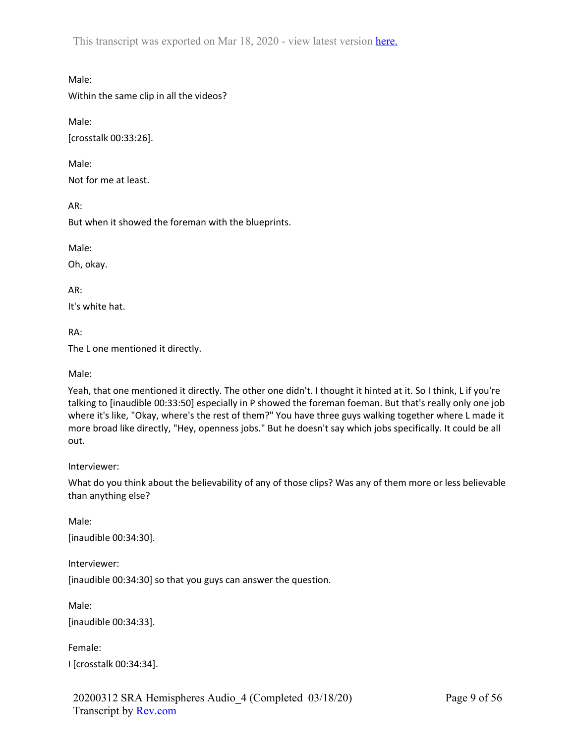Male:

Within the same clip in all the videos?

Male:

[crosstalk 00:33:26].

Male:

Not for me at least.

AR:

But when it showed the foreman with the blueprints.

Male:

Oh, okay.

AR:

It's white hat.

RA:

The L one mentioned it directly.

Male:

Yeah, that one mentioned it directly. The other one didn't. I thought it hinted at it. So I think, L if you're talking to [inaudible 00:33:50] especially in P showed the foreman foeman. But that's really only one job where it's like, "Okay, where's the rest of them?" You have three guys walking together where L made it more broad like directly, "Hey, openness jobs." But he doesn't say which jobs specifically. It could be all out.

Interviewer:

What do you think about the believability of any of those clips? Was any of them more or less believable than anything else?

Male:

[inaudible 00:34:30].

Interviewer:

[inaudible 00:34:30] so that you guys can answer the question.

Male:

[inaudible 00:34:33].

Female:

I [crosstalk 00:34:34].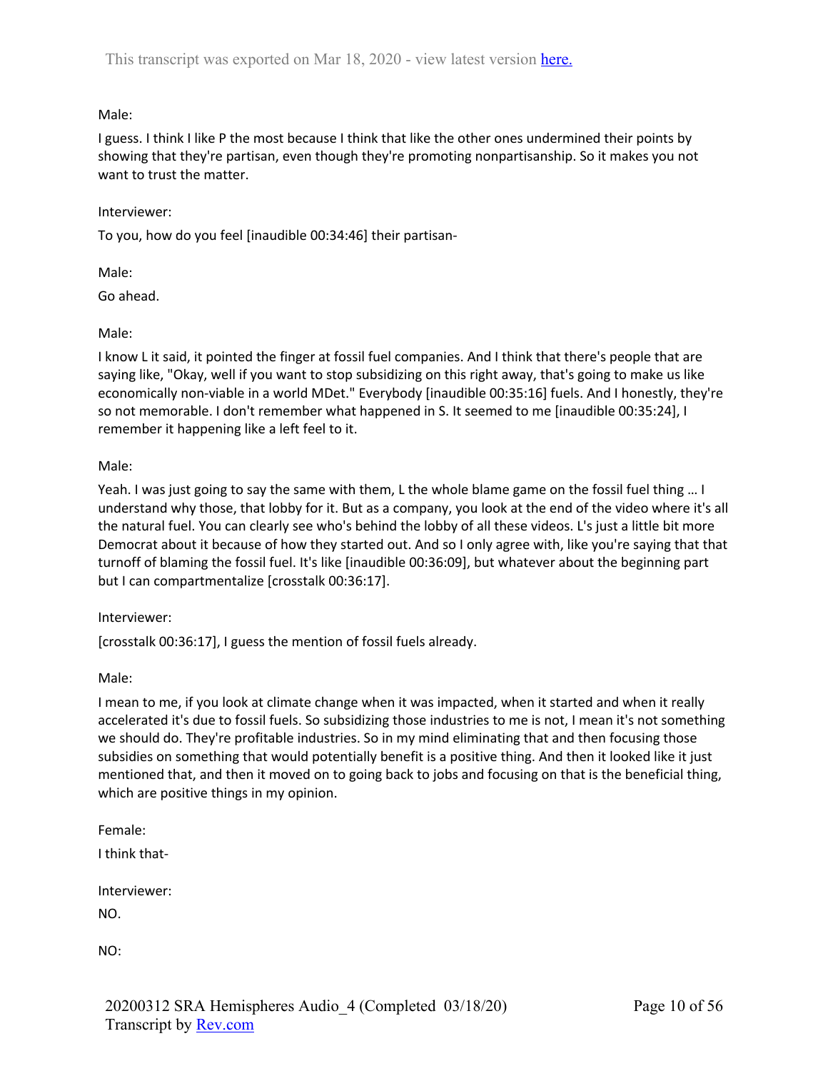Male:

I guess. I think I like P the most because I think that like the other ones undermined their points by showing that they're partisan, even though they're promoting nonpartisanship. So it makes you not want to trust the matter.

Interviewer:

To you, how do you feel [inaudible 00:34:46] their partisan-

Male:

Go ahead.

Male:

I know L it said, it pointed the finger at fossil fuel companies. And I think that there's people that are saying like, "Okay, well if you want to stop subsidizing on this right away, that's going to make us like economically non-viable in a world MDet." Everybody [inaudible 00:35:16] fuels. And I honestly, they're so not memorable. I don't remember what happened in S. It seemed to me [inaudible 00:35:24], I remember it happening like a left feel to it.

Male:

Yeah. I was just going to say the same with them, L the whole blame game on the fossil fuel thing … I understand why those, that lobby for it. But as a company, you look at the end of the video where it's all the natural fuel. You can clearly see who's behind the lobby of all these videos. L's just a little bit more Democrat about it because of how they started out. And so I only agree with, like you're saying that that turnoff of blaming the fossil fuel. It's like [inaudible 00:36:09], but whatever about the beginning part but I can compartmentalize [crosstalk 00:36:17].

Interviewer:

[crosstalk 00:36:17], I guess the mention of fossil fuels already.

Male:

I mean to me, if you look at climate change when it was impacted, when it started and when it really accelerated it's due to fossil fuels. So subsidizing those industries to me is not, I mean it's not something we should do. They're profitable industries. So in my mind eliminating that and then focusing those subsidies on something that would potentially benefit is a positive thing. And then it looked like it just mentioned that, and then it moved on to going back to jobs and focusing on that is the beneficial thing, which are positive things in my opinion.

Female:

I think that-

Interviewer:

NO.

NO: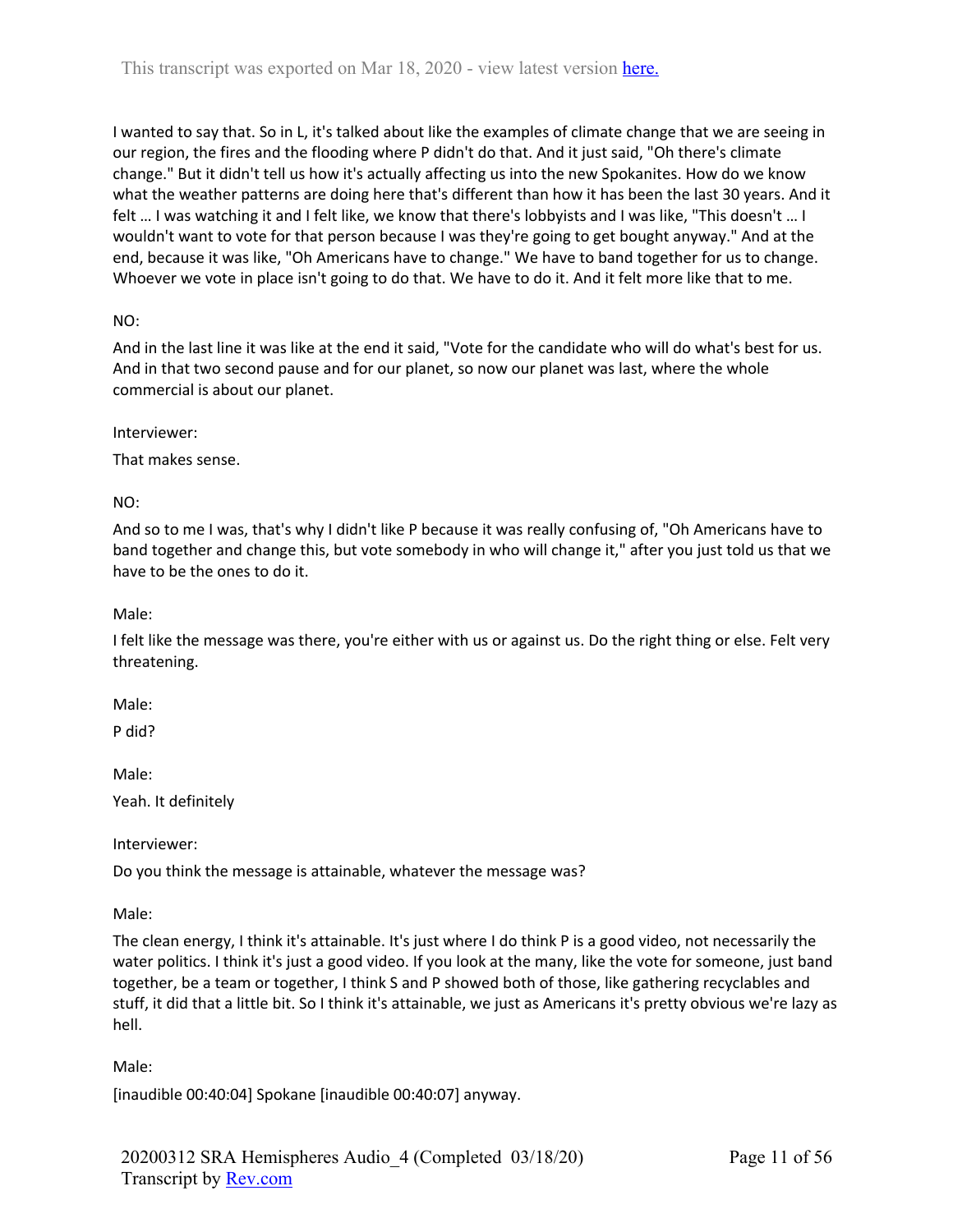I wanted to say that. So in L, it's talked about like the examples of climate change that we are seeing in our region, the fires and the flooding where P didn't do that. And it just said, "Oh there's climate change." But it didn't tell us how it's actually affecting us into the new Spokanites. How do we know what the weather patterns are doing here that's different than how it has been the last 30 years. And it felt … I was watching it and I felt like, we know that there's lobbyists and I was like, "This doesn't … I wouldn't want to vote for that person because I was they're going to get bought anyway." And at the end, because it was like, "Oh Americans have to change." We have to band together for us to change. Whoever we vote in place isn't going to do that. We have to do it. And it felt more like that to me.

NO:

And in the last line it was like at the end it said, "Vote for the candidate who will do what's best for us. And in that two second pause and for our planet, so now our planet was last, where the whole commercial is about our planet.

Interviewer:

That makes sense.

NO:

And so to me I was, that's why I didn't like P because it was really confusing of, "Oh Americans have to band together and change this, but vote somebody in who will change it," after you just told us that we have to be the ones to do it.

Male:

I felt like the message was there, you're either with us or against us. Do the right thing or else. Felt very threatening.

Male:

P did?

Male:

Yeah. It definitely

Interviewer:

Do you think the message is attainable, whatever the message was?

Male:

The clean energy, I think it's attainable. It's just where I do think P is a good video, not necessarily the water politics. I think it's just a good video. If you look at the many, like the vote for someone, just band together, be a team or together, I think S and P showed both of those, like gathering recyclables and stuff, it did that a little bit. So I think it's attainable, we just as Americans it's pretty obvious we're lazy as hell.

Male:

[inaudible 00:40:04] Spokane [inaudible 00:40:07] anyway.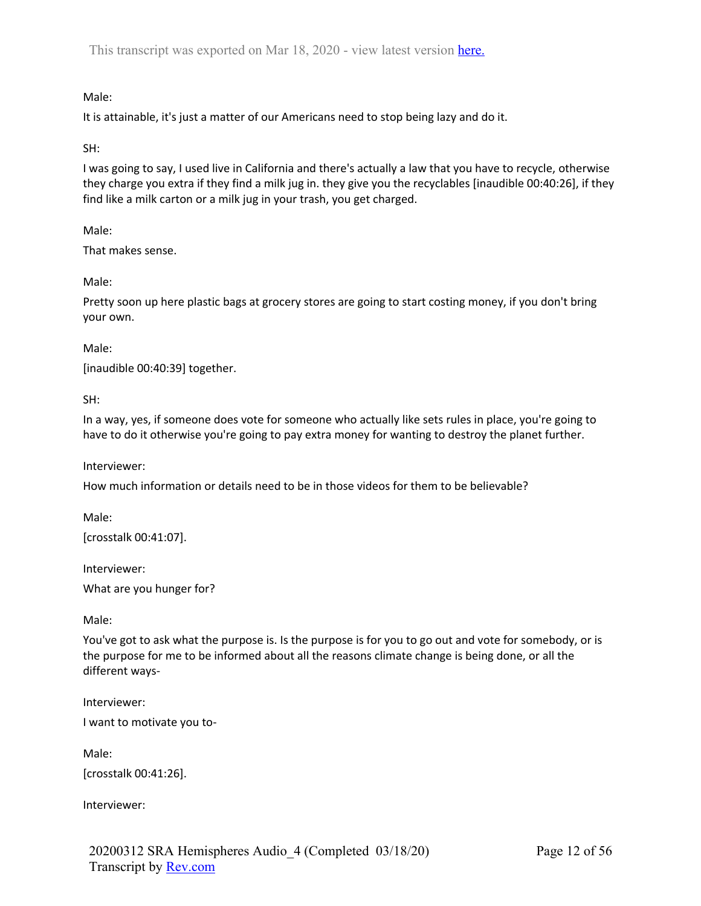Male:

It is attainable, it's just a matter of our Americans need to stop being lazy and do it.

SH:

I was going to say, I used live in California and there's actually a law that you have to recycle, otherwise they charge you extra if they find a milk jug in. they give you the recyclables [inaudible 00:40:26], if they find like a milk carton or a milk jug in your trash, you get charged.

Male:

That makes sense.

Male:

Pretty soon up here plastic bags at grocery stores are going to start costing money, if you don't bring your own.

Male:

[inaudible 00:40:39] together.

SH:

In a way, yes, if someone does vote for someone who actually like sets rules in place, you're going to have to do it otherwise you're going to pay extra money for wanting to destroy the planet further.

Interviewer:

How much information or details need to be in those videos for them to be believable?

Male:

[crosstalk 00:41:07].

Interviewer:

What are you hunger for?

Male:

You've got to ask what the purpose is. Is the purpose is for you to go out and vote for somebody, or is the purpose for me to be informed about all the reasons climate change is being done, or all the different ways-

Interviewer:

I want to motivate you to-

Male:

[crosstalk 00:41:26].

Interviewer: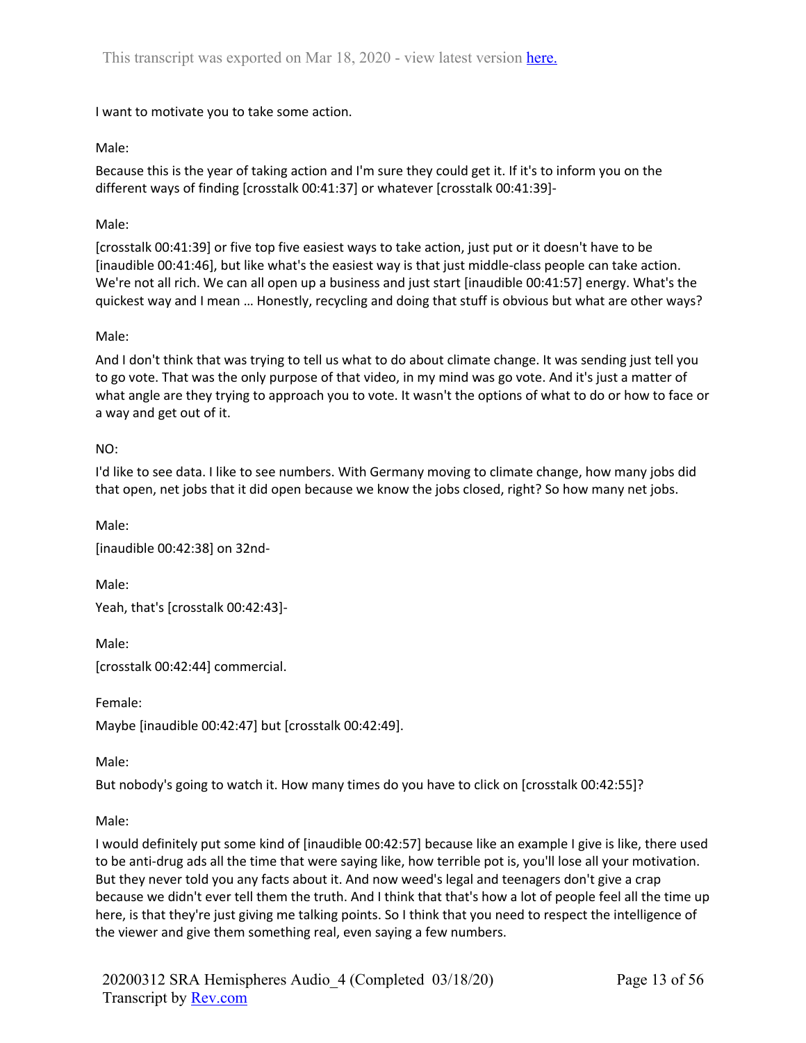I want to motivate you to take some action.

Male:

Because this is the year of taking action and I'm sure they could get it. If it's to inform you on the different ways of finding [crosstalk 00:41:37] or whatever [crosstalk 00:41:39]-

Male:

[crosstalk 00:41:39] or five top five easiest ways to take action, just put or it doesn't have to be [inaudible 00:41:46], but like what's the easiest way is that just middle-class people can take action. We're not all rich. We can all open up a business and just start [inaudible 00:41:57] energy. What's the quickest way and I mean … Honestly, recycling and doing that stuff is obvious but what are other ways?

Male:

And I don't think that was trying to tell us what to do about climate change. It was sending just tell you to go vote. That was the only purpose of that video, in my mind was go vote. And it's just a matter of what angle are they trying to approach you to vote. It wasn't the options of what to do or how to face or a way and get out of it.

NO:

I'd like to see data. I like to see numbers. With Germany moving to climate change, how many jobs did that open, net jobs that it did open because we know the jobs closed, right? So how many net jobs.

Male:

[inaudible 00:42:38] on 32nd-

Male:

Yeah, that's [crosstalk 00:42:43]-

Male:

[crosstalk 00:42:44] commercial.

Female:

Maybe [inaudible 00:42:47] but [crosstalk 00:42:49].

Male:

But nobody's going to watch it. How many times do you have to click on [crosstalk 00:42:55]?

Male:

I would definitely put some kind of [inaudible 00:42:57] because like an example I give is like, there used to be anti-drug ads all the time that were saying like, how terrible pot is, you'll lose all your motivation. But they never told you any facts about it. And now weed's legal and teenagers don't give a crap because we didn't ever tell them the truth. And I think that that's how a lot of people feel all the time up here, is that they're just giving me talking points. So I think that you need to respect the intelligence of the viewer and give them something real, even saying a few numbers.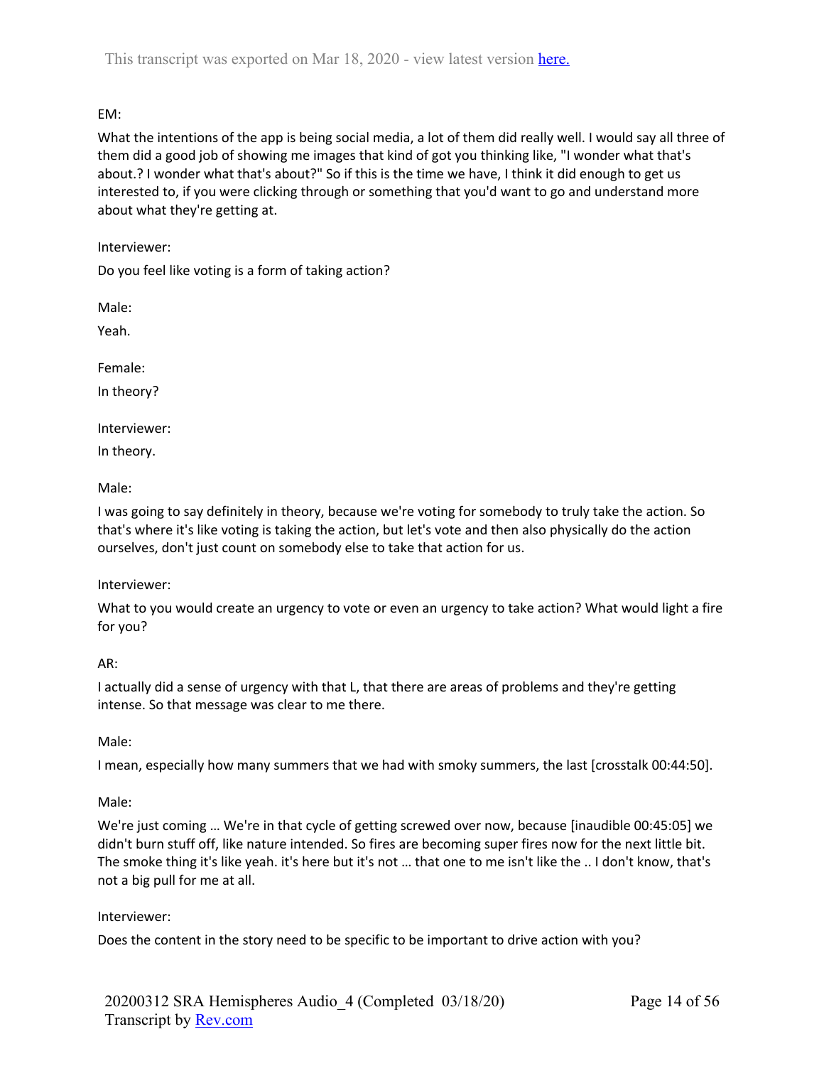EM:

What the intentions of the app is being social media, a lot of them did really well. I would say all three of them did a good job of showing me images that kind of got you thinking like, "I wonder what that's about.? I wonder what that's about?" So if this is the time we have, I think it did enough to get us interested to, if you were clicking through or something that you'd want to go and understand more about what they're getting at.

Interviewer:

Do you feel like voting is a form of taking action?

Male:

Yeah.

Female:

In theory?

Interviewer:

In theory.

Male:

I was going to say definitely in theory, because we're voting for somebody to truly take the action. So that's where it's like voting is taking the action, but let's vote and then also physically do the action ourselves, don't just count on somebody else to take that action for us.

Interviewer:

What to you would create an urgency to vote or even an urgency to take action? What would light a fire for you?

AR:

I actually did a sense of urgency with that L, that there are areas of problems and they're getting intense. So that message was clear to me there.

Male:

I mean, especially how many summers that we had with smoky summers, the last [crosstalk 00:44:50].

Male:

We're just coming … We're in that cycle of getting screwed over now, because [inaudible 00:45:05] we didn't burn stuff off, like nature intended. So fires are becoming super fires now for the next little bit. The smoke thing it's like yeah. it's here but it's not … that one to me isn't like the .. I don't know, that's not a big pull for me at all.

Interviewer:

Does the content in the story need to be specific to be important to drive action with you?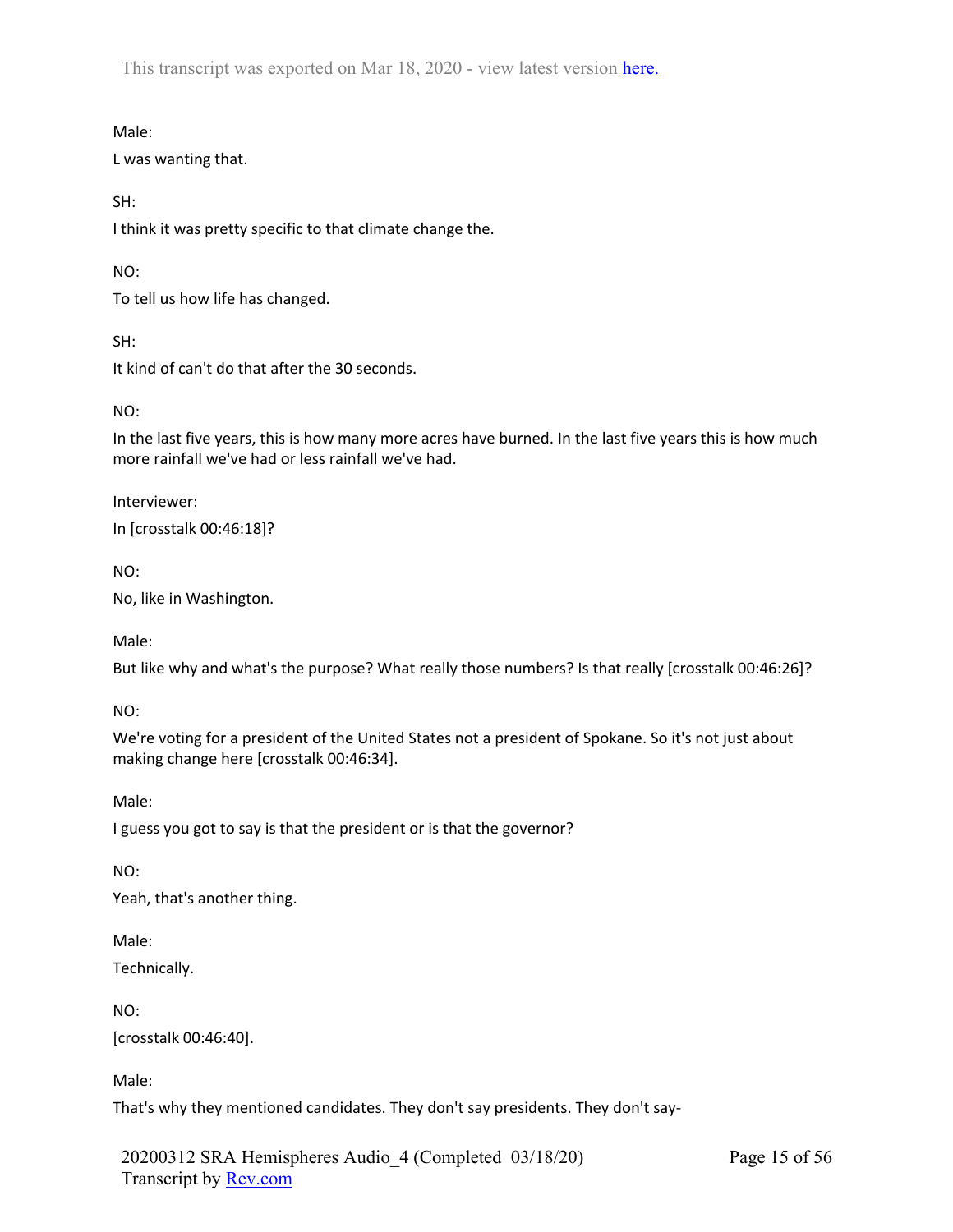Male:

L was wanting that.

SH:

I think it was pretty specific to that climate change the.

NO:

To tell us how life has changed.

SH:

It kind of can't do that after the 30 seconds.

NO:

In the last five years, this is how many more acres have burned. In the last five years this is how much more rainfall we've had or less rainfall we've had.

Interviewer:

In [crosstalk 00:46:18]?

NO:

No, like in Washington.

Male:

But like why and what's the purpose? What really those numbers? Is that really [crosstalk 00:46:26]?

NO:

We're voting for a president of the United States not a president of Spokane. So it's not just about making change here [crosstalk 00:46:34].

Male:

I guess you got to say is that the president or is that the governor?

NO:

Yeah, that's another thing.

Male:

Technically.

NO:

[crosstalk 00:46:40].

Male:

That's why they mentioned candidates. They don't say presidents. They don't say-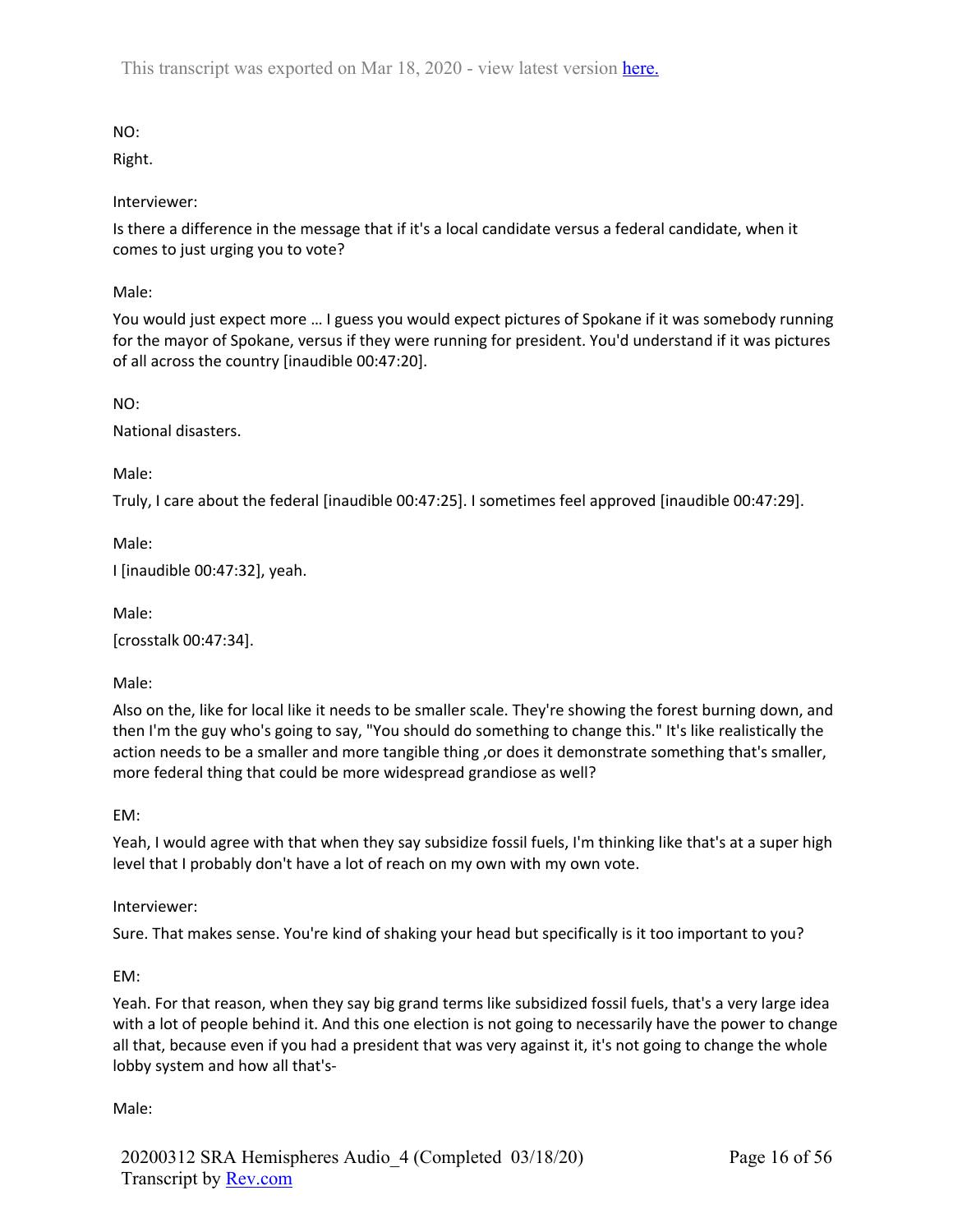NO:

Right.

Interviewer:

Is there a difference in the message that if it's a local candidate versus a federal candidate, when it comes to just urging you to vote?

Male:

You would just expect more … I guess you would expect pictures of Spokane if it was somebody running for the mayor of Spokane, versus if they were running for president. You'd understand if it was pictures of all across the country [inaudible 00:47:20].

NO:

National disasters.

Male:

Truly, I care about the federal [inaudible 00:47:25]. I sometimes feel approved [inaudible 00:47:29].

Male:

I [inaudible 00:47:32], yeah.

Male:

[crosstalk 00:47:34].

Male:

Also on the, like for local like it needs to be smaller scale. They're showing the forest burning down, and then I'm the guy who's going to say, "You should do something to change this." It's like realistically the action needs to be a smaller and more tangible thing ,or does it demonstrate something that's smaller, more federal thing that could be more widespread grandiose as well?

EM:

Yeah, I would agree with that when they say subsidize fossil fuels, I'm thinking like that's at a super high level that I probably don't have a lot of reach on my own with my own vote.

Interviewer:

Sure. That makes sense. You're kind of shaking your head but specifically is it too important to you?

EM:

Yeah. For that reason, when they say big grand terms like subsidized fossil fuels, that's a very large idea with a lot of people behind it. And this one election is not going to necessarily have the power to change all that, because even if you had a president that was very against it, it's not going to change the whole lobby system and how all that's-

Male: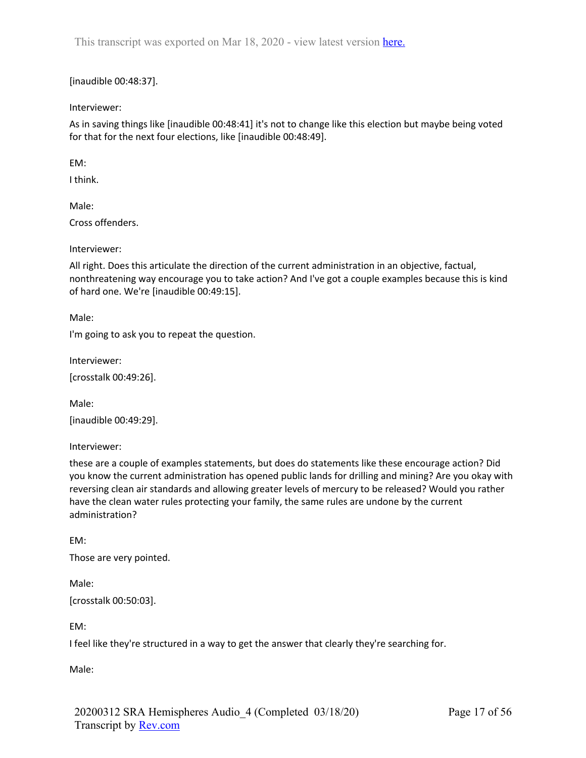[inaudible 00:48:37].

Interviewer:

As in saving things like [inaudible 00:48:41] it's not to change like this election but maybe being voted for that for the next four elections, like [inaudible 00:48:49].

EM:

I think.

Male:

Cross offenders.

Interviewer:

All right. Does this articulate the direction of the current administration in an objective, factual, nonthreatening way encourage you to take action? And I've got a couple examples because this is kind of hard one. We're [inaudible 00:49:15].

Male:

I'm going to ask you to repeat the question.

Interviewer:

[crosstalk 00:49:26].

Male:

[inaudible 00:49:29].

Interviewer:

these are a couple of examples statements, but does do statements like these encourage action? Did you know the current administration has opened public lands for drilling and mining? Are you okay with reversing clean air standards and allowing greater levels of mercury to be released? Would you rather have the clean water rules protecting your family, the same rules are undone by the current administration?

EM:

Those are very pointed.

Male:

[crosstalk 00:50:03].

EM:

I feel like they're structured in a way to get the answer that clearly they're searching for.

Male: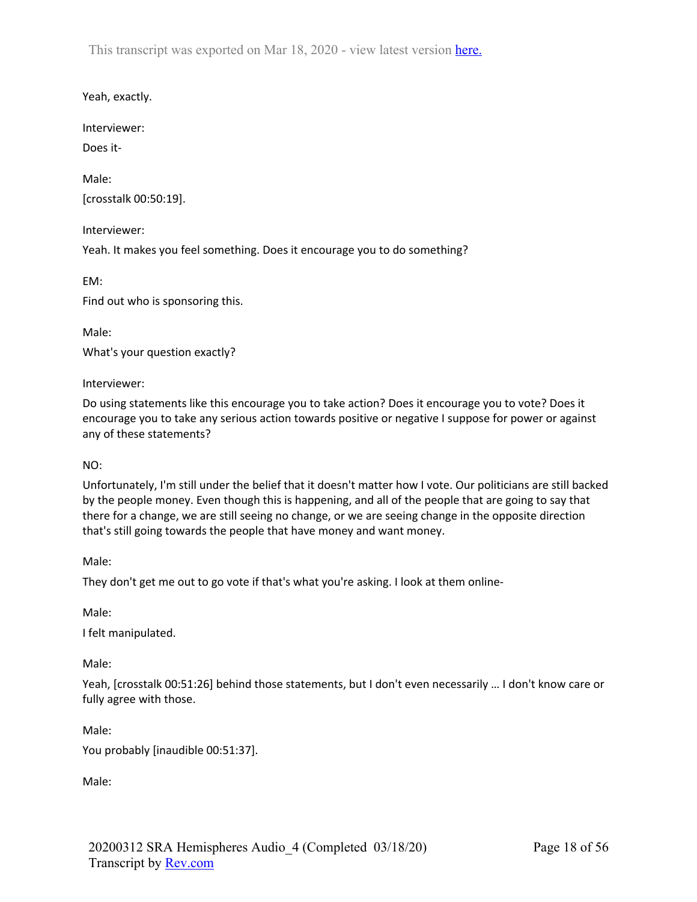Yeah, exactly.

Interviewer:

Does it-

Male:

[crosstalk 00:50:19].

Interviewer:

Yeah. It makes you feel something. Does it encourage you to do something?

EM:

Find out who is sponsoring this.

Male:

What's your question exactly?

Interviewer:

Do using statements like this encourage you to take action? Does it encourage you to vote? Does it encourage you to take any serious action towards positive or negative I suppose for power or against any of these statements?

NO:

Unfortunately, I'm still under the belief that it doesn't matter how I vote. Our politicians are still backed by the people money. Even though this is happening, and all of the people that are going to say that there for a change, we are still seeing no change, or we are seeing change in the opposite direction that's still going towards the people that have money and want money.

Male:

They don't get me out to go vote if that's what you're asking. I look at them online-

Male:

I felt manipulated.

Male:

Yeah, [crosstalk 00:51:26] behind those statements, but I don't even necessarily … I don't know care or fully agree with those.

Male:

You probably [inaudible 00:51:37].

Male: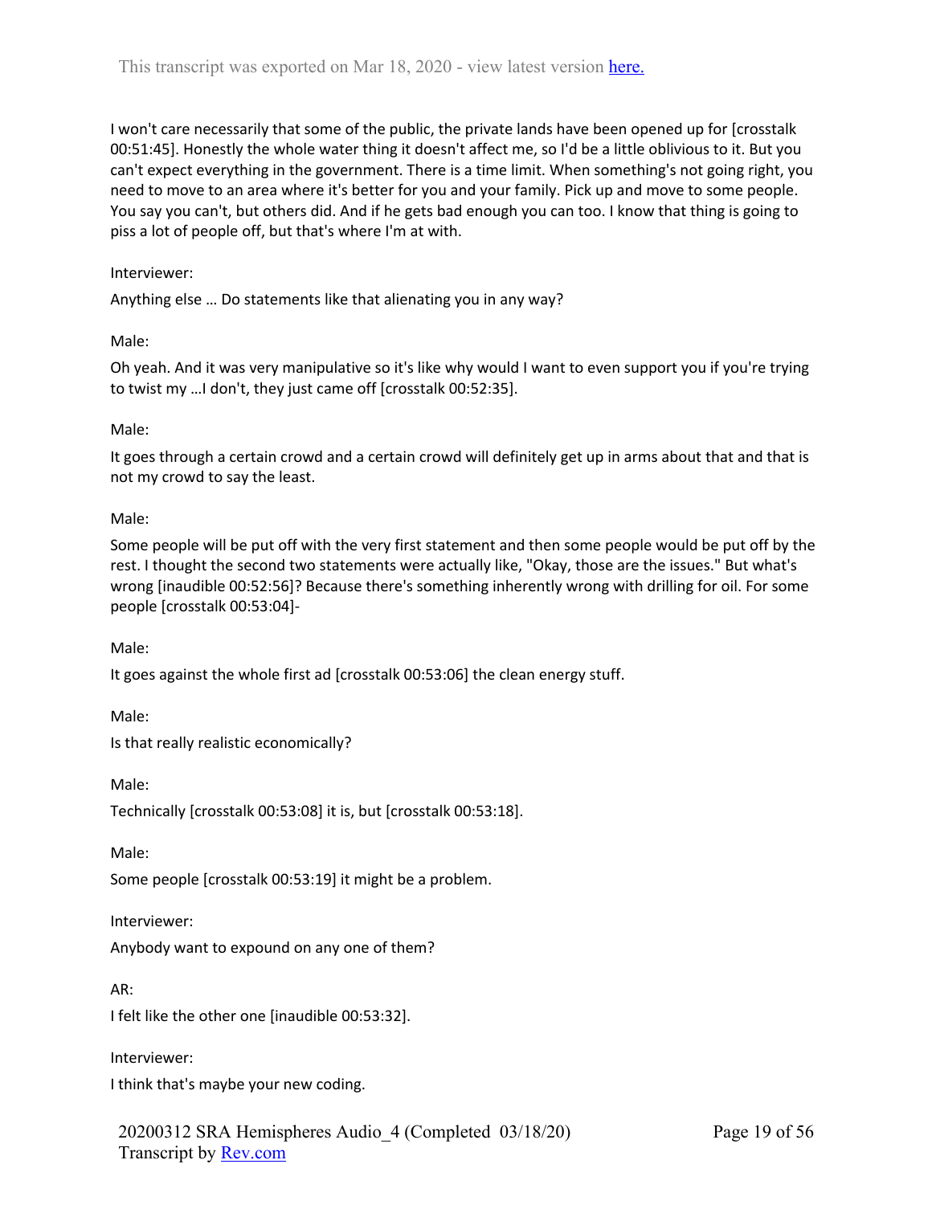I won't care necessarily that some of the public, the private lands have been opened up for [crosstalk 00:51:45]. Honestly the whole water thing it doesn't affect me, so I'd be a little oblivious to it. But you can't expect everything in the government. There is a time limit. When something's not going right, you need to move to an area where it's better for you and your family. Pick up and move to some people. You say you can't, but others did. And if he gets bad enough you can too. I know that thing is going to piss a lot of people off, but that's where I'm at with.

Interviewer:

Anything else … Do statements like that alienating you in any way?

Male:

Oh yeah. And it was very manipulative so it's like why would I want to even support you if you're trying to twist my …I don't, they just came off [crosstalk 00:52:35].

Male:

It goes through a certain crowd and a certain crowd will definitely get up in arms about that and that is not my crowd to say the least.

Male:

Some people will be put off with the very first statement and then some people would be put off by the rest. I thought the second two statements were actually like, "Okay, those are the issues." But what's wrong [inaudible 00:52:56]? Because there's something inherently wrong with drilling for oil. For some people [crosstalk 00:53:04]-

Male:

It goes against the whole first ad [crosstalk 00:53:06] the clean energy stuff.

Male:

Is that really realistic economically?

Male:

Technically [crosstalk 00:53:08] it is, but [crosstalk 00:53:18].

Male:

Some people [crosstalk 00:53:19] it might be a problem.

Interviewer:

Anybody want to expound on any one of them?

AR:

I felt like the other one [inaudible 00:53:32].

Interviewer:

I think that's maybe your new coding.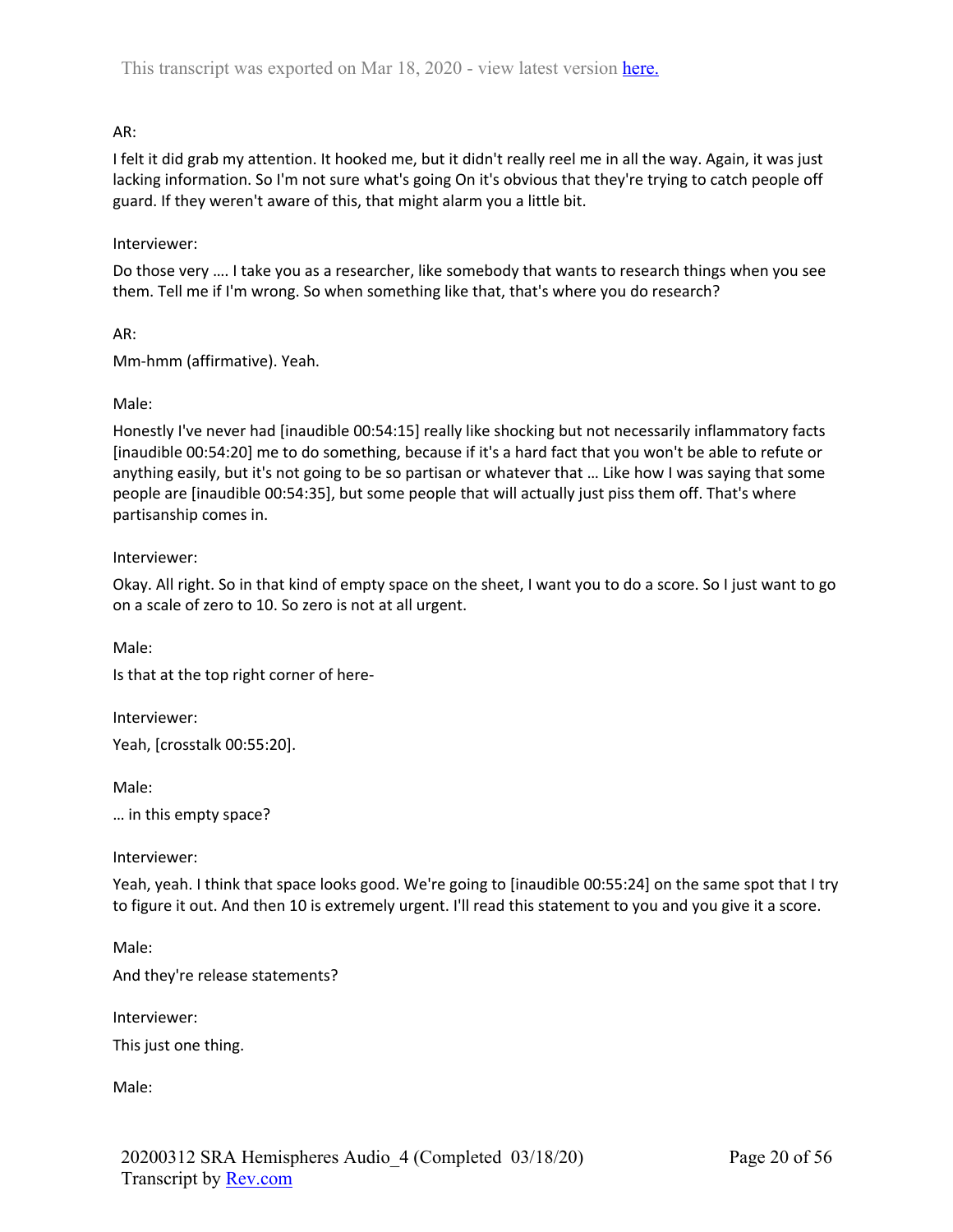AR:

I felt it did grab my attention. It hooked me, but it didn't really reel me in all the way. Again, it was just lacking information. So I'm not sure what's going On it's obvious that they're trying to catch people off guard. If they weren't aware of this, that might alarm you a little bit.

Interviewer:

Do those very …. I take you as a researcher, like somebody that wants to research things when you see them. Tell me if I'm wrong. So when something like that, that's where you do research?

AR:

Mm-hmm (affirmative). Yeah.

Male:

Honestly I've never had [inaudible 00:54:15] really like shocking but not necessarily inflammatory facts [inaudible 00:54:20] me to do something, because if it's a hard fact that you won't be able to refute or anything easily, but it's not going to be so partisan or whatever that … Like how I was saying that some people are [inaudible 00:54:35], but some people that will actually just piss them off. That's where partisanship comes in.

Interviewer:

Okay. All right. So in that kind of empty space on the sheet, I want you to do a score. So I just want to go on a scale of zero to 10. So zero is not at all urgent.

Male:

Is that at the top right corner of here-

Interviewer:

Yeah, [crosstalk 00:55:20].

Male:

… in this empty space?

Interviewer:

Yeah, yeah. I think that space looks good. We're going to [inaudible 00:55:24] on the same spot that I try to figure it out. And then 10 is extremely urgent. I'll read this statement to you and you give it a score.

Male:

And they're release statements?

Interviewer:

This just one thing.

Male: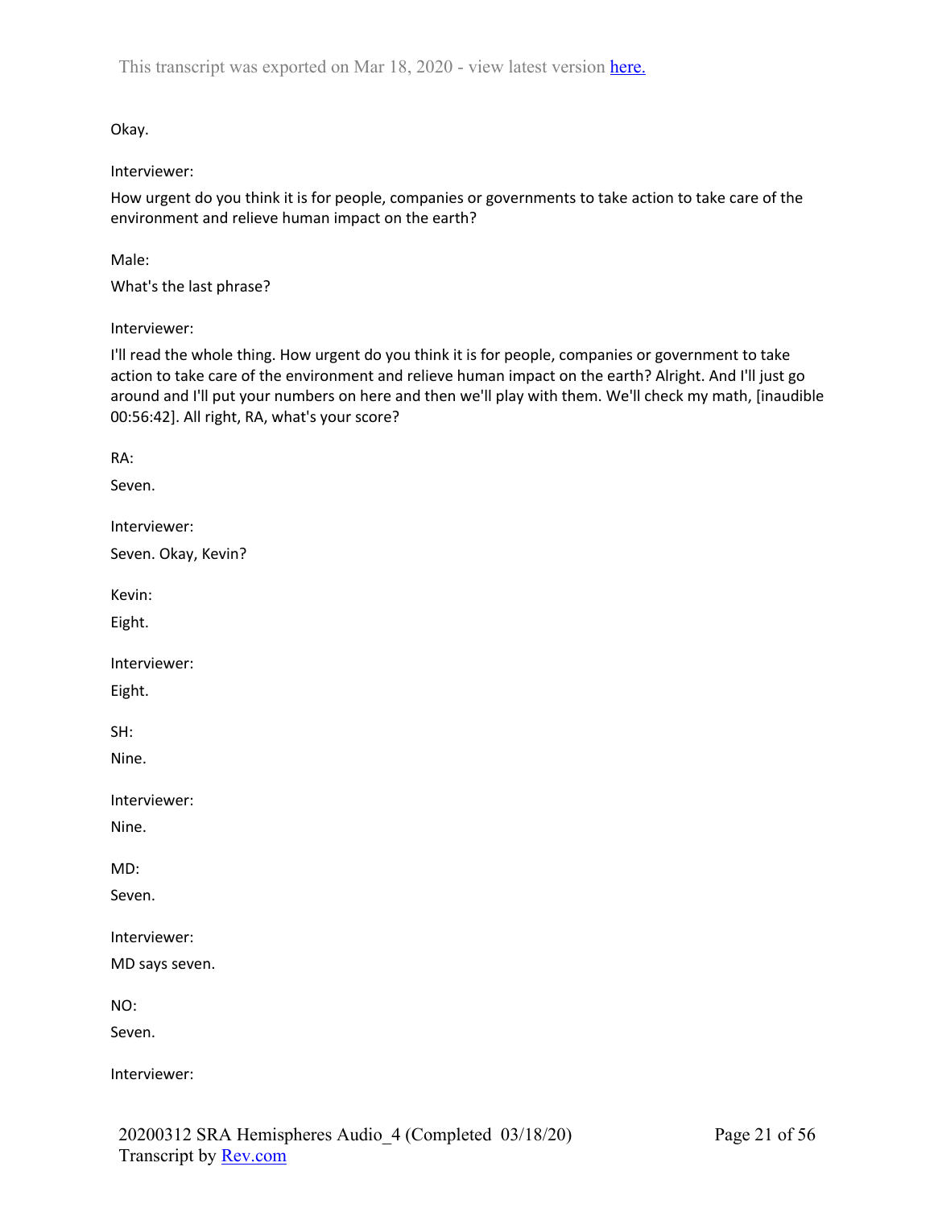Okay.

Interviewer:

How urgent do you think it is for people, companies or governments to take action to take care of the environment and relieve human impact on the earth?

Male:

What's the last phrase?

Interviewer:

I'll read the whole thing. How urgent do you think it is for people, companies or government to take action to take care of the environment and relieve human impact on the earth? Alright. And I'll just go around and I'll put your numbers on here and then we'll play with them. We'll check my math, [inaudible 00:56:42]. All right, RA, what's your score?

RA:

Seven.

Interviewer:

Seven. Okay, Kevin?

Kevin:

Eight.

Interviewer:

Eight.

SH:

Nine.

Interviewer:

Nine.

MD:

Seven.

Interviewer:

MD says seven.

NO:

Seven.

Interviewer: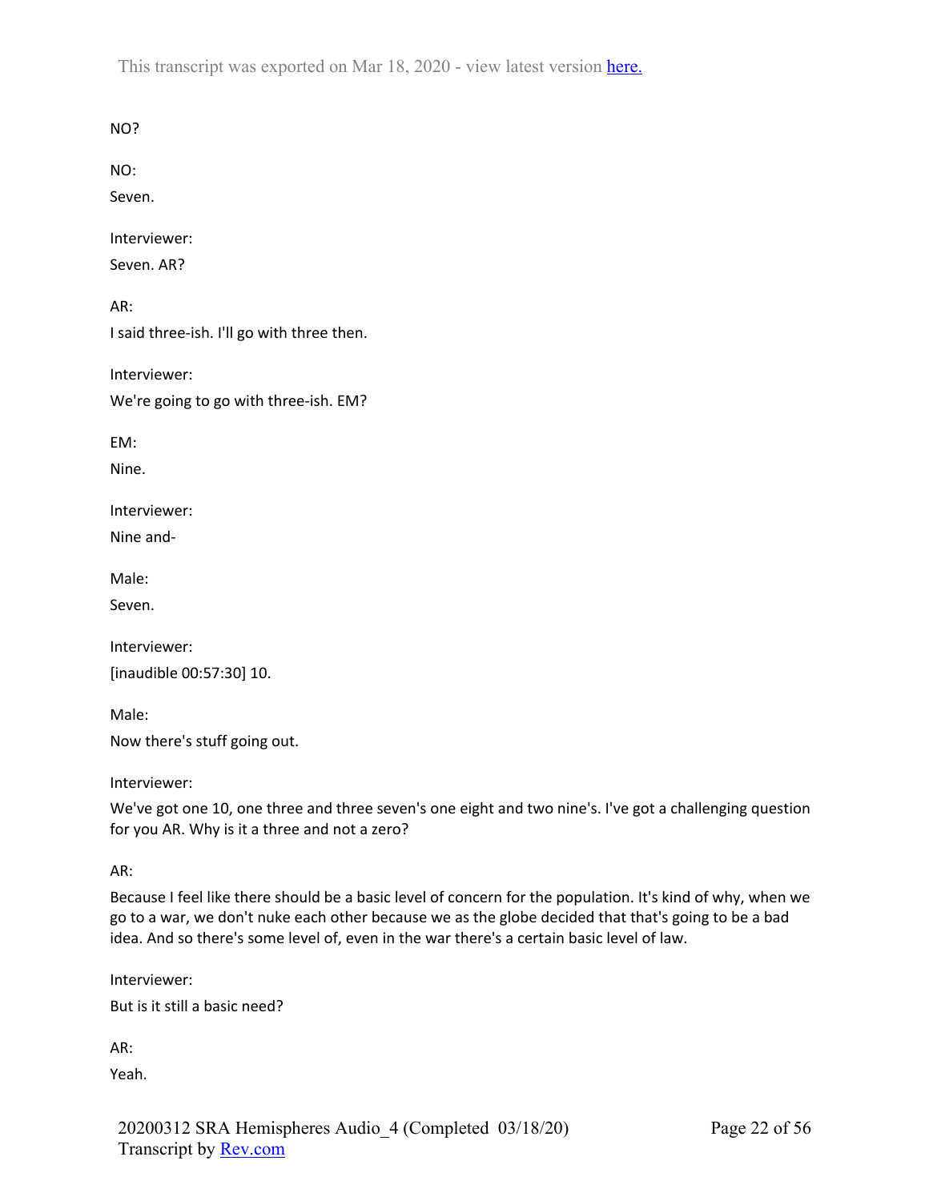NO?

NO:

Seven.

Interviewer:

Seven. AR?

AR:

I said three-ish. I'll go with three then.

Interviewer:

We're going to go with three-ish. EM?

EM:

Nine.

Interviewer:

Nine and-

Male:

Seven.

Interviewer:

[inaudible 00:57:30] 10.

Male:

Now there's stuff going out.

Interviewer:

We've got one 10, one three and three seven's one eight and two nine's. I've got a challenging question for you AR. Why is it a three and not a zero?

AR:

Because I feel like there should be a basic level of concern for the population. It's kind of why, when we go to a war, we don't nuke each other because we as the globe decided that that's going to be a bad idea. And so there's some level of, even in the war there's a certain basic level of law.

Interviewer:

But is it still a basic need?

AR:

Yeah.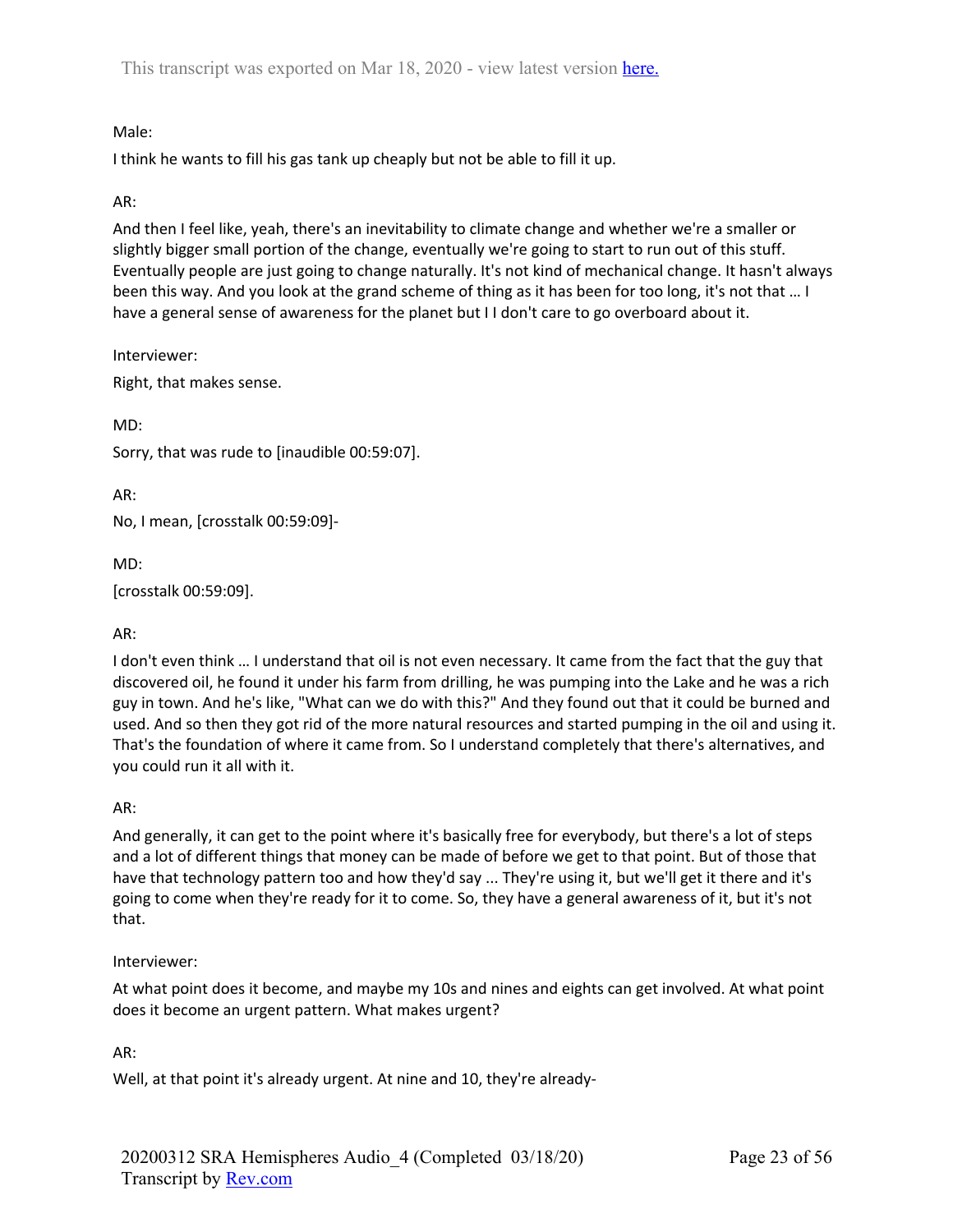Male:

I think he wants to fill his gas tank up cheaply but not be able to fill it up.

AR:

And then I feel like, yeah, there's an inevitability to climate change and whether we're a smaller or slightly bigger small portion of the change, eventually we're going to start to run out of this stuff. Eventually people are just going to change naturally. It's not kind of mechanical change. It hasn't always been this way. And you look at the grand scheme of thing as it has been for too long, it's not that … I have a general sense of awareness for the planet but I I don't care to go overboard about it.

Interviewer:

Right, that makes sense.

MD:

Sorry, that was rude to [inaudible 00:59:07].

AR:

No, I mean, [crosstalk 00:59:09]-

MD:

[crosstalk 00:59:09].

AR:

I don't even think … I understand that oil is not even necessary. It came from the fact that the guy that discovered oil, he found it under his farm from drilling, he was pumping into the Lake and he was a rich guy in town. And he's like, "What can we do with this?" And they found out that it could be burned and used. And so then they got rid of the more natural resources and started pumping in the oil and using it. That's the foundation of where it came from. So I understand completely that there's alternatives, and you could run it all with it.

AR:

And generally, it can get to the point where it's basically free for everybody, but there's a lot of steps and a lot of different things that money can be made of before we get to that point. But of those that have that technology pattern too and how they'd say ... They're using it, but we'll get it there and it's going to come when they're ready for it to come. So, they have a general awareness of it, but it's not that.

Interviewer:

At what point does it become, and maybe my 10s and nines and eights can get involved. At what point does it become an urgent pattern. What makes urgent?

AR:

Well, at that point it's already urgent. At nine and 10, they're already-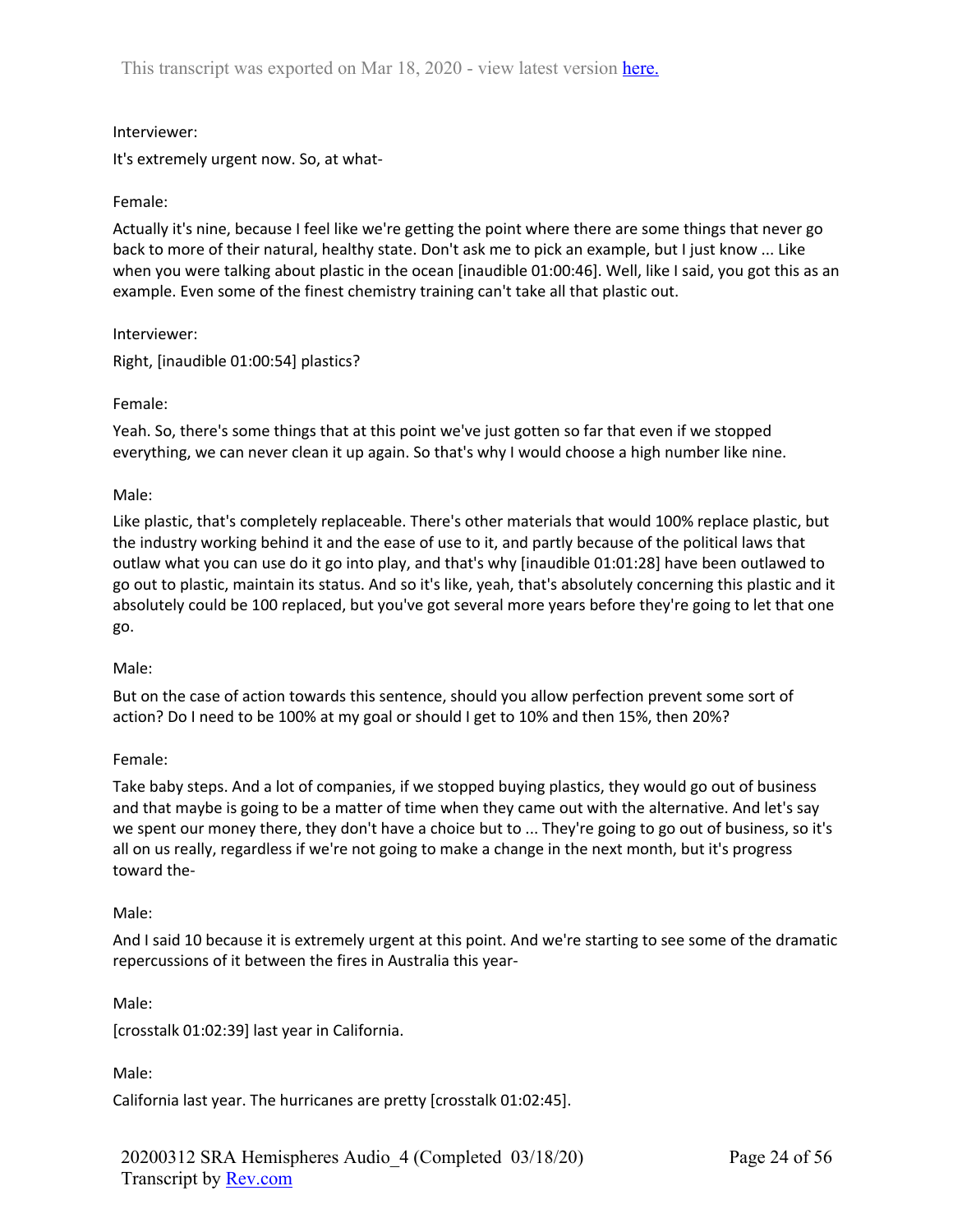Interviewer:

It's extremely urgent now. So, at what-

Female:

Actually it's nine, because I feel like we're getting the point where there are some things that never go back to more of their natural, healthy state. Don't ask me to pick an example, but I just know ... Like when you were talking about plastic in the ocean [inaudible 01:00:46]. Well, like I said, you got this as an example. Even some of the finest chemistry training can't take all that plastic out.

Interviewer:

Right, [inaudible 01:00:54] plastics?

Female:

Yeah. So, there's some things that at this point we've just gotten so far that even if we stopped everything, we can never clean it up again. So that's why I would choose a high number like nine.

Male:

Like plastic, that's completely replaceable. There's other materials that would 100% replace plastic, but the industry working behind it and the ease of use to it, and partly because of the political laws that outlaw what you can use do it go into play, and that's why [inaudible 01:01:28] have been outlawed to go out to plastic, maintain its status. And so it's like, yeah, that's absolutely concerning this plastic and it absolutely could be 100 replaced, but you've got several more years before they're going to let that one go.

Male:

But on the case of action towards this sentence, should you allow perfection prevent some sort of action? Do I need to be 100% at my goal or should I get to 10% and then 15%, then 20%?

Female:

Take baby steps. And a lot of companies, if we stopped buying plastics, they would go out of business and that maybe is going to be a matter of time when they came out with the alternative. And let's say we spent our money there, they don't have a choice but to ... They're going to go out of business, so it's all on us really, regardless if we're not going to make a change in the next month, but it's progress toward the-

Male:

And I said 10 because it is extremely urgent at this point. And we're starting to see some of the dramatic repercussions of it between the fires in Australia this year-

Male:

[crosstalk 01:02:39] last year in California.

Male:

California last year. The hurricanes are pretty [crosstalk 01:02:45].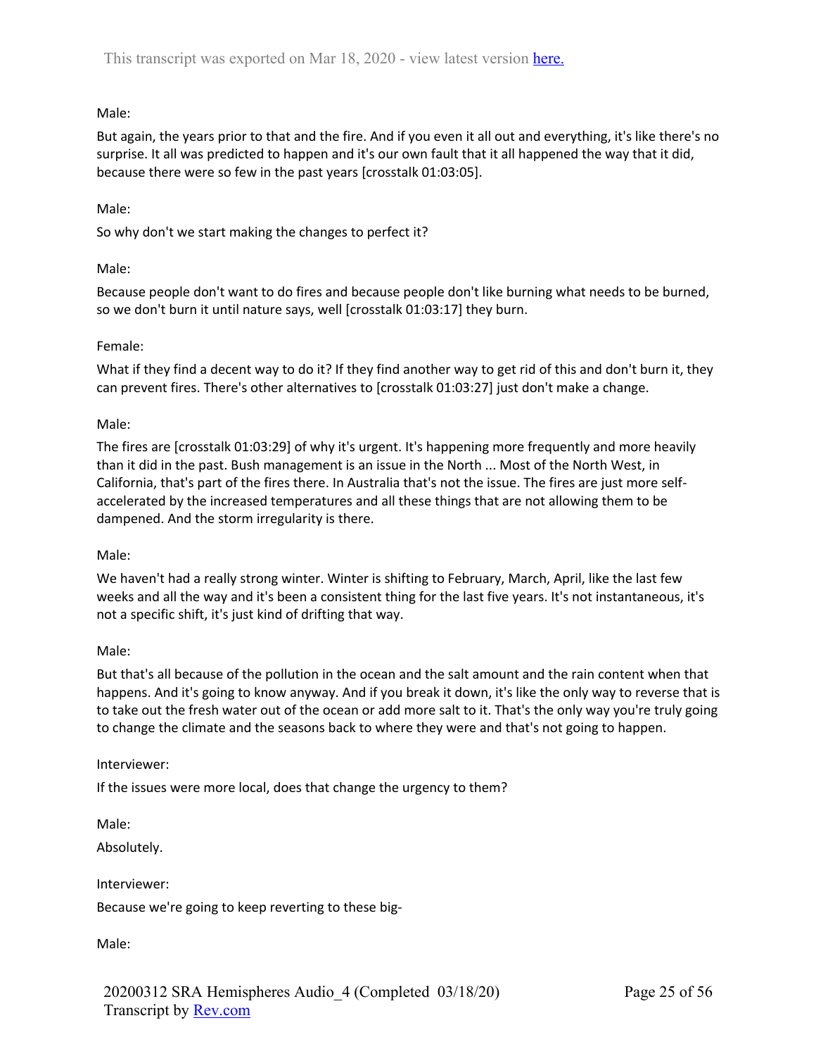Male:

But again, the years prior to that and the fire. And if you even it all out and everything, it's like there's no surprise. It all was predicted to happen and it's our own fault that it all happened the way that it did, because there were so few in the past years [crosstalk 01:03:05].

Male:

So why don't we start making the changes to perfect it?

Male:

Because people don't want to do fires and because people don't like burning what needs to be burned, so we don't burn it until nature says, well [crosstalk 01:03:17] they burn.

Female:

What if they find a decent way to do it? If they find another way to get rid of this and don't burn it, they can prevent fires. There's other alternatives to [crosstalk 01:03:27] just don't make a change.

Male:

The fires are [crosstalk 01:03:29] of why it's urgent. It's happening more frequently and more heavily than it did in the past. Bush management is an issue in the North ... Most of the North West, in California, that's part of the fires there. In Australia that's not the issue. The fires are just more self-accelerated by the increased temperatures and all these things that are not allowing them to be dampened. And the storm irregularity is there.

Male:

We haven't had a really strong winter. Winter is shifting to February, March, April, like the last few weeks and all the way and it's been a consistent thing for the last five years. It's not instantaneous, it's not a specific shift, it's just kind of drifting that way.

Male:

But that's all because of the pollution in the ocean and the salt amount and the rain content when that happens. And it's going to know anyway. And if you break it down, it's like the only way to reverse that is to take out the fresh water out of the ocean or add more salt to it. That's the only way you're truly going to change the climate and the seasons back to where they were and that's not going to happen.

Interviewer:

If the issues were more local, does that change the urgency to them?

Male:

Absolutely.

Interviewer:

Because we're going to keep reverting to these big-

Male: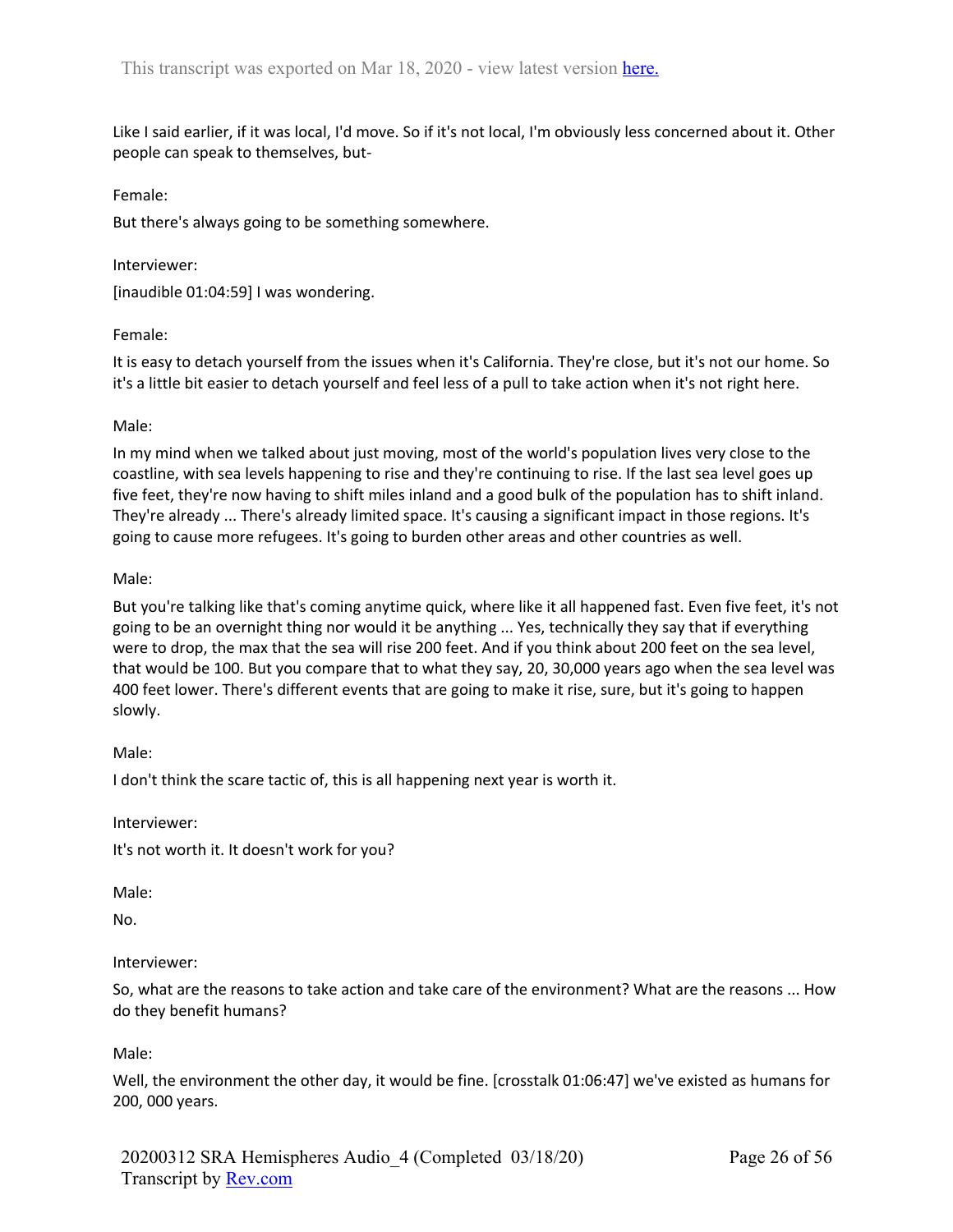Like I said earlier, if it was local, I'd move. So if it's not local, I'm obviously less concerned about it. Other people can speak to themselves, but-

Female:

But there's always going to be something somewhere.

Interviewer:

[inaudible 01:04:59] I was wondering.

Female:

It is easy to detach yourself from the issues when it's California. They're close, but it's not our home. So it's a little bit easier to detach yourself and feel less of a pull to take action when it's not right here.

Male:

In my mind when we talked about just moving, most of the world's population lives very close to the coastline, with sea levels happening to rise and they're continuing to rise. If the last sea level goes up five feet, they're now having to shift miles inland and a good bulk of the population has to shift inland. They're already ... There's already limited space. It's causing a significant impact in those regions. It's going to cause more refugees. It's going to burden other areas and other countries as well.

Male:

But you're talking like that's coming anytime quick, where like it all happened fast. Even five feet, it's not going to be an overnight thing nor would it be anything ... Yes, technically they say that if everything were to drop, the max that the sea will rise 200 feet. And if you think about 200 feet on the sea level, that would be 100. But you compare that to what they say, 20, 30,000 years ago when the sea level was 400 feet lower. There's different events that are going to make it rise, sure, but it's going to happen slowly.

Male:

I don't think the scare tactic of, this is all happening next year is worth it.

Interviewer:

It's not worth it. It doesn't work for you?

Male:

No.

Interviewer:

So, what are the reasons to take action and take care of the environment? What are the reasons ... How do they benefit humans?

Male:

Well, the environment the other day, it would be fine. [crosstalk 01:06:47] we've existed as humans for 200, 000 years.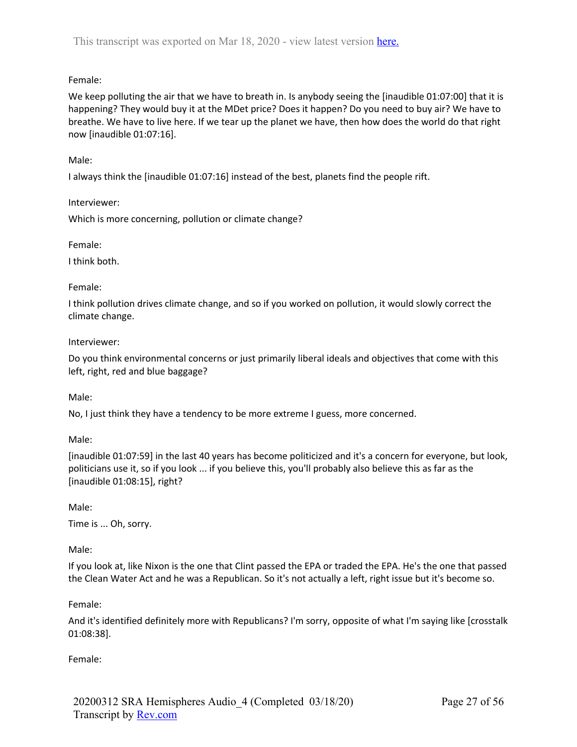Female:

We keep polluting the air that we have to breath in. Is anybody seeing the [inaudible 01:07:00] that it is happening? They would buy it at the MDet price? Does it happen? Do you need to buy air? We have to breathe. We have to live here. If we tear up the planet we have, then how does the world do that right now [inaudible 01:07:16].

Male:

I always think the [inaudible 01:07:16] instead of the best, planets find the people rift.

Interviewer:

Which is more concerning, pollution or climate change?

Female:

I think both.

Female:

I think pollution drives climate change, and so if you worked on pollution, it would slowly correct the climate change.

Interviewer:

Do you think environmental concerns or just primarily liberal ideals and objectives that come with this left, right, red and blue baggage?

Male:

No, I just think they have a tendency to be more extreme I guess, more concerned.

Male:

[inaudible 01:07:59] in the last 40 years has become politicized and it's a concern for everyone, but look, politicians use it, so if you look ... if you believe this, you'll probably also believe this as far as the [inaudible 01:08:15], right?

Male:

Time is ... Oh, sorry.

Male:

If you look at, like Nixon is the one that Clint passed the EPA or traded the EPA. He's the one that passed the Clean Water Act and he was a Republican. So it's not actually a left, right issue but it's become so.

Female:

And it's identified definitely more with Republicans? I'm sorry, opposite of what I'm saying like [crosstalk 01:08:38].

Female: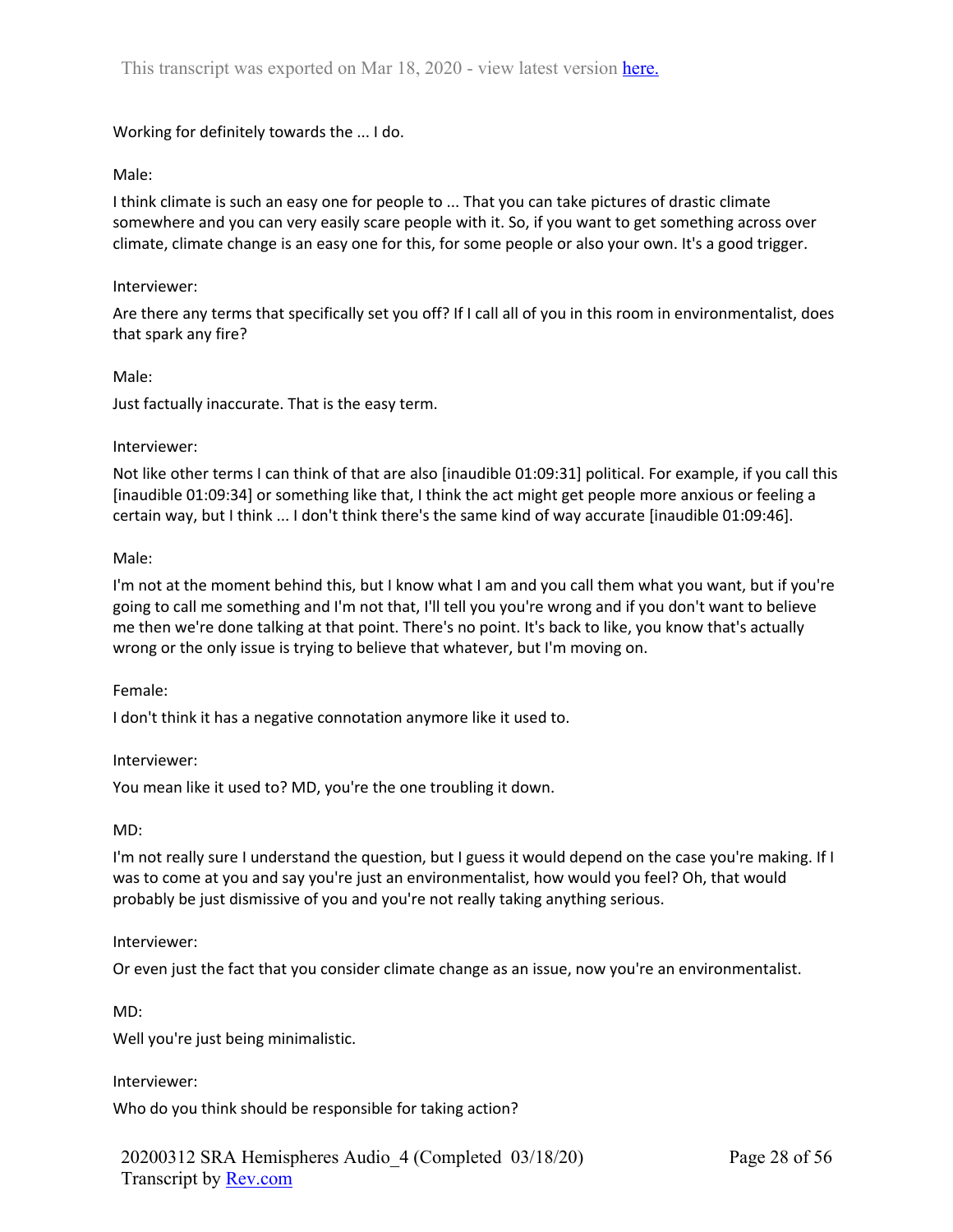Working for definitely towards the ... I do.

Male:

I think climate is such an easy one for people to ... That you can take pictures of drastic climate somewhere and you can very easily scare people with it. So, if you want to get something across over climate, climate change is an easy one for this, for some people or also your own. It's a good trigger.

Interviewer:

Are there any terms that specifically set you off? If I call all of you in this room in environmentalist, does that spark any fire?

Male:

Just factually inaccurate. That is the easy term.

Interviewer:

Not like other terms I can think of that are also [inaudible 01:09:31] political. For example, if you call this [inaudible 01:09:34] or something like that, I think the act might get people more anxious or feeling a certain way, but I think ... I don't think there's the same kind of way accurate [inaudible 01:09:46].

Male:

I'm not at the moment behind this, but I know what I am and you call them what you want, but if you're going to call me something and I'm not that, I'll tell you you're wrong and if you don't want to believe me then we're done talking at that point. There's no point. It's back to like, you know that's actually wrong or the only issue is trying to believe that whatever, but I'm moving on.

Female:

I don't think it has a negative connotation anymore like it used to.

Interviewer:

You mean like it used to? MD, you're the one troubling it down.

MD:

I'm not really sure I understand the question, but I guess it would depend on the case you're making. If I was to come at you and say you're just an environmentalist, how would you feel? Oh, that would probably be just dismissive of you and you're not really taking anything serious.

Interviewer:

Or even just the fact that you consider climate change as an issue, now you're an environmentalist.

MD:

Well you're just being minimalistic.

Interviewer:

Who do you think should be responsible for taking action?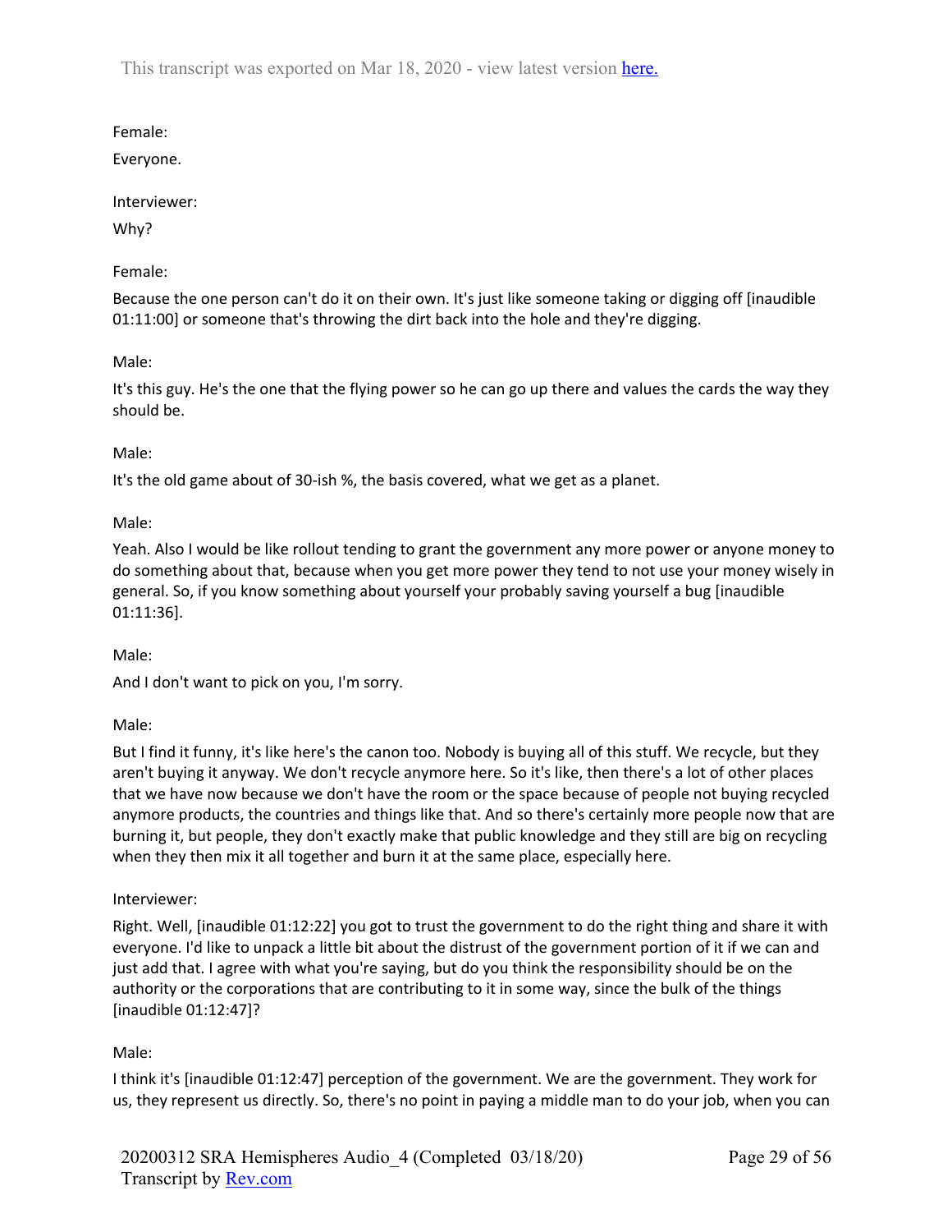Female:

Everyone.

Interviewer:

Why?

Female:

Because the one person can't do it on their own. It's just like someone taking or digging off [inaudible 01:11:00] or someone that's throwing the dirt back into the hole and they're digging.

Male:

It's this guy. He's the one that the flying power so he can go up there and values the cards the way they should be.

Male:

It's the old game about of 30-ish %, the basis covered, what we get as a planet.

Male:

Yeah. Also I would be like rollout tending to grant the government any more power or anyone money to do something about that, because when you get more power they tend to not use your money wisely in general. So, if you know something about yourself your probably saving yourself a bug [inaudible 01:11:36].

Male:

And I don't want to pick on you, I'm sorry.

Male:

But I find it funny, it's like here's the canon too. Nobody is buying all of this stuff. We recycle, but they aren't buying it anyway. We don't recycle anymore here. So it's like, then there's a lot of other places that we have now because we don't have the room or the space because of people not buying recycled anymore products, the countries and things like that. And so there's certainly more people now that are burning it, but people, they don't exactly make that public knowledge and they still are big on recycling when they then mix it all together and burn it at the same place, especially here.

Interviewer:

Right. Well, [inaudible 01:12:22] you got to trust the government to do the right thing and share it with everyone. I'd like to unpack a little bit about the distrust of the government portion of it if we can and just add that. I agree with what you're saying, but do you think the responsibility should be on the authority or the corporations that are contributing to it in some way, since the bulk of the things [inaudible 01:12:47]?

Male:

I think it's [inaudible 01:12:47] perception of the government. We are the government. They work for us, they represent us directly. So, there's no point in paying a middle man to do your job, when you can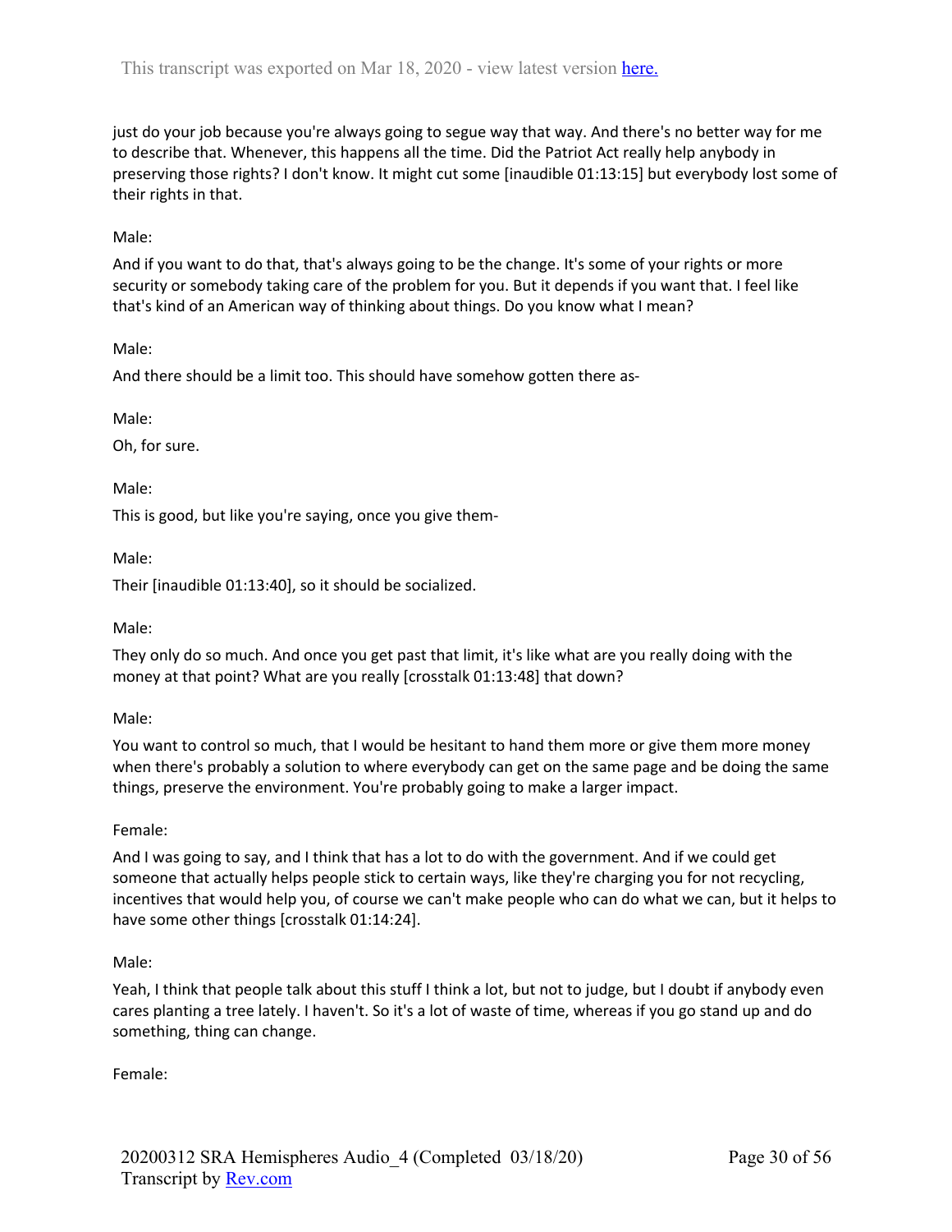just do your job because you're always going to segue way that way. And there's no better way for me to describe that. Whenever, this happens all the time. Did the Patriot Act really help anybody in preserving those rights? I don't know. It might cut some [inaudible 01:13:15] but everybody lost some of their rights in that.

Male:

And if you want to do that, that's always going to be the change. It's some of your rights or more security or somebody taking care of the problem for you. But it depends if you want that. I feel like that's kind of an American way of thinking about things. Do you know what I mean?

Male:

And there should be a limit too. This should have somehow gotten there as-

Male:

Oh, for sure.

Male:

This is good, but like you're saying, once you give them-

Male:

Their [inaudible 01:13:40], so it should be socialized.

Male:

They only do so much. And once you get past that limit, it's like what are you really doing with the money at that point? What are you really [crosstalk 01:13:48] that down?

Male:

You want to control so much, that I would be hesitant to hand them more or give them more money when there's probably a solution to where everybody can get on the same page and be doing the same things, preserve the environment. You're probably going to make a larger impact.

Female:

And I was going to say, and I think that has a lot to do with the government. And if we could get someone that actually helps people stick to certain ways, like they're charging you for not recycling, incentives that would help you, of course we can't make people who can do what we can, but it helps to have some other things [crosstalk 01:14:24].

Male:

Yeah, I think that people talk about this stuff I think a lot, but not to judge, but I doubt if anybody even cares planting a tree lately. I haven't. So it's a lot of waste of time, whereas if you go stand up and do something, thing can change.

Female: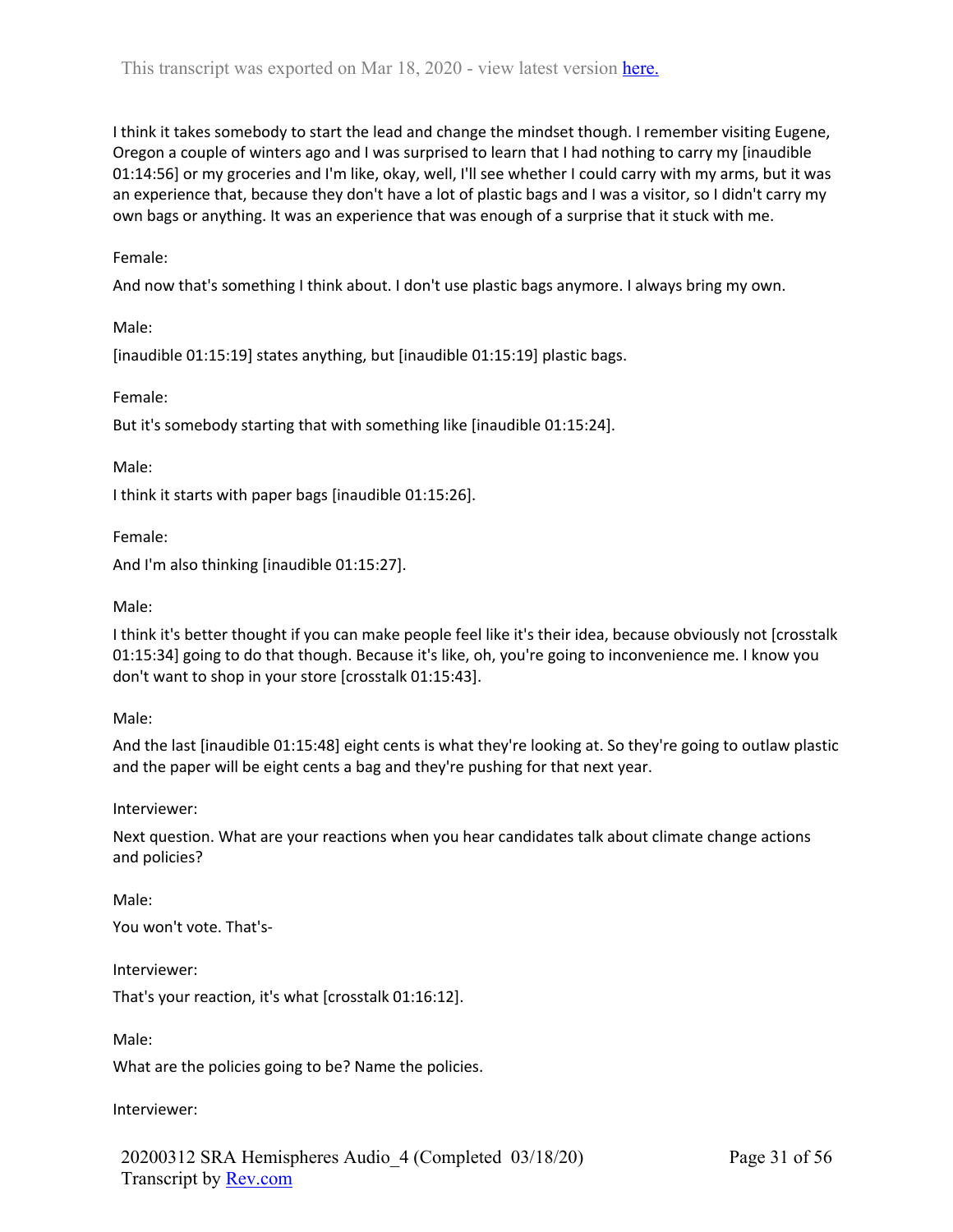I think it takes somebody to start the lead and change the mindset though. I remember visiting Eugene, Oregon a couple of winters ago and I was surprised to learn that I had nothing to carry my [inaudible 01:14:56] or my groceries and I'm like, okay, well, I'll see whether I could carry with my arms, but it was an experience that, because they don't have a lot of plastic bags and I was a visitor, so I didn't carry my own bags or anything. It was an experience that was enough of a surprise that it stuck with me.

Female:

And now that's something I think about. I don't use plastic bags anymore. I always bring my own.

Male:

[inaudible 01:15:19] states anything, but [inaudible 01:15:19] plastic bags.

Female:

But it's somebody starting that with something like [inaudible 01:15:24].

Male:

I think it starts with paper bags [inaudible 01:15:26].

Female:

And I'm also thinking [inaudible 01:15:27].

Male:

I think it's better thought if you can make people feel like it's their idea, because obviously not [crosstalk 01:15:34] going to do that though. Because it's like, oh, you're going to inconvenience me. I know you don't want to shop in your store [crosstalk 01:15:43].

Male:

And the last [inaudible 01:15:48] eight cents is what they're looking at. So they're going to outlaw plastic and the paper will be eight cents a bag and they're pushing for that next year.

Interviewer:

Next question. What are your reactions when you hear candidates talk about climate change actions and policies?

Male:

You won't vote. That's-

Interviewer:

That's your reaction, it's what [crosstalk 01:16:12].

Male:

What are the policies going to be? Name the policies.

Interviewer: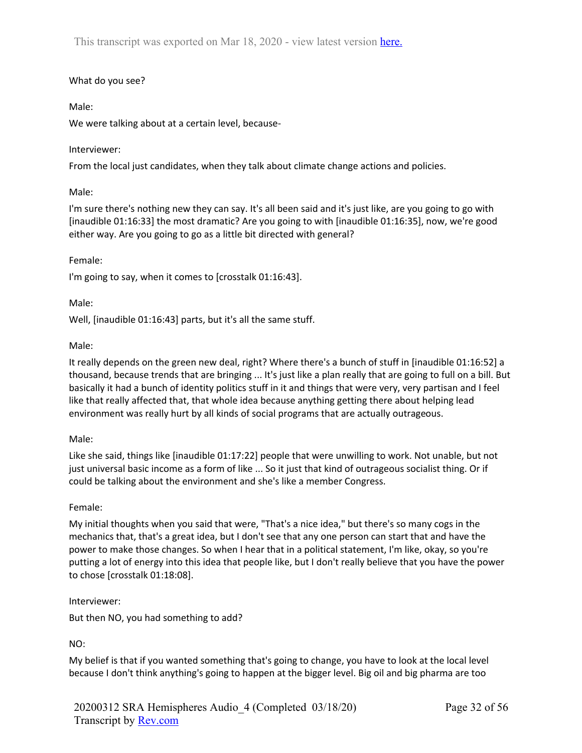What do you see?

Male:

We were talking about at a certain level, because-

Interviewer:

From the local just candidates, when they talk about climate change actions and policies.

Male:

I'm sure there's nothing new they can say. It's all been said and it's just like, are you going to go with [inaudible 01:16:33] the most dramatic? Are you going to with [inaudible 01:16:35], now, we're good either way. Are you going to go as a little bit directed with general?

Female:

I'm going to say, when it comes to [crosstalk 01:16:43].

Male:

Well, [inaudible 01:16:43] parts, but it's all the same stuff.

Male:

It really depends on the green new deal, right? Where there's a bunch of stuff in [inaudible 01:16:52] a thousand, because trends that are bringing ... It's just like a plan really that are going to full on a bill. But basically it had a bunch of identity politics stuff in it and things that were very, very partisan and I feel like that really affected that, that whole idea because anything getting there about helping lead environment was really hurt by all kinds of social programs that are actually outrageous.

Male:

Like she said, things like [inaudible 01:17:22] people that were unwilling to work. Not unable, but not just universal basic income as a form of like ... So it just that kind of outrageous socialist thing. Or if could be talking about the environment and she's like a member Congress.

Female:

My initial thoughts when you said that were, "That's a nice idea," but there's so many cogs in the mechanics that, that's a great idea, but I don't see that any one person can start that and have the power to make those changes. So when I hear that in a political statement, I'm like, okay, so you're putting a lot of energy into this idea that people like, but I don't really believe that you have the power to chose [crosstalk 01:18:08].

Interviewer:

But then NO, you had something to add?

NO:

My belief is that if you wanted something that's going to change, you have to look at the local level because I don't think anything's going to happen at the bigger level. Big oil and big pharma are too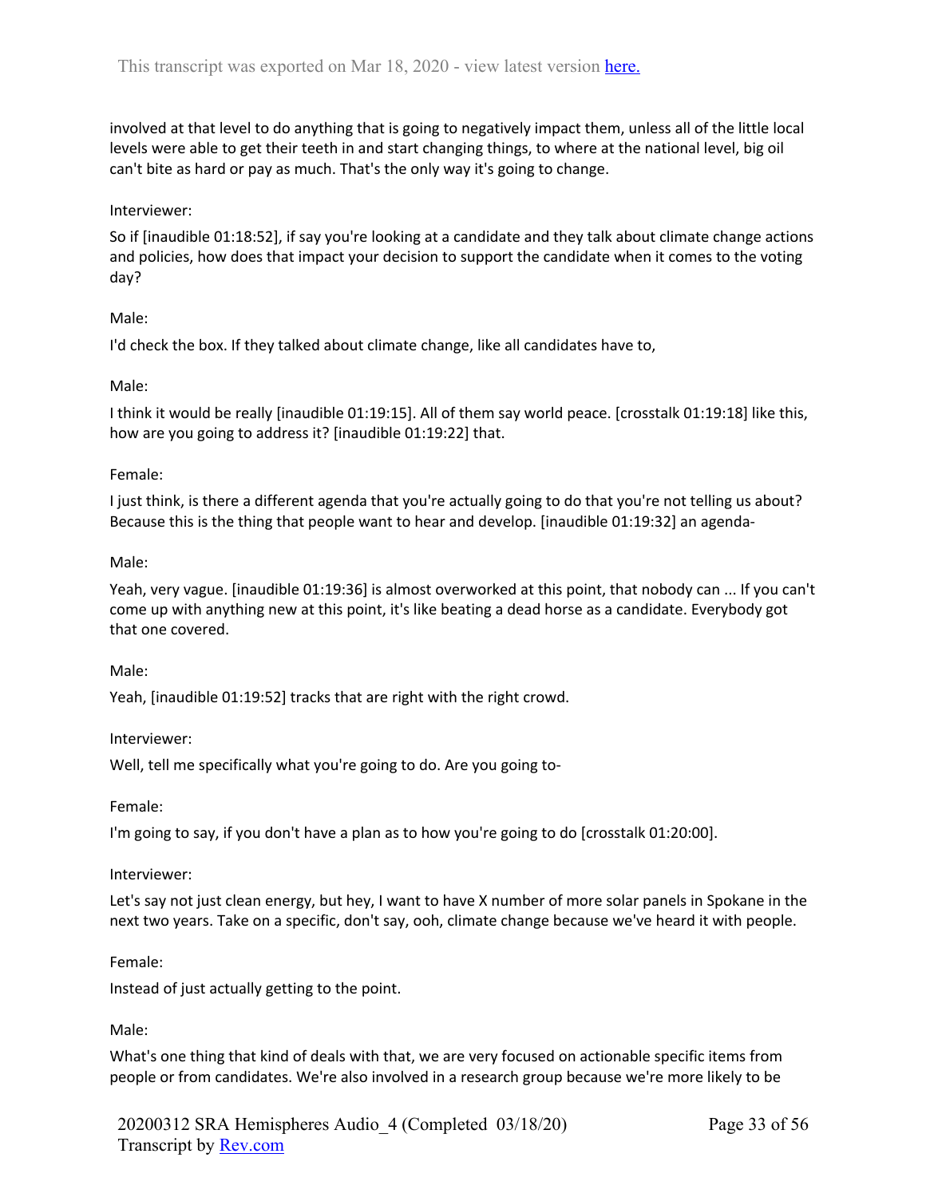involved at that level to do anything that is going to negatively impact them, unless all of the little local levels were able to get their teeth in and start changing things, to where at the national level, big oil can't bite as hard or pay as much. That's the only way it's going to change.

Interviewer:

So if [inaudible 01:18:52], if say you're looking at a candidate and they talk about climate change actions and policies, how does that impact your decision to support the candidate when it comes to the voting day?

Male:

I'd check the box. If they talked about climate change, like all candidates have to,

Male:

I think it would be really [inaudible 01:19:15]. All of them say world peace. [crosstalk 01:19:18] like this, how are you going to address it? [inaudible 01:19:22] that.

Female:

I just think, is there a different agenda that you're actually going to do that you're not telling us about? Because this is the thing that people want to hear and develop. [inaudible 01:19:32] an agenda-

Male:

Yeah, very vague. [inaudible 01:19:36] is almost overworked at this point, that nobody can ... If you can't come up with anything new at this point, it's like beating a dead horse as a candidate. Everybody got that one covered.

Male:

Yeah, [inaudible 01:19:52] tracks that are right with the right crowd.

Interviewer:

Well, tell me specifically what you're going to do. Are you going to-

Female:

I'm going to say, if you don't have a plan as to how you're going to do [crosstalk 01:20:00].

Interviewer:

Let's say not just clean energy, but hey, I want to have X number of more solar panels in Spokane in the next two years. Take on a specific, don't say, ooh, climate change because we've heard it with people.

Female:

Instead of just actually getting to the point.

Male:

What's one thing that kind of deals with that, we are very focused on actionable specific items from people or from candidates. We're also involved in a research group because we're more likely to be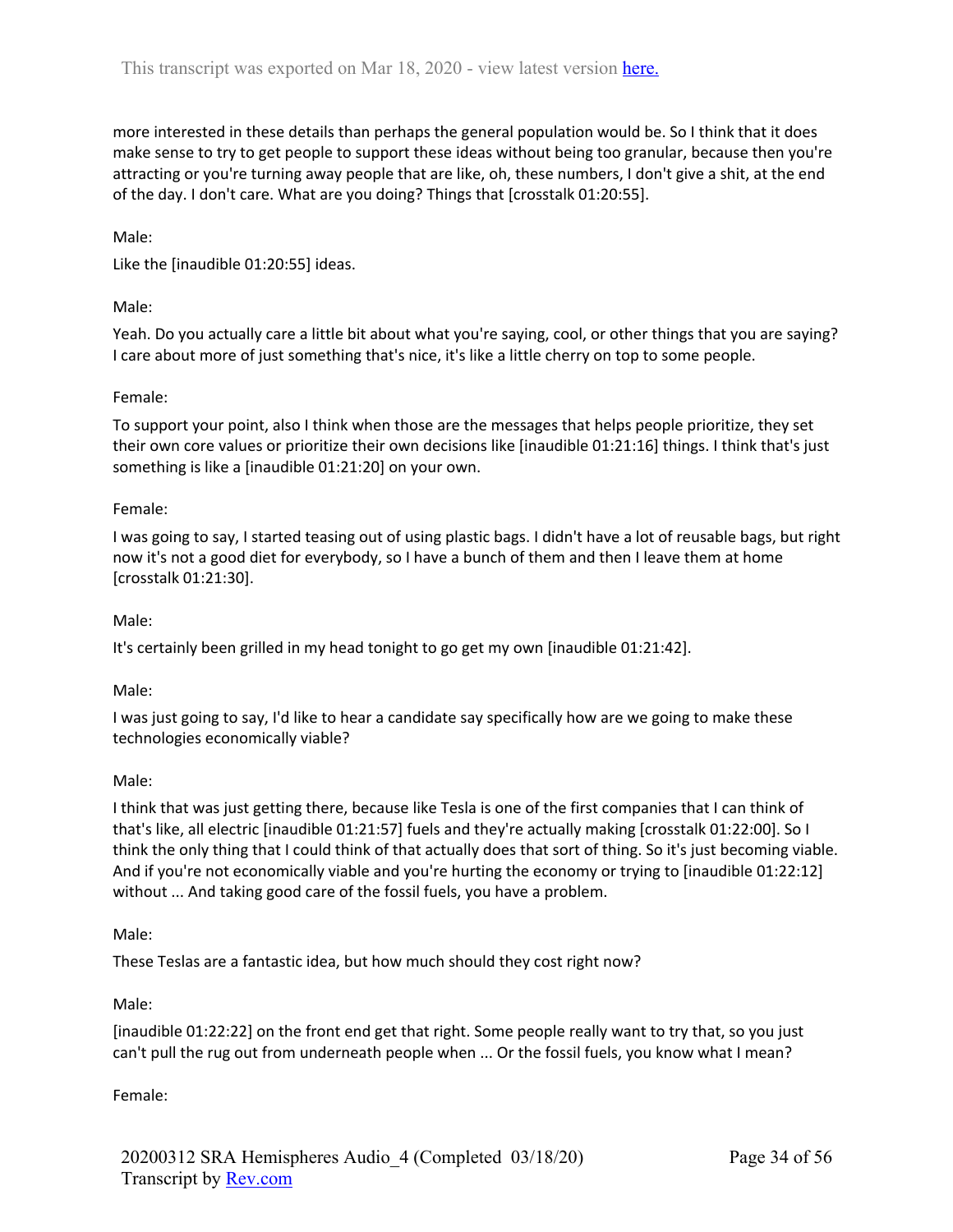more interested in these details than perhaps the general population would be. So I think that it does make sense to try to get people to support these ideas without being too granular, because then you're attracting or you're turning away people that are like, oh, these numbers, I don't give a shit, at the end of the day. I don't care. What are you doing? Things that [crosstalk 01:20:55].

Male:

Like the [inaudible 01:20:55] ideas.

Male:

Yeah. Do you actually care a little bit about what you're saying, cool, or other things that you are saying? I care about more of just something that's nice, it's like a little cherry on top to some people.

Female:

To support your point, also I think when those are the messages that helps people prioritize, they set their own core values or prioritize their own decisions like [inaudible 01:21:16] things. I think that's just something is like a [inaudible 01:21:20] on your own.

Female:

I was going to say, I started teasing out of using plastic bags. I didn't have a lot of reusable bags, but right now it's not a good diet for everybody, so I have a bunch of them and then I leave them at home [crosstalk 01:21:30].

Male:

It's certainly been grilled in my head tonight to go get my own [inaudible 01:21:42].

Male:

I was just going to say, I'd like to hear a candidate say specifically how are we going to make these technologies economically viable?

Male:

I think that was just getting there, because like Tesla is one of the first companies that I can think of that's like, all electric [inaudible 01:21:57] fuels and they're actually making [crosstalk 01:22:00]. So I think the only thing that I could think of that actually does that sort of thing. So it's just becoming viable. And if you're not economically viable and you're hurting the economy or trying to [inaudible 01:22:12] without ... And taking good care of the fossil fuels, you have a problem.

Male:

These Teslas are a fantastic idea, but how much should they cost right now?

Male:

[inaudible 01:22:22] on the front end get that right. Some people really want to try that, so you just can't pull the rug out from underneath people when ... Or the fossil fuels, you know what I mean?

Female: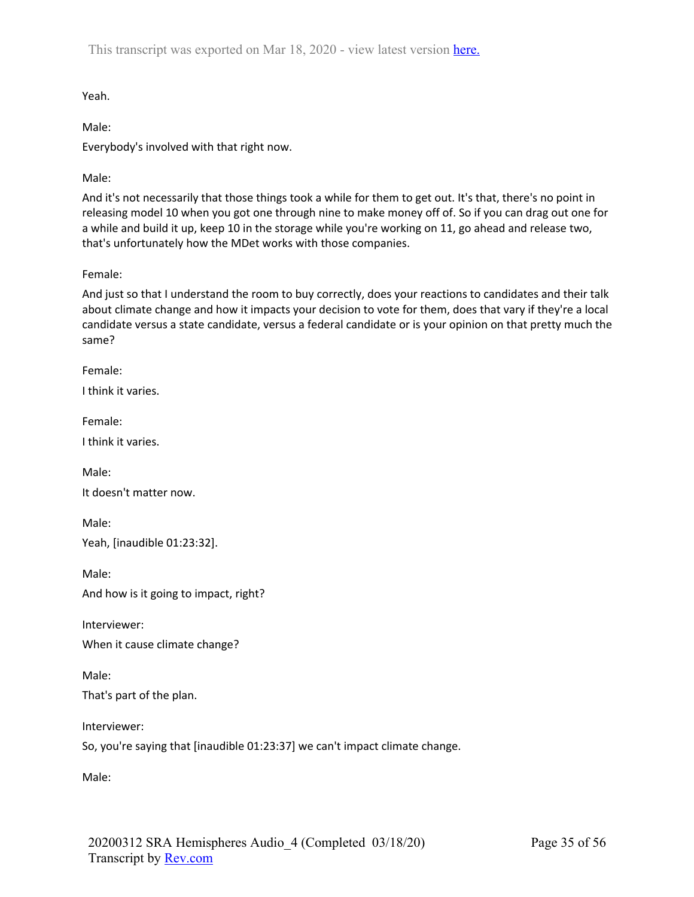Yeah.

Male:

Everybody's involved with that right now.

Male:

And it's not necessarily that those things took a while for them to get out. It's that, there's no point in releasing model 10 when you got one through nine to make money off of. So if you can drag out one for a while and build it up, keep 10 in the storage while you're working on 11, go ahead and release two, that's unfortunately how the MDet works with those companies.

Female:

And just so that I understand the room to buy correctly, does your reactions to candidates and their talk about climate change and how it impacts your decision to vote for them, does that vary if they're a local candidate versus a state candidate, versus a federal candidate or is your opinion on that pretty much the same?

Female:

I think it varies.

Female:

I think it varies.

Male:

It doesn't matter now.

Male:

Yeah, [inaudible 01:23:32].

Male:

And how is it going to impact, right?

Interviewer:

When it cause climate change?

Male:

That's part of the plan.

Interviewer:

So, you're saying that [inaudible 01:23:37] we can't impact climate change.

Male: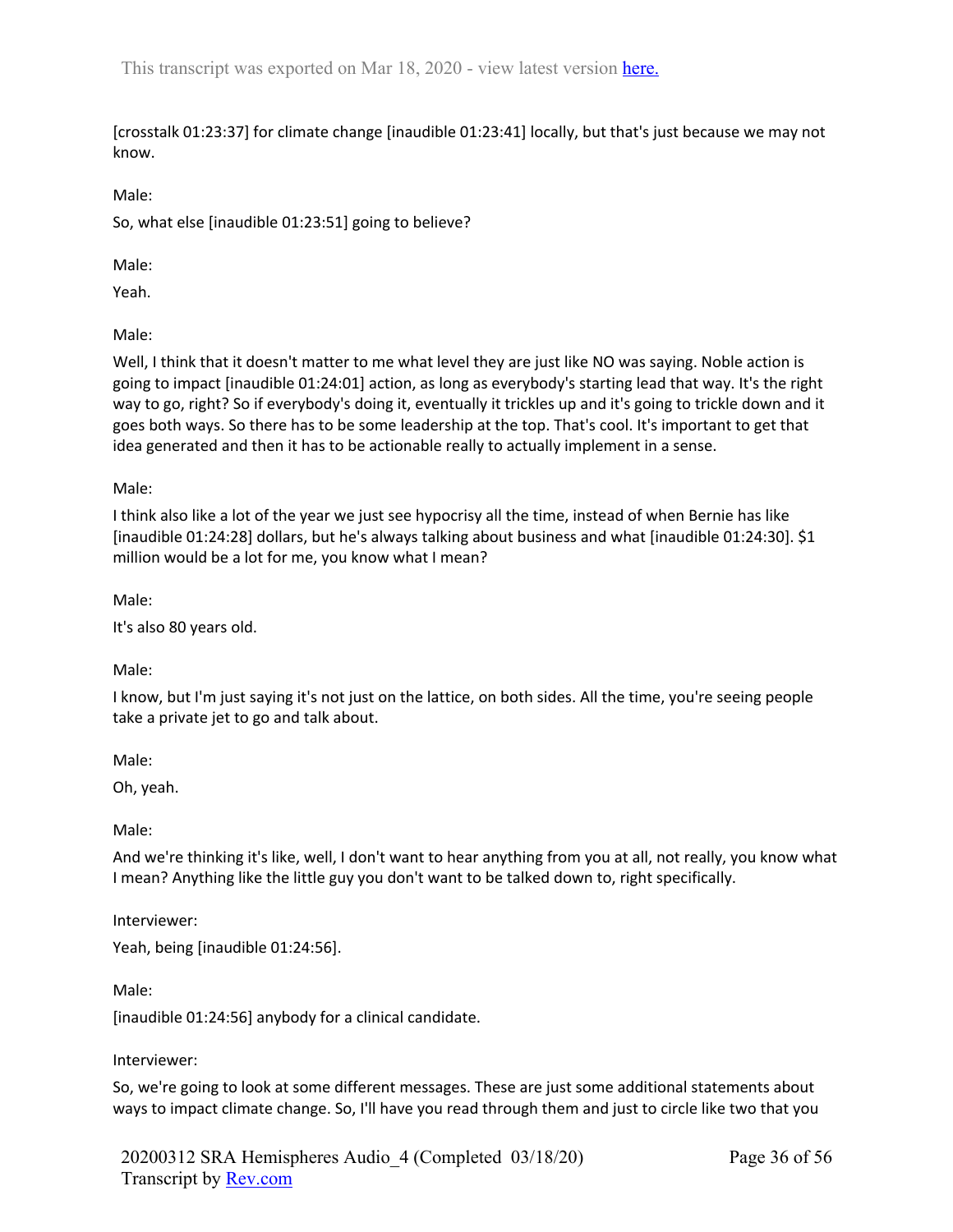[crosstalk 01:23:37] for climate change [inaudible 01:23:41] locally, but that's just because we may not know.

Male:

So, what else [inaudible 01:23:51] going to believe?

Male:

Yeah.

Male:

Well, I think that it doesn't matter to me what level they are just like NO was saying. Noble action is going to impact [inaudible 01:24:01] action, as long as everybody's starting lead that way. It's the right way to go, right? So if everybody's doing it, eventually it trickles up and it's going to trickle down and it goes both ways. So there has to be some leadership at the top. That's cool. It's important to get that idea generated and then it has to be actionable really to actually implement in a sense.

Male:

I think also like a lot of the year we just see hypocrisy all the time, instead of when Bernie has like [inaudible 01:24:28] dollars, but he's always talking about business and what [inaudible 01:24:30]. $1 million would be a lot for me, you know what I mean?

Male:

It's also 80 years old.

Male:

I know, but I'm just saying it's not just on the lattice, on both sides. All the time, you're seeing people take a private jet to go and talk about.

Male:

Oh, yeah.

Male:

And we're thinking it's like, well, I don't want to hear anything from you at all, not really, you know what I mean? Anything like the little guy you don't want to be talked down to, right specifically.

Interviewer:

Yeah, being [inaudible 01:24:56].

Male:

[inaudible 01:24:56] anybody for a clinical candidate.

Interviewer:

So, we're going to look at some different messages. These are just some additional statements about ways to impact climate change. So, I'll have you read through them and just to circle like two that you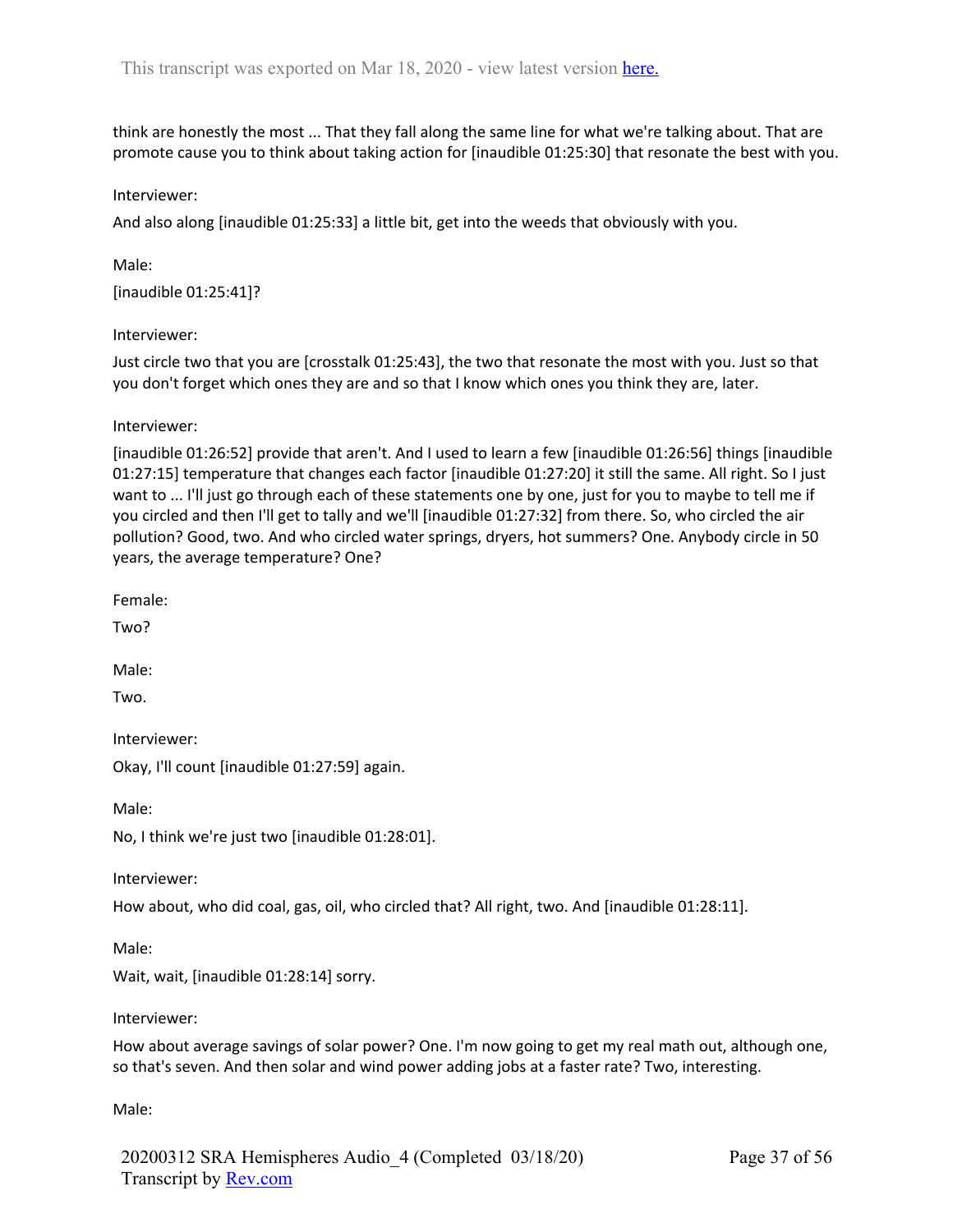think are honestly the most ... That they fall along the same line for what we're talking about. That are promote cause you to think about taking action for [inaudible 01:25:30] that resonate the best with you.

Interviewer:

And also along [inaudible 01:25:33] a little bit, get into the weeds that obviously with you.

Male:

[inaudible 01:25:41]?

Interviewer:

Just circle two that you are [crosstalk 01:25:43], the two that resonate the most with you. Just so that you don't forget which ones they are and so that I know which ones you think they are, later.

Interviewer:

[inaudible 01:26:52] provide that aren't. And I used to learn a few [inaudible 01:26:56] things [inaudible 01:27:15] temperature that changes each factor [inaudible 01:27:20] it still the same. All right. So I just want to ... I'll just go through each of these statements one by one, just for you to maybe to tell me if you circled and then I'll get to tally and we'll [inaudible 01:27:32] from there. So, who circled the air pollution? Good, two. And who circled water springs, dryers, hot summers? One. Anybody circle in 50 years, the average temperature? One?

Female:

Two?

Male:

Two.

Interviewer:

Okay, I'll count [inaudible 01:27:59] again.

Male:

No, I think we're just two [inaudible 01:28:01].

Interviewer:

How about, who did coal, gas, oil, who circled that? All right, two. And [inaudible 01:28:11].

Male:

Wait, wait, [inaudible 01:28:14] sorry.

Interviewer:

How about average savings of solar power? One. I'm now going to get my real math out, although one, so that's seven. And then solar and wind power adding jobs at a faster rate? Two, interesting.

Male: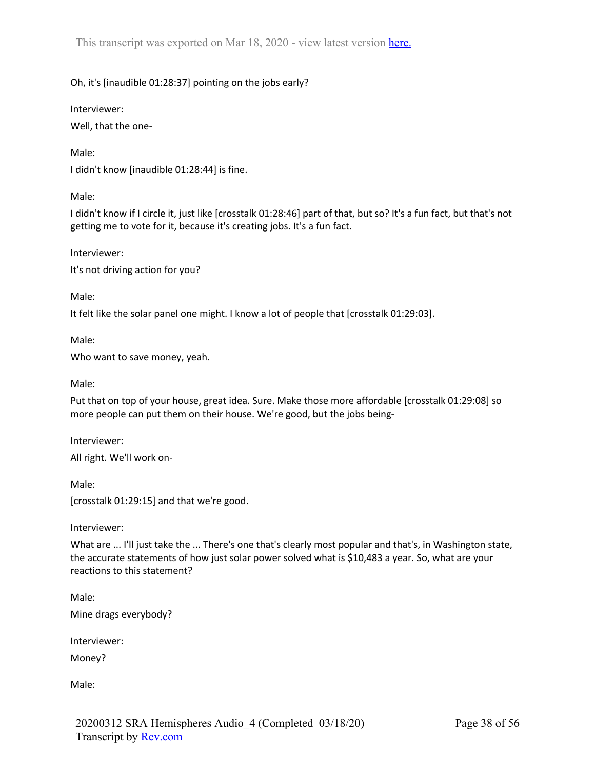Oh, it's [inaudible 01:28:37] pointing on the jobs early?

Interviewer:

Well, that the one-

Male:

I didn't know [inaudible 01:28:44] is fine.

Male:

I didn't know if I circle it, just like [crosstalk 01:28:46] part of that, but so? It's a fun fact, but that's not getting me to vote for it, because it's creating jobs. It's a fun fact.

Interviewer:

It's not driving action for you?

Male:

It felt like the solar panel one might. I know a lot of people that [crosstalk 01:29:03].

Male:

Who want to save money, yeah.

Male:

Put that on top of your house, great idea. Sure. Make those more affordable [crosstalk 01:29:08] so more people can put them on their house. We're good, but the jobs being-

Interviewer:

All right. We'll work on-

Male:

[crosstalk 01:29:15] and that we're good.

Interviewer:

What are ... I'll just take the ... There's one that's clearly most popular and that's, in Washington state, the accurate statements of how just solar power solved what is $10,483 a year. So, what are your reactions to this statement?

Male:

Mine drags everybody?

Interviewer:

Money?

Male: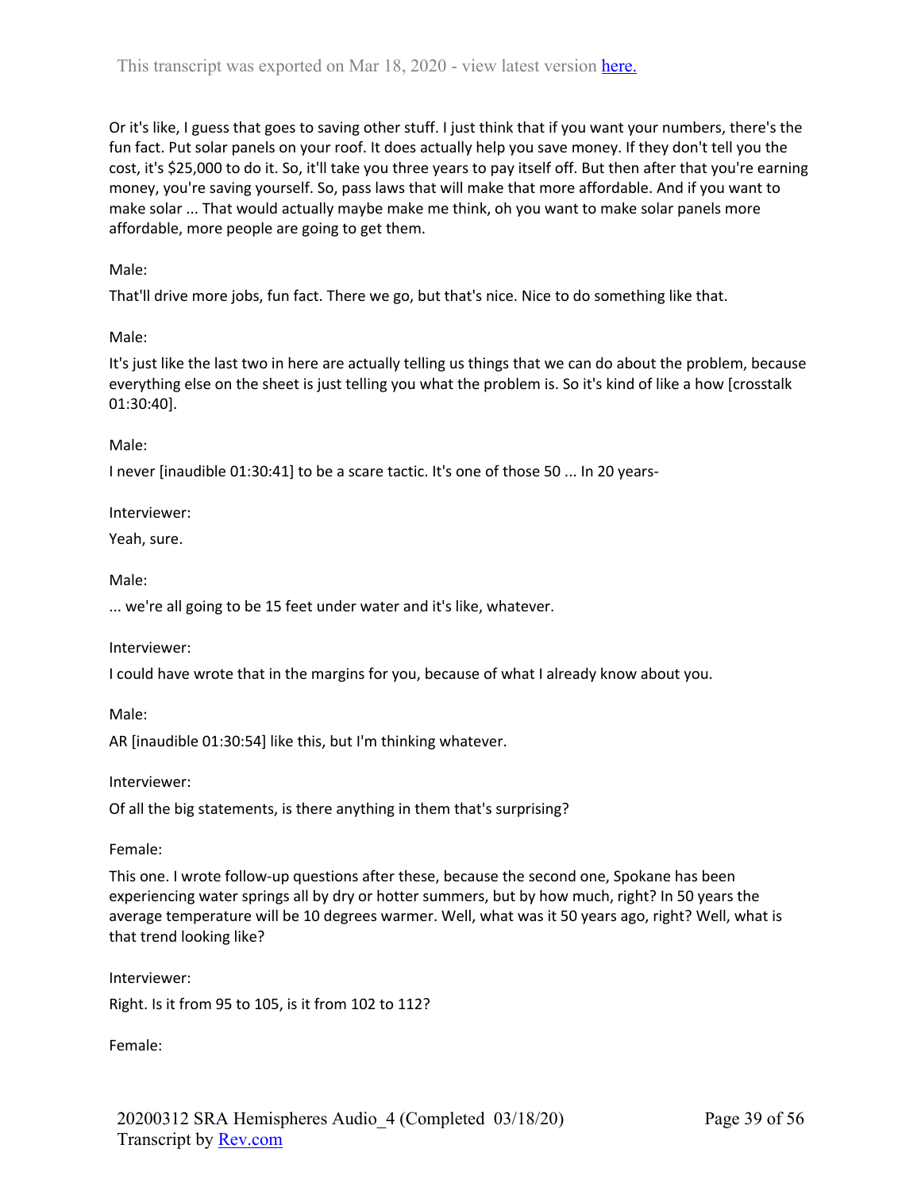Or it's like, I guess that goes to saving other stuff. I just think that if you want your numbers, there's the fun fact. Put solar panels on your roof. It does actually help you save money. If they don't tell you the cost, it's $25,000 to do it. So, it'll take you three years to pay itself off. But then after that you're earning money, you're saving yourself. So, pass laws that will make that more affordable. And if you want to make solar ... That would actually maybe make me think, oh you want to make solar panels more affordable, more people are going to get them.

Male:

That'll drive more jobs, fun fact. There we go, but that's nice. Nice to do something like that.

Male:

It's just like the last two in here are actually telling us things that we can do about the problem, because everything else on the sheet is just telling you what the problem is. So it's kind of like a how [crosstalk 01:30:40].

Male:

I never [inaudible 01:30:41] to be a scare tactic. It's one of those 50 ... In 20 years-

Interviewer:

Yeah, sure.

Male:

... we're all going to be 15 feet under water and it's like, whatever.

Interviewer:

I could have wrote that in the margins for you, because of what I already know about you.

Male:

AR [inaudible 01:30:54] like this, but I'm thinking whatever.

Interviewer:

Of all the big statements, is there anything in them that's surprising?

Female:

This one. I wrote follow-up questions after these, because the second one, Spokane has been experiencing water springs all by dry or hotter summers, but by how much, right? In 50 years the average temperature will be 10 degrees warmer. Well, what was it 50 years ago, right? Well, what is that trend looking like?

Interviewer:

Right. Is it from 95 to 105, is it from 102 to 112?

Female: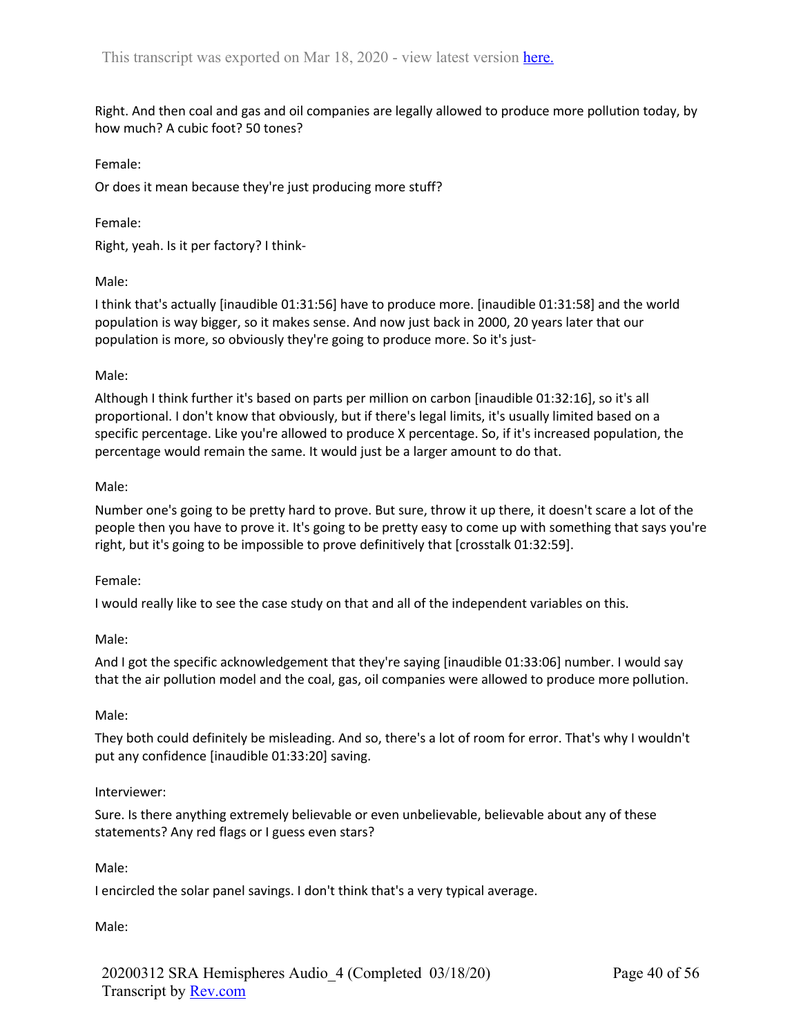Right. And then coal and gas and oil companies are legally allowed to produce more pollution today, by how much? A cubic foot? 50 tones?

Female:

Or does it mean because they're just producing more stuff?

Female:

Right, yeah. Is it per factory? I think-

Male:

I think that's actually [inaudible 01:31:56] have to produce more. [inaudible 01:31:58] and the world population is way bigger, so it makes sense. And now just back in 2000, 20 years later that our population is more, so obviously they're going to produce more. So it's just-

Male:

Although I think further it's based on parts per million on carbon [inaudible 01:32:16], so it's all proportional. I don't know that obviously, but if there's legal limits, it's usually limited based on a specific percentage. Like you're allowed to produce X percentage. So, if it's increased population, the percentage would remain the same. It would just be a larger amount to do that.

Male:

Number one's going to be pretty hard to prove. But sure, throw it up there, it doesn't scare a lot of the people then you have to prove it. It's going to be pretty easy to come up with something that says you're right, but it's going to be impossible to prove definitively that [crosstalk 01:32:59].

Female:

I would really like to see the case study on that and all of the independent variables on this.

Male:

And I got the specific acknowledgement that they're saying [inaudible 01:33:06] number. I would say that the air pollution model and the coal, gas, oil companies were allowed to produce more pollution.

Male:

They both could definitely be misleading. And so, there's a lot of room for error. That's why I wouldn't put any confidence [inaudible 01:33:20] saving.

Interviewer:

Sure. Is there anything extremely believable or even unbelievable, believable about any of these statements? Any red flags or I guess even stars?

Male:

I encircled the solar panel savings. I don't think that's a very typical average.

Male: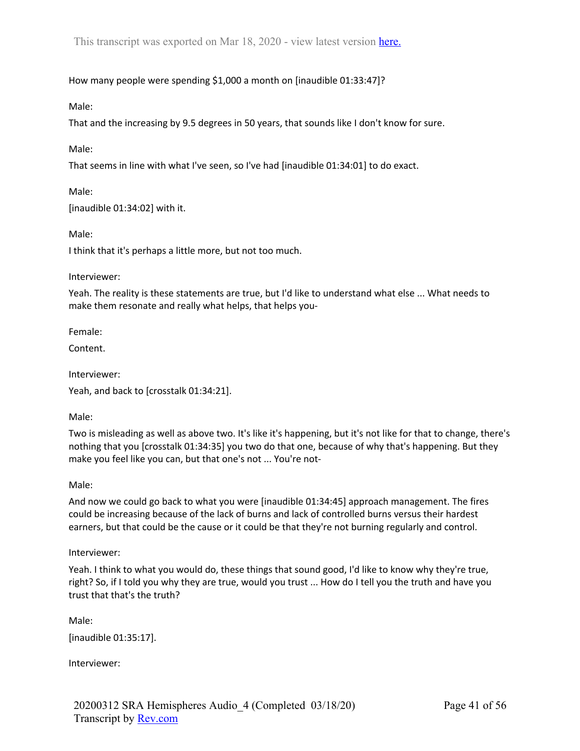How many people were spending $1,000 a month on [inaudible 01:33:47]?

Male:

That and the increasing by 9.5 degrees in 50 years, that sounds like I don't know for sure.

Male:

That seems in line with what I've seen, so I've had [inaudible 01:34:01] to do exact.

Male:

[inaudible 01:34:02] with it.

Male:

I think that it's perhaps a little more, but not too much.

Interviewer:

Yeah. The reality is these statements are true, but I'd like to understand what else ... What needs to make them resonate and really what helps, that helps you-

Female:

Content.

Interviewer:

Yeah, and back to [crosstalk 01:34:21].

Male:

Two is misleading as well as above two. It's like it's happening, but it's not like for that to change, there's nothing that you [crosstalk 01:34:35] you two do that one, because of why that's happening. But they make you feel like you can, but that one's not ... You're not-

Male:

And now we could go back to what you were [inaudible 01:34:45] approach management. The fires could be increasing because of the lack of burns and lack of controlled burns versus their hardest earners, but that could be the cause or it could be that they're not burning regularly and control.

Interviewer:

Yeah. I think to what you would do, these things that sound good, I'd like to know why they're true, right? So, if I told you why they are true, would you trust ... How do I tell you the truth and have you trust that that's the truth?

Male:

[inaudible 01:35:17].

Interviewer: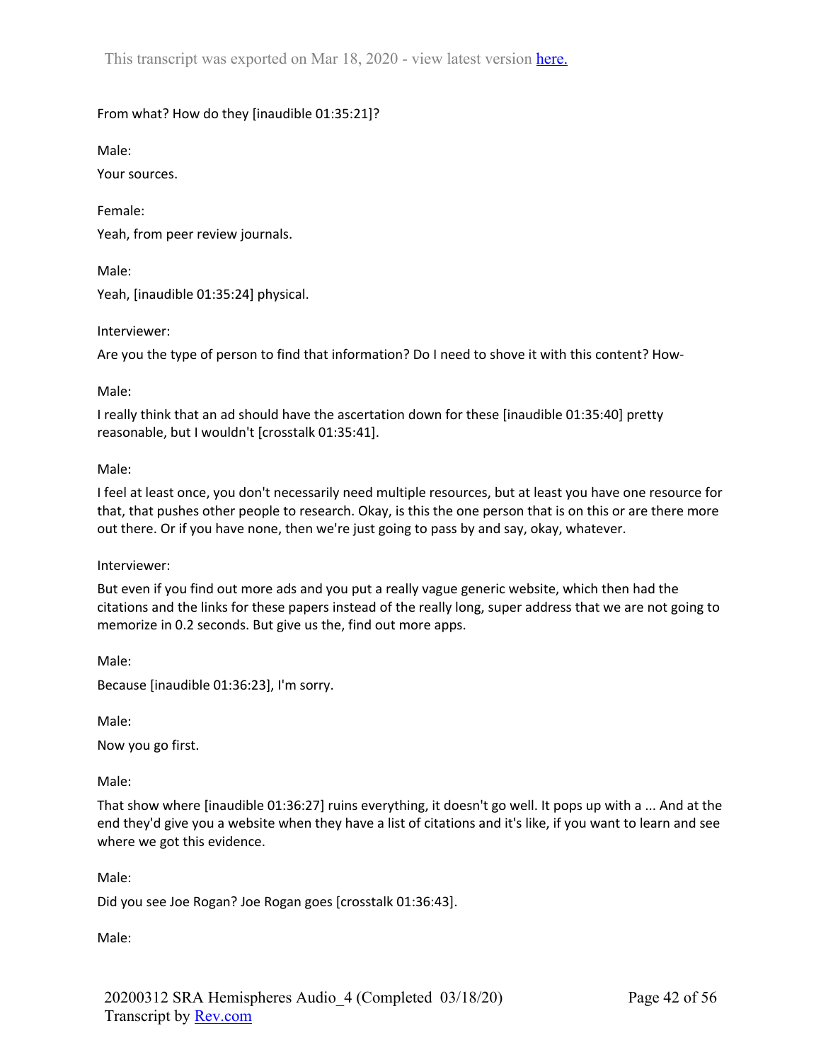From what? How do they [inaudible 01:35:21]?

Male:

Your sources.

Female:

Yeah, from peer review journals.

Male:

Yeah, [inaudible 01:35:24] physical.

Interviewer:

Are you the type of person to find that information? Do I need to shove it with this content? How-

Male:

I really think that an ad should have the ascertation down for these [inaudible 01:35:40] pretty reasonable, but I wouldn't [crosstalk 01:35:41].

Male:

I feel at least once, you don't necessarily need multiple resources, but at least you have one resource for that, that pushes other people to research. Okay, is this the one person that is on this or are there more out there. Or if you have none, then we're just going to pass by and say, okay, whatever.

Interviewer:

But even if you find out more ads and you put a really vague generic website, which then had the citations and the links for these papers instead of the really long, super address that we are not going to memorize in 0.2 seconds. But give us the, find out more apps.

Male:

Because [inaudible 01:36:23], I'm sorry.

Male:

Now you go first.

Male:

That show where [inaudible 01:36:27] ruins everything, it doesn't go well. It pops up with a ... And at the end they'd give you a website when they have a list of citations and it's like, if you want to learn and see where we got this evidence.

Male:

Did you see Joe Rogan? Joe Rogan goes [crosstalk 01:36:43].

Male: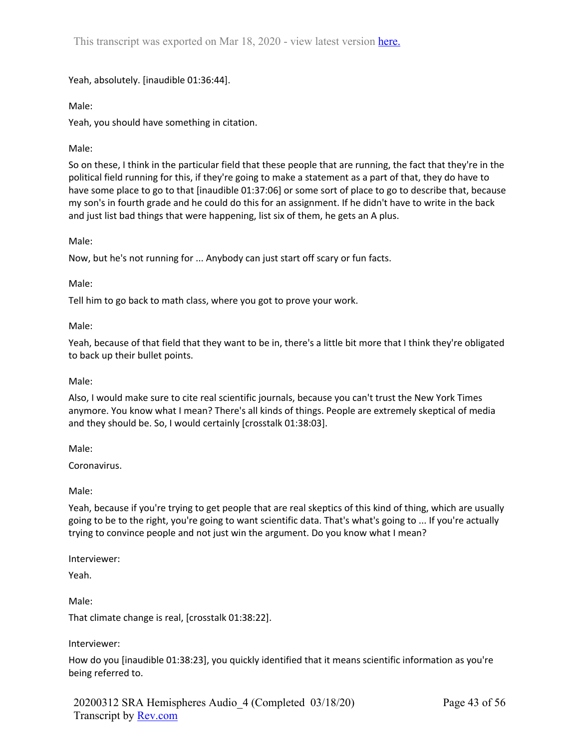Yeah, absolutely. [inaudible 01:36:44].

Male:

Yeah, you should have something in citation.

Male:

So on these, I think in the particular field that these people that are running, the fact that they're in the political field running for this, if they're going to make a statement as a part of that, they do have to have some place to go to that [inaudible 01:37:06] or some sort of place to go to describe that, because my son's in fourth grade and he could do this for an assignment. If he didn't have to write in the back and just list bad things that were happening, list six of them, he gets an A plus.

Male:

Now, but he's not running for ... Anybody can just start off scary or fun facts.

Male:

Tell him to go back to math class, where you got to prove your work.

Male:

Yeah, because of that field that they want to be in, there's a little bit more that I think they're obligated to back up their bullet points.

Male:

Also, I would make sure to cite real scientific journals, because you can't trust the New York Times anymore. You know what I mean? There's all kinds of things. People are extremely skeptical of media and they should be. So, I would certainly [crosstalk 01:38:03].

Male:

Coronavirus.

Male:

Yeah, because if you're trying to get people that are real skeptics of this kind of thing, which are usually going to be to the right, you're going to want scientific data. That's what's going to ... If you're actually trying to convince people and not just win the argument. Do you know what I mean?

Interviewer:

Yeah.

Male:

That climate change is real, [crosstalk 01:38:22].

Interviewer:

How do you [inaudible 01:38:23], you quickly identified that it means scientific information as you're being referred to.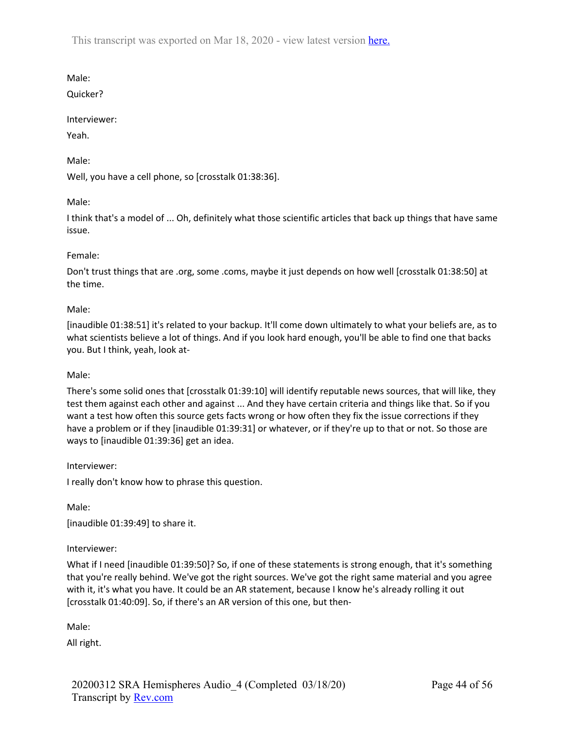Male:

Quicker?

Interviewer:

Yeah.

Male:

Well, you have a cell phone, so [crosstalk 01:38:36].

Male:

I think that's a model of ... Oh, definitely what those scientific articles that back up things that have same issue.

Female:

Don't trust things that are .org, some .coms, maybe it just depends on how well [crosstalk 01:38:50] at the time.

Male:

[inaudible 01:38:51] it's related to your backup. It'll come down ultimately to what your beliefs are, as to what scientists believe a lot of things. And if you look hard enough, you'll be able to find one that backs you. But I think, yeah, look at-

Male:

There's some solid ones that [crosstalk 01:39:10] will identify reputable news sources, that will like, they test them against each other and against ... And they have certain criteria and things like that. So if you want a test how often this source gets facts wrong or how often they fix the issue corrections if they have a problem or if they [inaudible 01:39:31] or whatever, or if they're up to that or not. So those are ways to [inaudible 01:39:36] get an idea.

Interviewer:

I really don't know how to phrase this question.

Male:

[inaudible 01:39:49] to share it.

Interviewer:

What if I need [inaudible 01:39:50]? So, if one of these statements is strong enough, that it's something that you're really behind. We've got the right sources. We've got the right same material and you agree with it, it's what you have. It could be an AR statement, because I know he's already rolling it out [crosstalk 01:40:09]. So, if there's an AR version of this one, but then-

Male:

All right.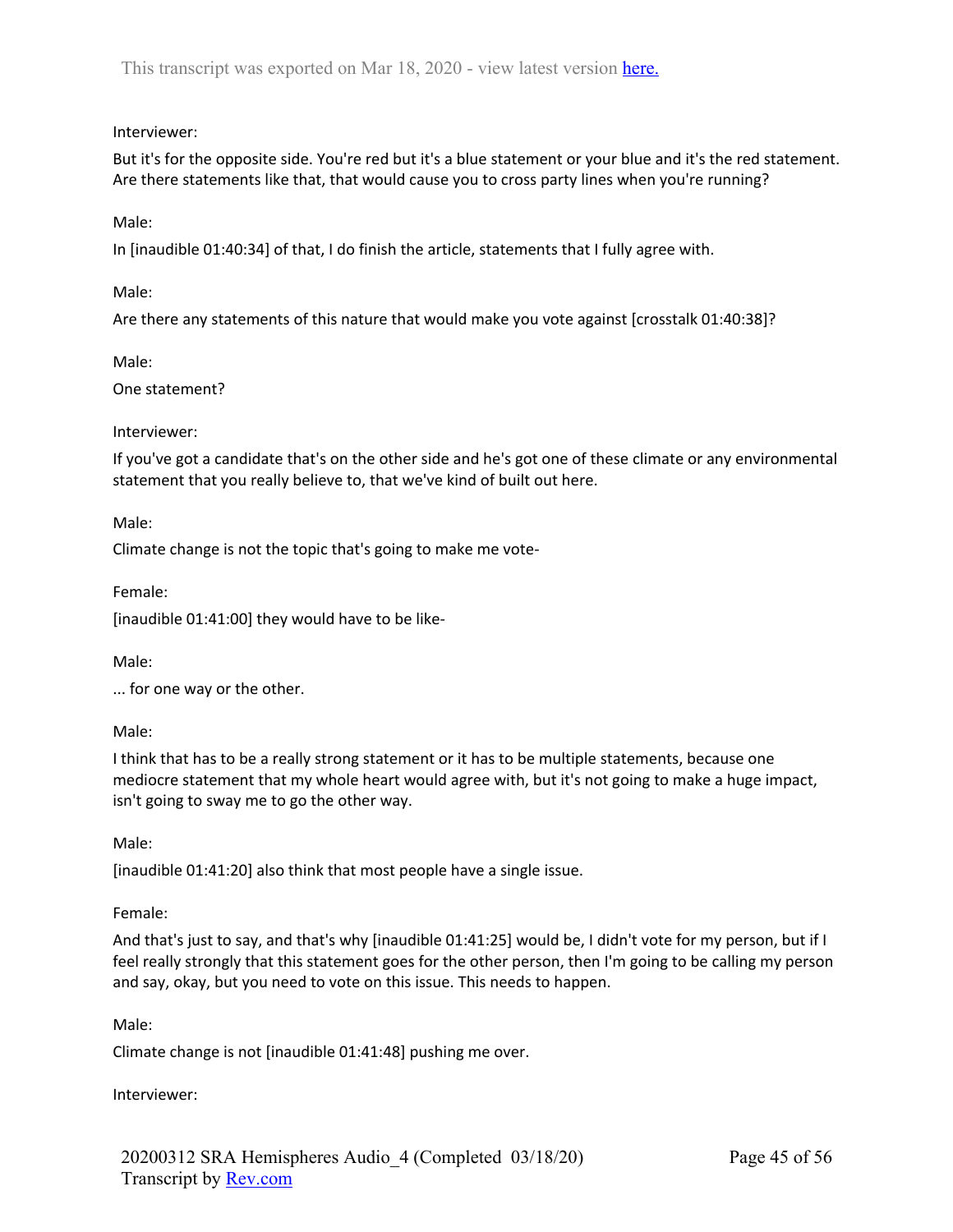Interviewer:

But it's for the opposite side. You're red but it's a blue statement or your blue and it's the red statement. Are there statements like that, that would cause you to cross party lines when you're running?

Male:

In [inaudible 01:40:34] of that, I do finish the article, statements that I fully agree with.

Male:

Are there any statements of this nature that would make you vote against [crosstalk 01:40:38]?

Male:

One statement?

Interviewer:

If you've got a candidate that's on the other side and he's got one of these climate or any environmental statement that you really believe to, that we've kind of built out here.

Male:

Climate change is not the topic that's going to make me vote-

Female:

[inaudible 01:41:00] they would have to be like-

Male:

... for one way or the other.

Male:

I think that has to be a really strong statement or it has to be multiple statements, because one mediocre statement that my whole heart would agree with, but it's not going to make a huge impact, isn't going to sway me to go the other way.

Male:

[inaudible 01:41:20] also think that most people have a single issue.

Female:

And that's just to say, and that's why [inaudible 01:41:25] would be, I didn't vote for my person, but if I feel really strongly that this statement goes for the other person, then I'm going to be calling my person and say, okay, but you need to vote on this issue. This needs to happen.

Male:

Climate change is not [inaudible 01:41:48] pushing me over.

Interviewer: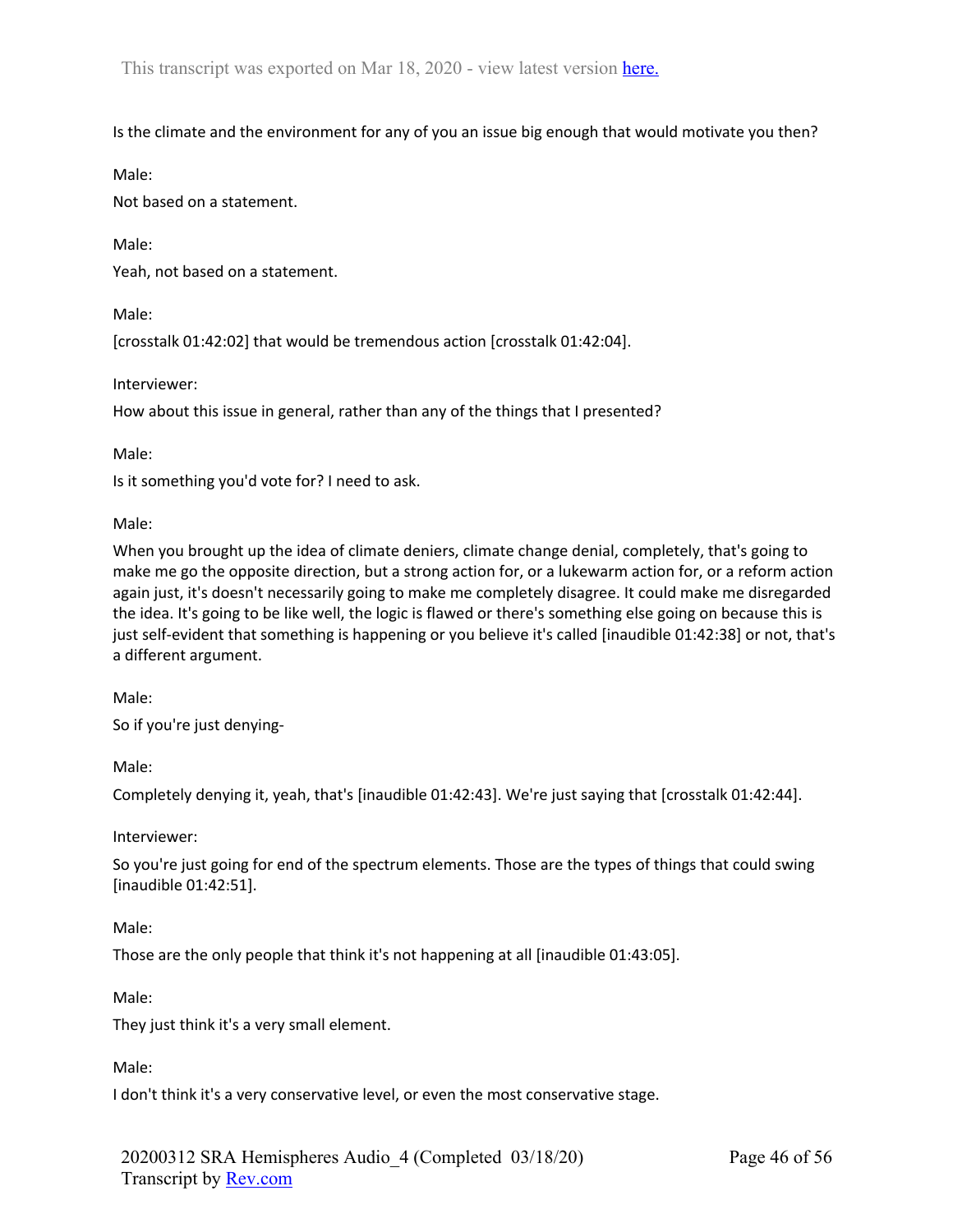Is the climate and the environment for any of you an issue big enough that would motivate you then?

Male:

Not based on a statement.

Male:

Yeah, not based on a statement.

Male:

[crosstalk 01:42:02] that would be tremendous action [crosstalk 01:42:04].

Interviewer:

How about this issue in general, rather than any of the things that I presented?

Male:

Is it something you'd vote for? I need to ask.

Male:

When you brought up the idea of climate deniers, climate change denial, completely, that's going to make me go the opposite direction, but a strong action for, or a lukewarm action for, or a reform action again just, it's doesn't necessarily going to make me completely disagree. It could make me disregarded the idea. It's going to be like well, the logic is flawed or there's something else going on because this is just self-evident that something is happening or you believe it's called [inaudible 01:42:38] or not, that's a different argument.

Male:

So if you're just denying-

Male:

Completely denying it, yeah, that's [inaudible 01:42:43]. We're just saying that [crosstalk 01:42:44].

Interviewer:

So you're just going for end of the spectrum elements. Those are the types of things that could swing [inaudible 01:42:51].

Male:

Those are the only people that think it's not happening at all [inaudible 01:43:05].

Male:

They just think it's a very small element.

Male:

I don't think it's a very conservative level, or even the most conservative stage.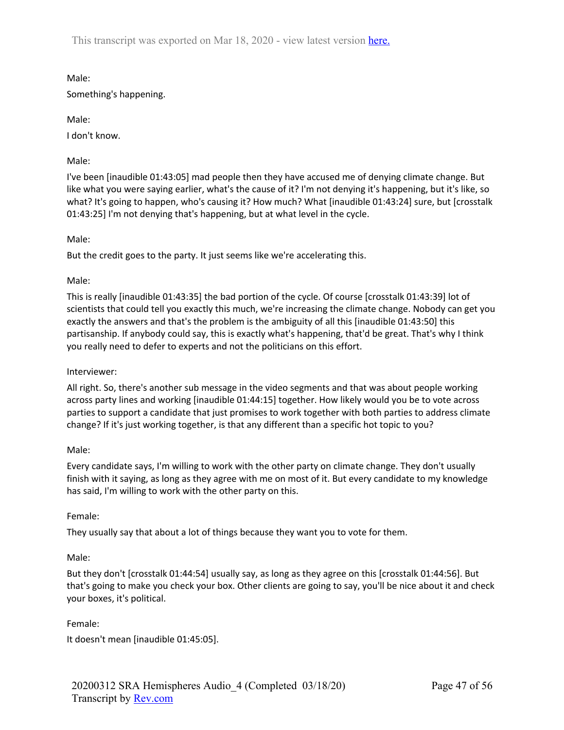Male:

Something's happening.

Male:

I don't know.

Male:

I've been [inaudible 01:43:05] mad people then they have accused me of denying climate change. But like what you were saying earlier, what's the cause of it? I'm not denying it's happening, but it's like, so what? It's going to happen, who's causing it? How much? What [inaudible 01:43:24] sure, but [crosstalk 01:43:25] I'm not denying that's happening, but at what level in the cycle.

Male:

But the credit goes to the party. It just seems like we're accelerating this.

Male:

This is really [inaudible 01:43:35] the bad portion of the cycle. Of course [crosstalk 01:43:39] lot of scientists that could tell you exactly this much, we're increasing the climate change. Nobody can get you exactly the answers and that's the problem is the ambiguity of all this [inaudible 01:43:50] this partisanship. If anybody could say, this is exactly what's happening, that'd be great. That's why I think you really need to defer to experts and not the politicians on this effort.

Interviewer:

All right. So, there's another sub message in the video segments and that was about people working across party lines and working [inaudible 01:44:15] together. How likely would you be to vote across parties to support a candidate that just promises to work together with both parties to address climate change? If it's just working together, is that any different than a specific hot topic to you?

Male:

Every candidate says, I'm willing to work with the other party on climate change. They don't usually finish with it saying, as long as they agree with me on most of it. But every candidate to my knowledge has said, I'm willing to work with the other party on this.

Female:

They usually say that about a lot of things because they want you to vote for them.

Male:

But they don't [crosstalk 01:44:54] usually say, as long as they agree on this [crosstalk 01:44:56]. But that's going to make you check your box. Other clients are going to say, you'll be nice about it and check your boxes, it's political.

Female:

It doesn't mean [inaudible 01:45:05].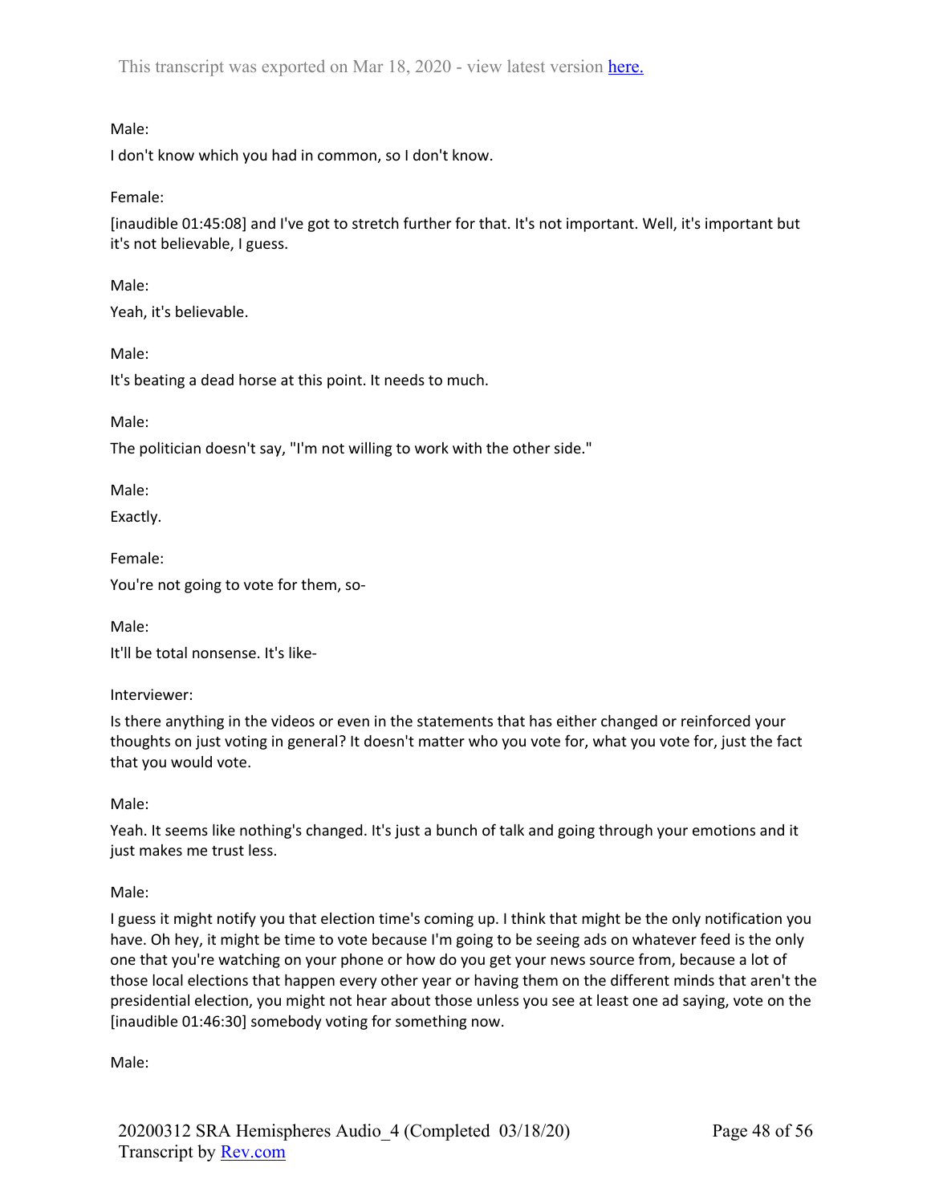Male:

I don't know which you had in common, so I don't know.

Female:

[inaudible 01:45:08] and I've got to stretch further for that. It's not important. Well, it's important but it's not believable, I guess.

Male:

Yeah, it's believable.

Male:

It's beating a dead horse at this point. It needs to much.

Male:

The politician doesn't say, "I'm not willing to work with the other side."

Male:

Exactly.

Female:

You're not going to vote for them, so-

Male:

It'll be total nonsense. It's like-

Interviewer:

Is there anything in the videos or even in the statements that has either changed or reinforced your thoughts on just voting in general? It doesn't matter who you vote for, what you vote for, just the fact that you would vote.

Male:

Yeah. It seems like nothing's changed. It's just a bunch of talk and going through your emotions and it just makes me trust less.

Male:

I guess it might notify you that election time's coming up. I think that might be the only notification you have. Oh hey, it might be time to vote because I'm going to be seeing ads on whatever feed is the only one that you're watching on your phone or how do you get your news source from, because a lot of those local elections that happen every other year or having them on the different minds that aren't the presidential election, you might not hear about those unless you see at least one ad saying, vote on the [inaudible 01:46:30] somebody voting for something now.

Male: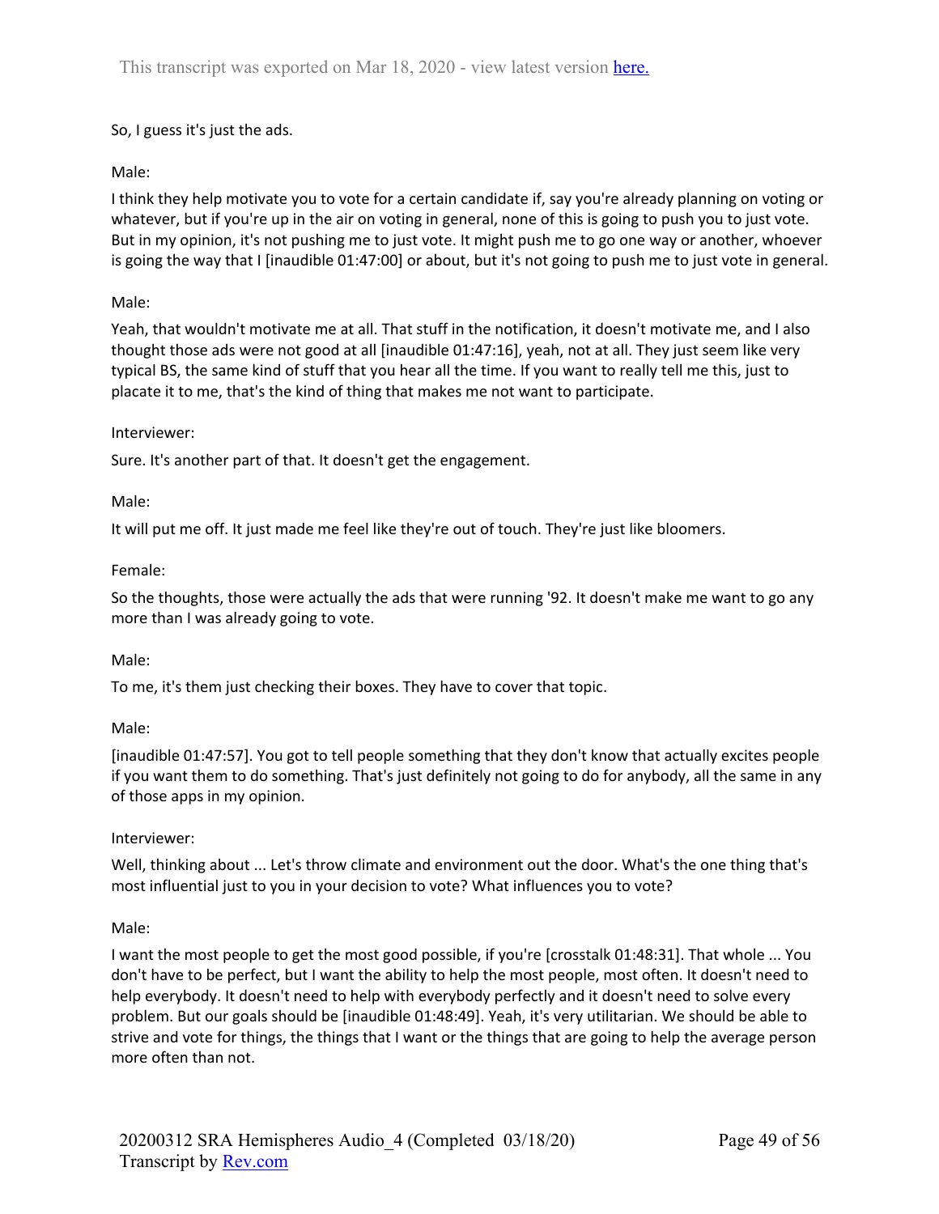So, I guess it's just the ads.

Male:

I think they help motivate you to vote for a certain candidate if, say you're already planning on voting or whatever, but if you're up in the air on voting in general, none of this is going to push you to just vote. But in my opinion, it's not pushing me to just vote. It might push me to go one way or another, whoever is going the way that I [inaudible 01:47:00] or about, but it's not going to push me to just vote in general.

Male:

Yeah, that wouldn't motivate me at all. That stuff in the notification, it doesn't motivate me, and I also thought those ads were not good at all [inaudible 01:47:16], yeah, not at all. They just seem like very typical BS, the same kind of stuff that you hear all the time. If you want to really tell me this, just to placate it to me, that's the kind of thing that makes me not want to participate.

Interviewer:

Sure. It's another part of that. It doesn't get the engagement.

Male:

It will put me off. It just made me feel like they're out of touch. They're just like bloomers.

Female:

So the thoughts, those were actually the ads that were running '92. It doesn't make me want to go any more than I was already going to vote.

Male:

To me, it's them just checking their boxes. They have to cover that topic.

Male:

[inaudible 01:47:57]. You got to tell people something that they don't know that actually excites people if you want them to do something. That's just definitely not going to do for anybody, all the same in any of those apps in my opinion.

Interviewer:

Well, thinking about ... Let's throw climate and environment out the door. What's the one thing that's most influential just to you in your decision to vote? What influences you to vote?

Male:

I want the most people to get the most good possible, if you're [crosstalk 01:48:31]. That whole ... You don't have to be perfect, but I want the ability to help the most people, most often. It doesn't need to help everybody. It doesn't need to help with everybody perfectly and it doesn't need to solve every problem. But our goals should be [inaudible 01:48:49]. Yeah, it's very utilitarian. We should be able to strive and vote for things, the things that I want or the things that are going to help the average person more often than not.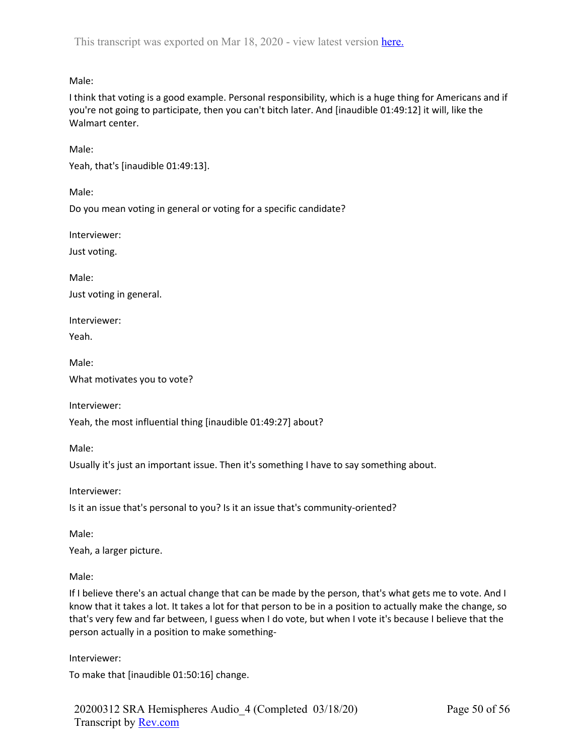Male:

I think that voting is a good example. Personal responsibility, which is a huge thing for Americans and if you're not going to participate, then you can't bitch later. And [inaudible 01:49:12] it will, like the Walmart center.

Male:

Yeah, that's [inaudible 01:49:13].

Male:

Do you mean voting in general or voting for a specific candidate?

Interviewer:

Just voting.

Male:

Just voting in general.

Interviewer:

Yeah.

Male:

What motivates you to vote?

Interviewer:

Yeah, the most influential thing [inaudible 01:49:27] about?

Male:

Usually it's just an important issue. Then it's something I have to say something about.

Interviewer:

Is it an issue that's personal to you? Is it an issue that's community-oriented?

Male:

Yeah, a larger picture.

Male:

If I believe there's an actual change that can be made by the person, that's what gets me to vote. And I know that it takes a lot. It takes a lot for that person to be in a position to actually make the change, so that's very few and far between, I guess when I do vote, but when I vote it's because I believe that the person actually in a position to make something-

Interviewer:

To make that [inaudible 01:50:16] change.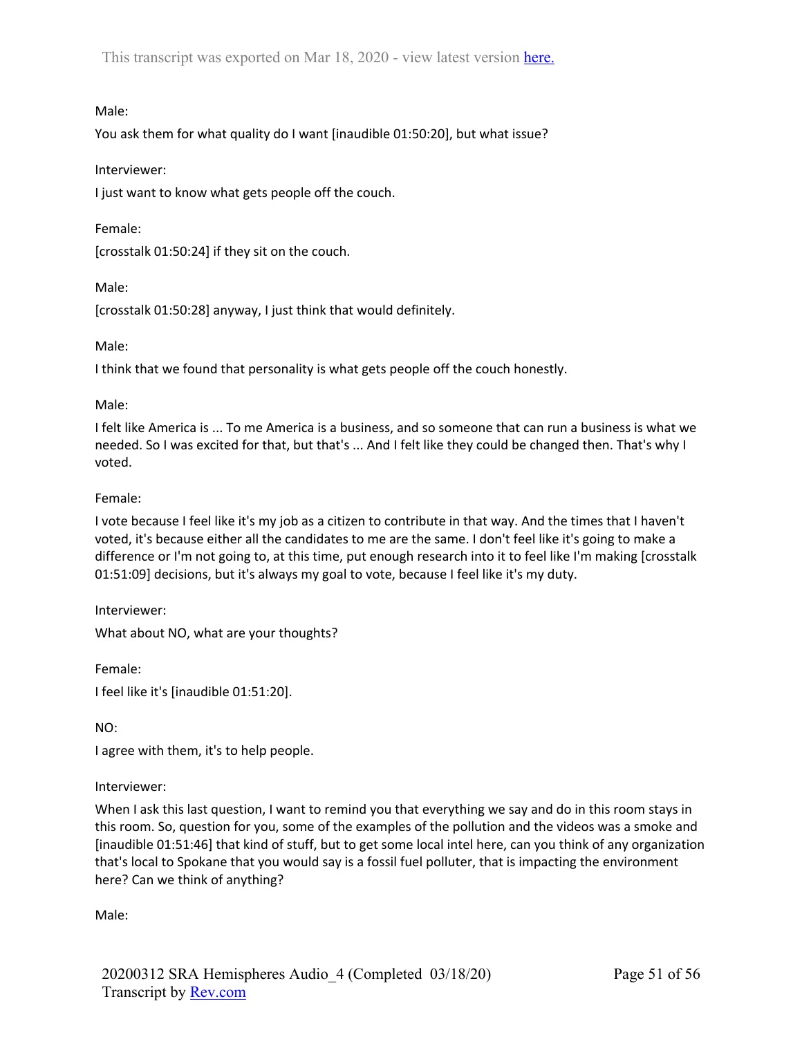Male:

You ask them for what quality do I want [inaudible 01:50:20], but what issue?

Interviewer:

I just want to know what gets people off the couch.

Female:

[crosstalk 01:50:24] if they sit on the couch.

Male:

[crosstalk 01:50:28] anyway, I just think that would definitely.

Male:

I think that we found that personality is what gets people off the couch honestly.

Male:

I felt like America is ... To me America is a business, and so someone that can run a business is what we needed. So I was excited for that, but that's ... And I felt like they could be changed then. That's why I voted.

Female:

I vote because I feel like it's my job as a citizen to contribute in that way. And the times that I haven't voted, it's because either all the candidates to me are the same. I don't feel like it's going to make a difference or I'm not going to, at this time, put enough research into it to feel like I'm making [crosstalk 01:51:09] decisions, but it's always my goal to vote, because I feel like it's my duty.

Interviewer:

What about NO, what are your thoughts?

Female:

I feel like it's [inaudible 01:51:20].

NO:

I agree with them, it's to help people.

Interviewer:

When I ask this last question, I want to remind you that everything we say and do in this room stays in this room. So, question for you, some of the examples of the pollution and the videos was a smoke and [inaudible 01:51:46] that kind of stuff, but to get some local intel here, can you think of any organization that's local to Spokane that you would say is a fossil fuel polluter, that is impacting the environment here? Can we think of anything?

Male: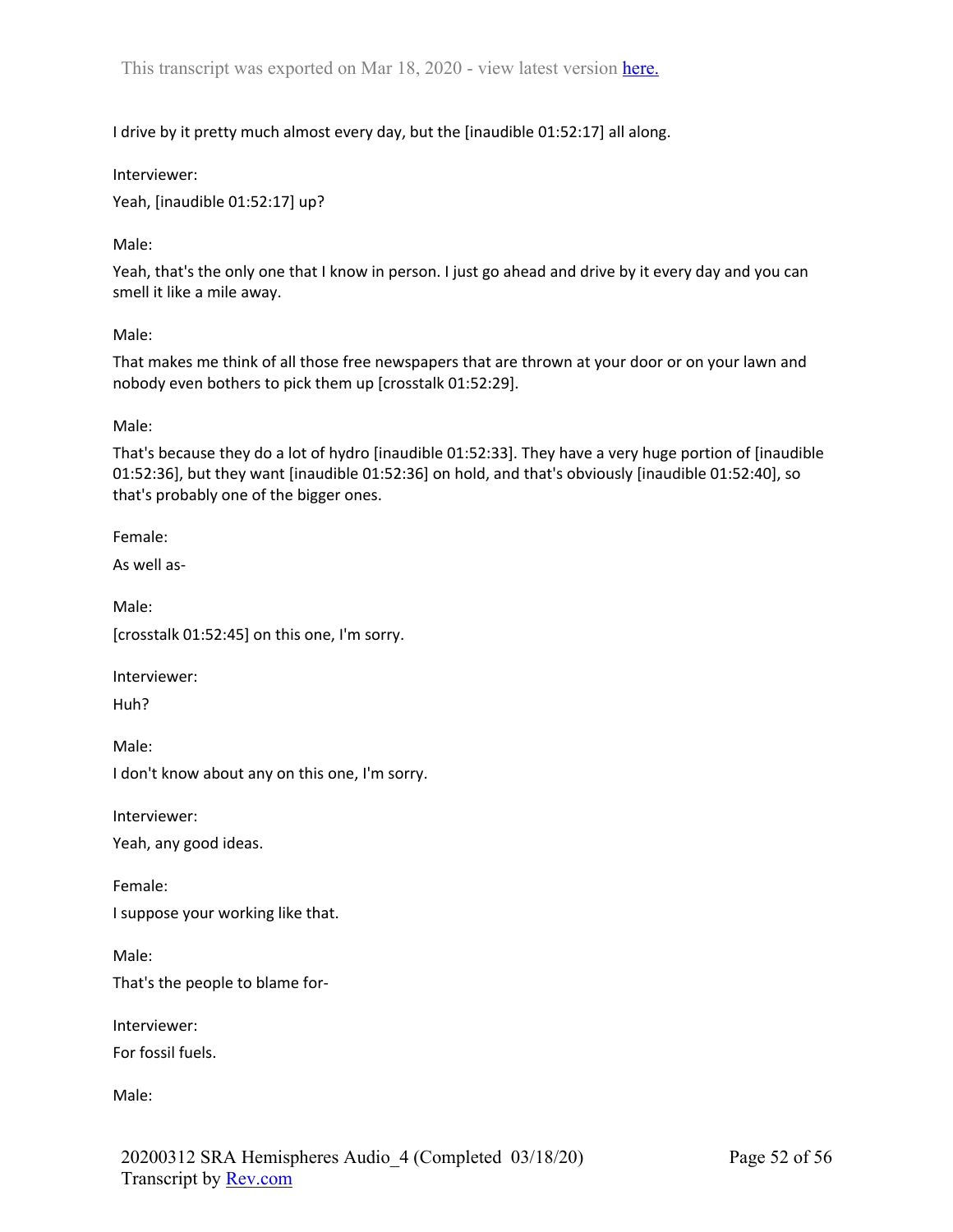I drive by it pretty much almost every day, but the [inaudible 01:52:17] all along.

Interviewer:

Yeah, [inaudible 01:52:17] up?

Male:

Yeah, that's the only one that I know in person. I just go ahead and drive by it every day and you can smell it like a mile away.

Male:

That makes me think of all those free newspapers that are thrown at your door or on your lawn and nobody even bothers to pick them up [crosstalk 01:52:29].

Male:

That's because they do a lot of hydro [inaudible 01:52:33]. They have a very huge portion of [inaudible 01:52:36], but they want [inaudible 01:52:36] on hold, and that's obviously [inaudible 01:52:40], so that's probably one of the bigger ones.

Female:

As well as-

Male:

[crosstalk 01:52:45] on this one, I'm sorry.

Interviewer:

Huh?

Male:

I don't know about any on this one, I'm sorry.

Interviewer:

Yeah, any good ideas.

Female:

I suppose your working like that.

Male:

That's the people to blame for-

Interviewer:

For fossil fuels.

Male: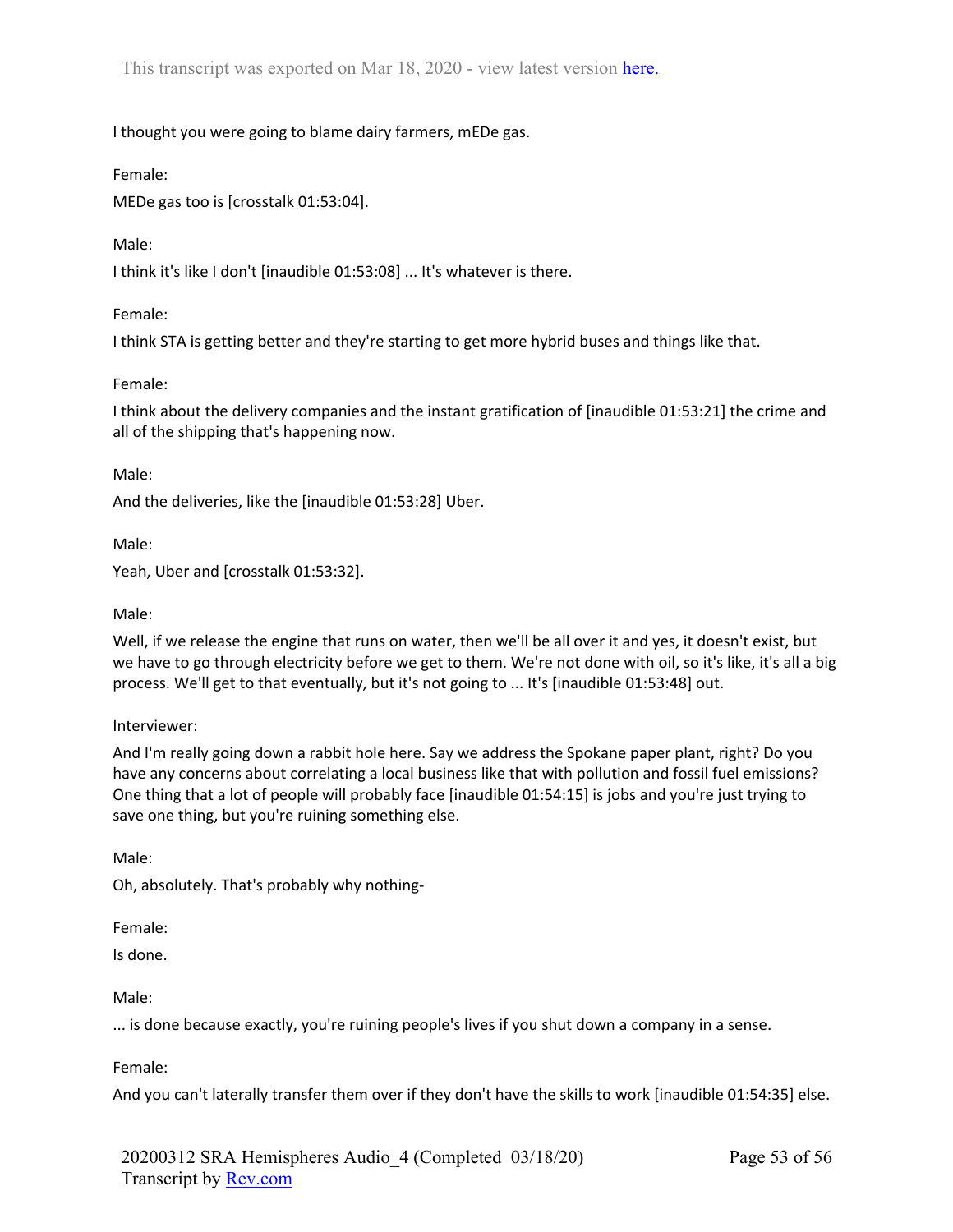I thought you were going to blame dairy farmers, mEDe gas.

Female:

MEDe gas too is [crosstalk 01:53:04].

Male:

I think it's like I don't [inaudible 01:53:08] ... It's whatever is there.

Female:

I think STA is getting better and they're starting to get more hybrid buses and things like that.

Female:

I think about the delivery companies and the instant gratification of [inaudible 01:53:21] the crime and all of the shipping that's happening now.

Male:

And the deliveries, like the [inaudible 01:53:28] Uber.

Male:

Yeah, Uber and [crosstalk 01:53:32].

Male:

Well, if we release the engine that runs on water, then we'll be all over it and yes, it doesn't exist, but we have to go through electricity before we get to them. We're not done with oil, so it's like, it's all a big process. We'll get to that eventually, but it's not going to ... It's [inaudible 01:53:48] out.

Interviewer:

And I'm really going down a rabbit hole here. Say we address the Spokane paper plant, right? Do you have any concerns about correlating a local business like that with pollution and fossil fuel emissions? One thing that a lot of people will probably face [inaudible 01:54:15] is jobs and you're just trying to save one thing, but you're ruining something else.

Male:

Oh, absolutely. That's probably why nothing-

Female:

Is done.

Male:

... is done because exactly, you're ruining people's lives if you shut down a company in a sense.

Female:

And you can't laterally transfer them over if they don't have the skills to work [inaudible 01:54:35] else.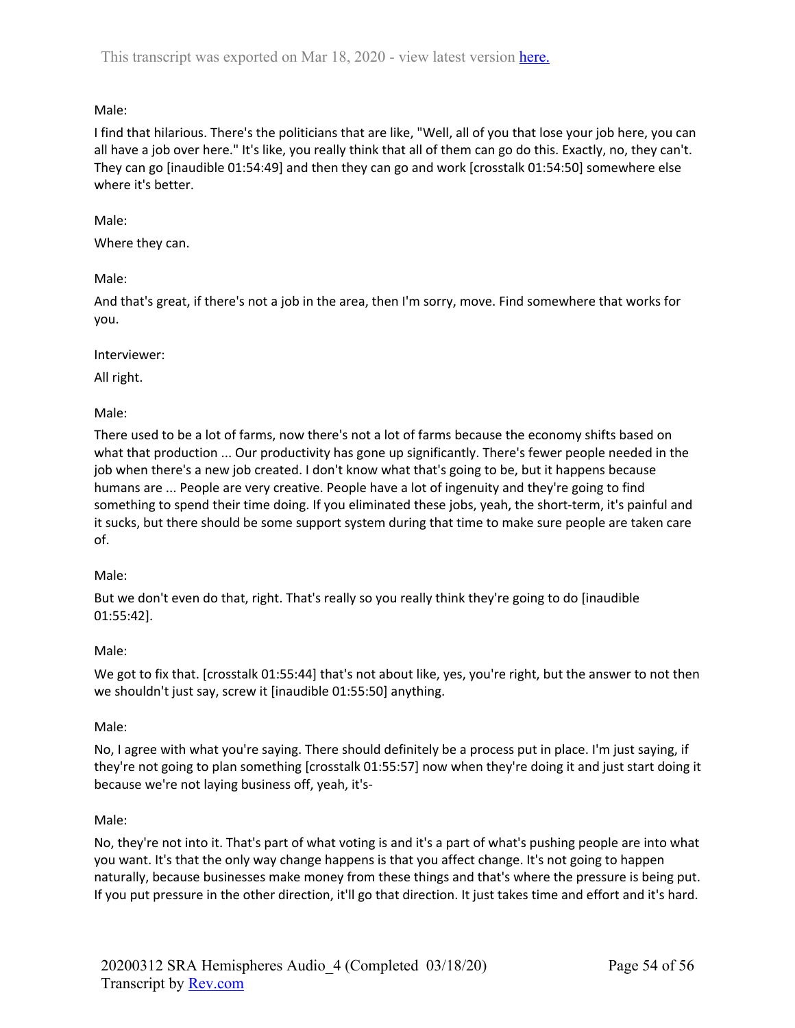Male:

I find that hilarious. There's the politicians that are like, "Well, all of you that lose your job here, you can all have a job over here." It's like, you really think that all of them can go do this. Exactly, no, they can't. They can go [inaudible 01:54:49] and then they can go and work [crosstalk 01:54:50] somewhere else where it's better.

Male:

Where they can.

Male:

And that's great, if there's not a job in the area, then I'm sorry, move. Find somewhere that works for you.

Interviewer:

All right.

Male:

There used to be a lot of farms, now there's not a lot of farms because the economy shifts based on what that production ... Our productivity has gone up significantly. There's fewer people needed in the job when there's a new job created. I don't know what that's going to be, but it happens because humans are ... People are very creative. People have a lot of ingenuity and they're going to find something to spend their time doing. If you eliminated these jobs, yeah, the short-term, it's painful and it sucks, but there should be some support system during that time to make sure people are taken care of.

Male:

But we don't even do that, right. That's really so you really think they're going to do [inaudible 01:55:42].

Male:

We got to fix that. [crosstalk 01:55:44] that's not about like, yes, you're right, but the answer to not then we shouldn't just say, screw it [inaudible 01:55:50] anything.

Male:

No, I agree with what you're saying. There should definitely be a process put in place. I'm just saying, if they're not going to plan something [crosstalk 01:55:57] now when they're doing it and just start doing it because we're not laying business off, yeah, it's-

Male:

No, they're not into it. That's part of what voting is and it's a part of what's pushing people are into what you want. It's that the only way change happens is that you affect change. It's not going to happen naturally, because businesses make money from these things and that's where the pressure is being put. If you put pressure in the other direction, it'll go that direction. It just takes time and effort and it's hard.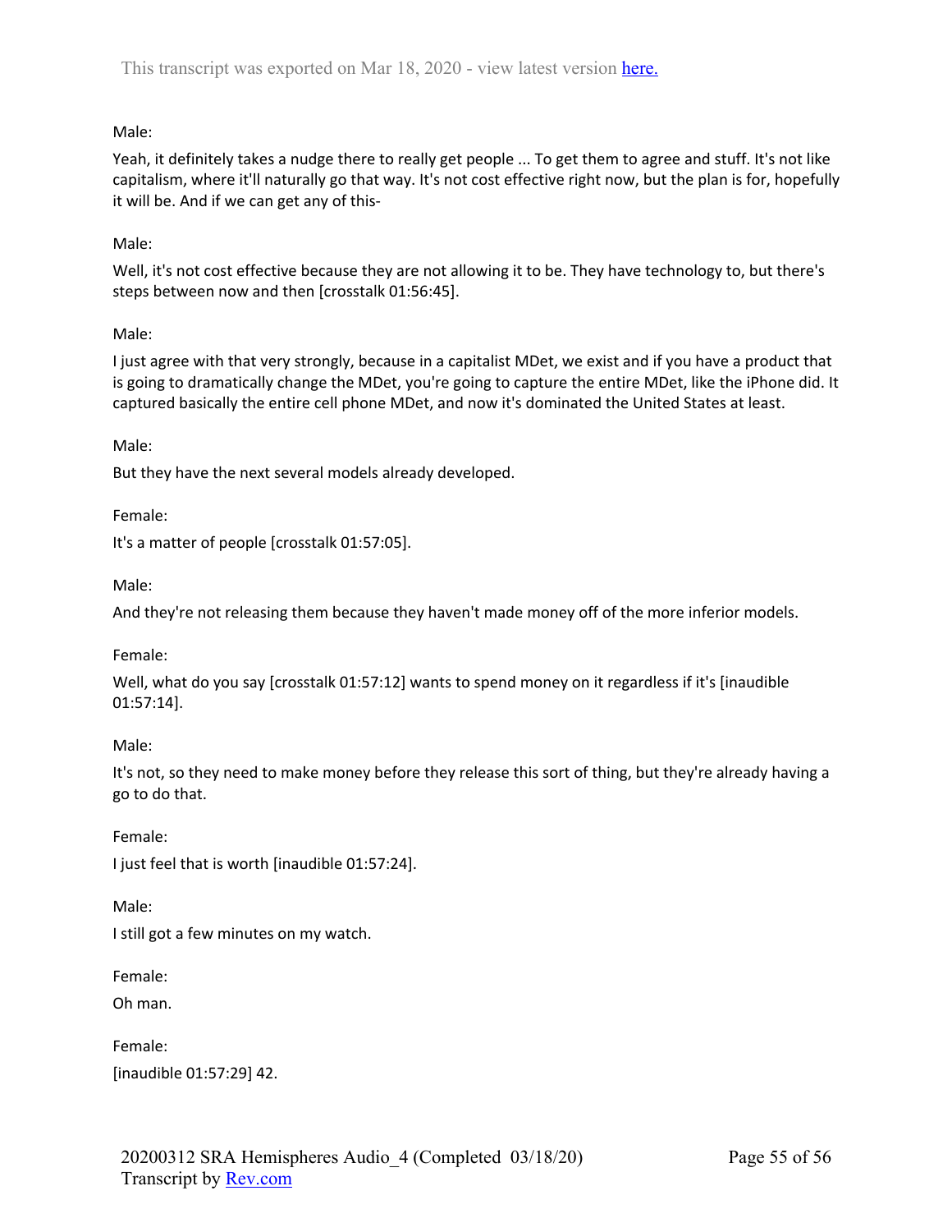Male:

Yeah, it definitely takes a nudge there to really get people ... To get them to agree and stuff. It's not like capitalism, where it'll naturally go that way. It's not cost effective right now, but the plan is for, hopefully it will be. And if we can get any of this-

Male:

Well, it's not cost effective because they are not allowing it to be. They have technology to, but there's steps between now and then [crosstalk 01:56:45].

Male:

I just agree with that very strongly, because in a capitalist MDet, we exist and if you have a product that is going to dramatically change the MDet, you're going to capture the entire MDet, like the iPhone did. It captured basically the entire cell phone MDet, and now it's dominated the United States at least.

Male:

But they have the next several models already developed.

Female:

It's a matter of people [crosstalk 01:57:05].

Male:

And they're not releasing them because they haven't made money off of the more inferior models.

Female:

Well, what do you say [crosstalk 01:57:12] wants to spend money on it regardless if it's [inaudible 01:57:14].

Male:

It's not, so they need to make money before they release this sort of thing, but they're already having a go to do that.

Female:

I just feel that is worth [inaudible 01:57:24].

Male:

I still got a few minutes on my watch.

Female:

Oh man.

Female:

[inaudible 01:57:29] 42.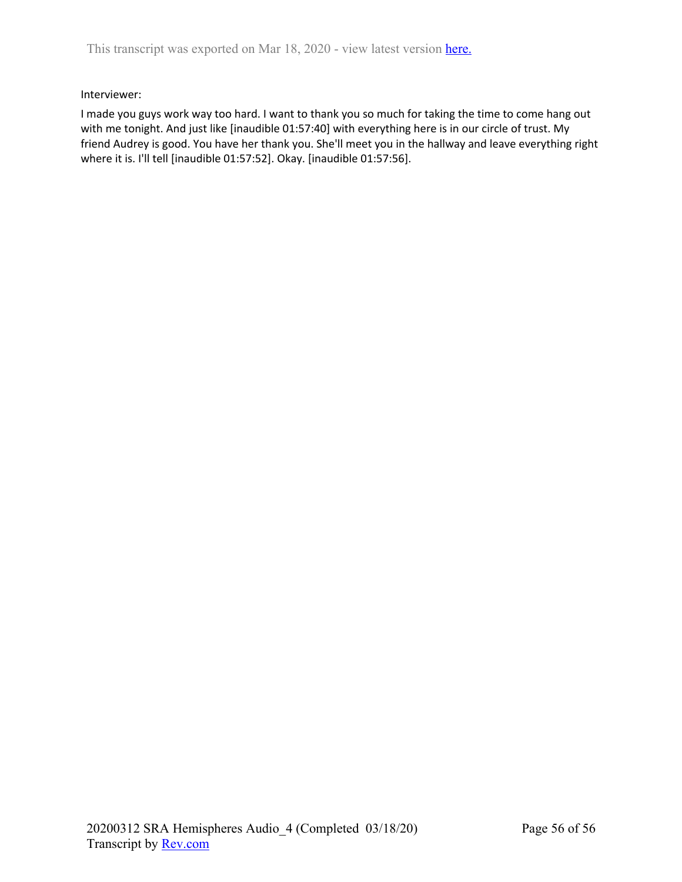Interviewer:

I made you guys work way too hard. I want to thank you so much for taking the time to come hang out with me tonight. And just like [inaudible 01:57:40] with everything here is in our circle of trust. My friend Audrey is good. You have her thank you. She'll meet you in the hallway and leave everything right where it is. I'll tell [inaudible 01:57:52]. Okay. [inaudible 01:57:56].